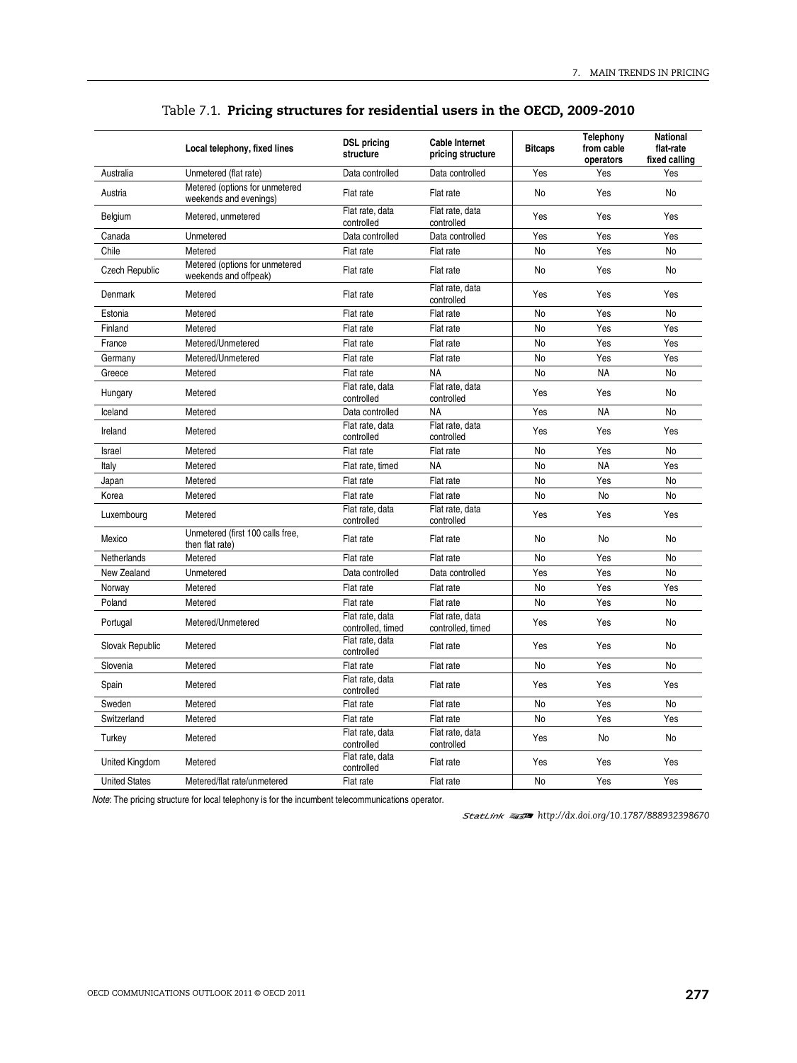Table 7.1. **Pricing structures for residential users in the OECD, 2009-2010**

| | Local telephony, fixed lines | DSL pricing structure | Cable Internet pricing structure | Bitcaps | Telephony from cable operators | National flat-rate fixed calling |
|---|---|---|---|---|---|---|
| Australia | Unmetered (flat rate) | Data controlled | Data controlled | Yes | Yes | Yes |
| Austria | Metered (options for unmetered weekends and evenings) | Flat rate | Flat rate | No | Yes | No |
| Belgium | Metered, unmetered | Flat rate, data controlled | Flat rate, data controlled | Yes | Yes | Yes |
| Canada | Unmetered | Data controlled | Data controlled | Yes | Yes | Yes |
| Chile | Metered | Flat rate | Flat rate | No | Yes | No |
| Czech Republic | Metered (options for unmetered weekends and offpeak) | Flat rate | Flat rate | No | Yes | No |
| Denmark | Metered | Flat rate | Flat rate, data controlled | Yes | Yes | Yes |
| Estonia | Metered | Flat rate | Flat rate | No | Yes | No |
| Finland | Metered | Flat rate | Flat rate | No | Yes | Yes |
| France | Metered/Unmetered | Flat rate | Flat rate | No | Yes | Yes |
| Germany | Metered/Unmetered | Flat rate | Flat rate | No | Yes | Yes |
| Greece | Metered | Flat rate | NA | No | NA | No |
| Hungary | Metered | Flat rate, data controlled | Flat rate, data controlled | Yes | Yes | No |
| Iceland | Metered | Data controlled | NA | Yes | NA | No |
| Ireland | Metered | Flat rate, data controlled | Flat rate, data controlled | Yes | Yes | Yes |
| Israel | Metered | Flat rate | Flat rate | No | Yes | No |
| Italy | Metered | Flat rate, timed | NA | No | NA | Yes |
| Japan | Metered | Flat rate | Flat rate | No | Yes | No |
| Korea | Metered | Flat rate | Flat rate | No | No | No |
| Luxembourg | Metered | Flat rate, data controlled | Flat rate, data controlled | Yes | Yes | Yes |
| Mexico | Unmetered (first 100 calls free, then flat rate) | Flat rate | Flat rate | No | No | No |
| Netherlands | Metered | Flat rate | Flat rate | No | Yes | No |
| New Zealand | Unmetered | Data controlled | Data controlled | Yes | Yes | No |
| Norway | Metered | Flat rate | Flat rate | No | Yes | Yes |
| Poland | Metered | Flat rate | Flat rate | No | Yes | No |
| Portugal | Metered/Unmetered | Flat rate, data controlled, timed | Flat rate, data controlled, timed | Yes | Yes | No |
| Slovak Republic | Metered | Flat rate, data controlled | Flat rate | Yes | Yes | No |
| Slovenia | Metered | Flat rate | Flat rate | No | Yes | No |
| Spain | Metered | Flat rate, data controlled | Flat rate | Yes | Yes | Yes |
| Sweden | Metered | Flat rate | Flat rate | No | Yes | No |
| Switzerland | Metered | Flat rate | Flat rate | No | Yes | Yes |
| Turkey | Metered | Flat rate, data controlled | Flat rate, data controlled | Yes | No | No |
| United Kingdom | Metered | Flat rate, data controlled | Flat rate | Yes | Yes | Yes |
| United States | Metered/flat rate/unmetered | Flat rate | Flat rate | No | Yes | Yes |

*Note*: The pricing structure for local telephony is for the incumbent telecommunications operator.

StatLink http://dx.doi.org/10.1787/888932398670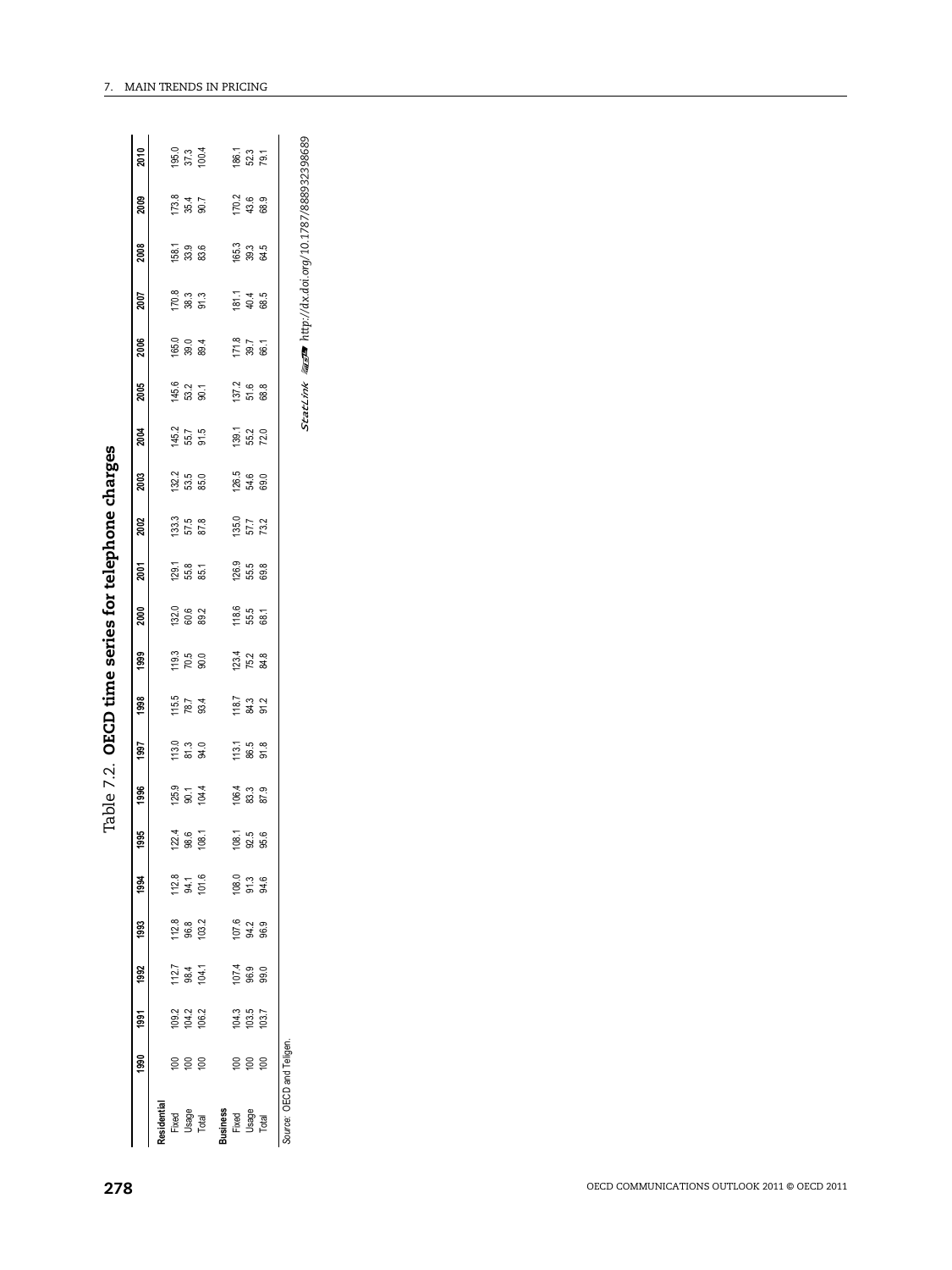# Table 7.2. **OECD time series for telephone charges**

| | 1990 | 1991 | 1992 | 1993 | 1994 | 1995 | 1996 | 1997 | 1998 | 1999 | 2000 | 2001 | 2002 | 2003 | 2004 | 2005 | 2006 | 2007 | 2008 | 2009 | 2010 |
|---|---|---|---|---|---|---|---|---|---|---|---|---|---|---|---|---|---|---|---|---|---|
| **Residential** | | | | | | | | | | | | | | | | | | | | | |
| Fixed | 100 | 109.2 | 112.7 | 112.8 | 112.8 | 122.4 | 125.9 | 113.0 | 115.5 | 119.3 | 132.0 | 129.1 | 133.3 | 132.2 | 145.2 | 145.6 | 165.0 | 170.8 | 158.1 | 173.8 | 195.0 |
| Usage | 100 | 104.2 | 98.4 | 96.8 | 94.1 | 98.6 | 90.1 | 81.3 | 78.7 | 70.5 | 60.6 | 55.8 | 57.5 | 53.5 | 55.7 | 53.2 | 39.0 | 38.3 | 33.9 | 35.4 | 37.3 |
| Total | 100 | 106.2 | 104.1 | 103.2 | 101.6 | 108.1 | 104.4 | 94.0 | 93.4 | 90.0 | 89.2 | 85.1 | 87.8 | 85.0 | 91.5 | 90.1 | 89.4 | 91.3 | 83.6 | 90.7 | 100.4 |
| **Business** | | | | | | | | | | | | | | | | | | | | | |
| Fixed | 100 | 104.3 | 107.4 | 107.6 | 108.0 | 108.1 | 106.4 | 113.1 | 118.7 | 123.4 | 118.6 | 126.9 | 135.0 | 126.5 | 139.1 | 137.2 | 171.8 | 181.1 | 165.3 | 170.2 | 186.1 |
| Usage | 100 | 103.5 | 96.9 | 94.2 | 91.3 | 92.5 | 83.3 | 86.5 | 84.3 | 75.2 | 55.5 | 55.5 | 57.7 | 54.6 | 55.2 | 51.6 | 39.7 | 40.4 | 39.3 | 43.6 | 52.3 |
| Total | 100 | 103.7 | 99.0 | 96.9 | 94.6 | 95.6 | 87.9 | 91.8 | 91.2 | 84.8 | 68.1 | 69.8 | 73.2 | 69.0 | 72.0 | 68.8 | 66.1 | 68.5 | 64.5 | 68.9 | 79.1 |

*Source:* OECD and Teligen.

StatLink http://dx.doi.org/10.1787/888932398689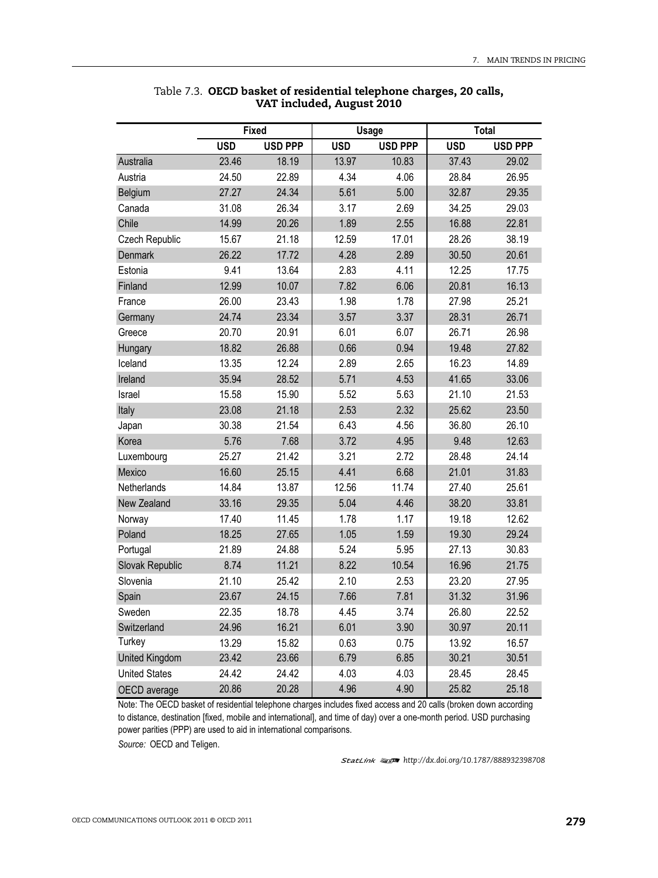Table 7.3. **OECD basket of residential telephone charges, 20 calls, VAT included, August 2010**

| | Fixed | | Usage | | Total | |
|---|---|---|---|---|---|---|
| | USD | USD PPP | USD | USD PPP | USD | USD PPP |
| Australia | 23.46 | 18.19 | 13.97 | 10.83 | 37.43 | 29.02 |
| Austria | 24.50 | 22.89 | 4.34 | 4.06 | 28.84 | 26.95 |
| Belgium | 27.27 | 24.34 | 5.61 | 5.00 | 32.87 | 29.35 |
| Canada | 31.08 | 26.34 | 3.17 | 2.69 | 34.25 | 29.03 |
| Chile | 14.99 | 20.26 | 1.89 | 2.55 | 16.88 | 22.81 |
| Czech Republic | 15.67 | 21.18 | 12.59 | 17.01 | 28.26 | 38.19 |
| Denmark | 26.22 | 17.72 | 4.28 | 2.89 | 30.50 | 20.61 |
| Estonia | 9.41 | 13.64 | 2.83 | 4.11 | 12.25 | 17.75 |
| Finland | 12.99 | 10.07 | 7.82 | 6.06 | 20.81 | 16.13 |
| France | 26.00 | 23.43 | 1.98 | 1.78 | 27.98 | 25.21 |
| Germany | 24.74 | 23.34 | 3.57 | 3.37 | 28.31 | 26.71 |
| Greece | 20.70 | 20.91 | 6.01 | 6.07 | 26.71 | 26.98 |
| Hungary | 18.82 | 26.88 | 0.66 | 0.94 | 19.48 | 27.82 |
| Iceland | 13.35 | 12.24 | 2.89 | 2.65 | 16.23 | 14.89 |
| Ireland | 35.94 | 28.52 | 5.71 | 4.53 | 41.65 | 33.06 |
| Israel | 15.58 | 15.90 | 5.52 | 5.63 | 21.10 | 21.53 |
| Italy | 23.08 | 21.18 | 2.53 | 2.32 | 25.62 | 23.50 |
| Japan | 30.38 | 21.54 | 6.43 | 4.56 | 36.80 | 26.10 |
| Korea | 5.76 | 7.68 | 3.72 | 4.95 | 9.48 | 12.63 |
| Luxembourg | 25.27 | 21.42 | 3.21 | 2.72 | 28.48 | 24.14 |
| Mexico | 16.60 | 25.15 | 4.41 | 6.68 | 21.01 | 31.83 |
| Netherlands | 14.84 | 13.87 | 12.56 | 11.74 | 27.40 | 25.61 |
| New Zealand | 33.16 | 29.35 | 5.04 | 4.46 | 38.20 | 33.81 |
| Norway | 17.40 | 11.45 | 1.78 | 1.17 | 19.18 | 12.62 |
| Poland | 18.25 | 27.65 | 1.05 | 1.59 | 19.30 | 29.24 |
| Portugal | 21.89 | 24.88 | 5.24 | 5.95 | 27.13 | 30.83 |
| Slovak Republic | 8.74 | 11.21 | 8.22 | 10.54 | 16.96 | 21.75 |
| Slovenia | 21.10 | 25.42 | 2.10 | 2.53 | 23.20 | 27.95 |
| Spain | 23.67 | 24.15 | 7.66 | 7.81 | 31.32 | 31.96 |
| Sweden | 22.35 | 18.78 | 4.45 | 3.74 | 26.80 | 22.52 |
| Switzerland | 24.96 | 16.21 | 6.01 | 3.90 | 30.97 | 20.11 |
| Turkey | 13.29 | 15.82 | 0.63 | 0.75 | 13.92 | 16.57 |
| United Kingdom | 23.42 | 23.66 | 6.79 | 6.85 | 30.21 | 30.51 |
| United States | 24.42 | 24.42 | 4.03 | 4.03 | 28.45 | 28.45 |
| OECD average | 20.86 | 20.28 | 4.96 | 4.90 | 25.82 | 25.18 |

Note: The OECD basket of residential telephone charges includes fixed access and 20 calls (broken down according to distance, destination [fixed, mobile and international], and time of day) over a one-month period. USD purchasing power parities (PPP) are used to aid in international comparisons.

*Source:* OECD and Teligen.

StatLink http://dx.doi.org/10.1787/888932398708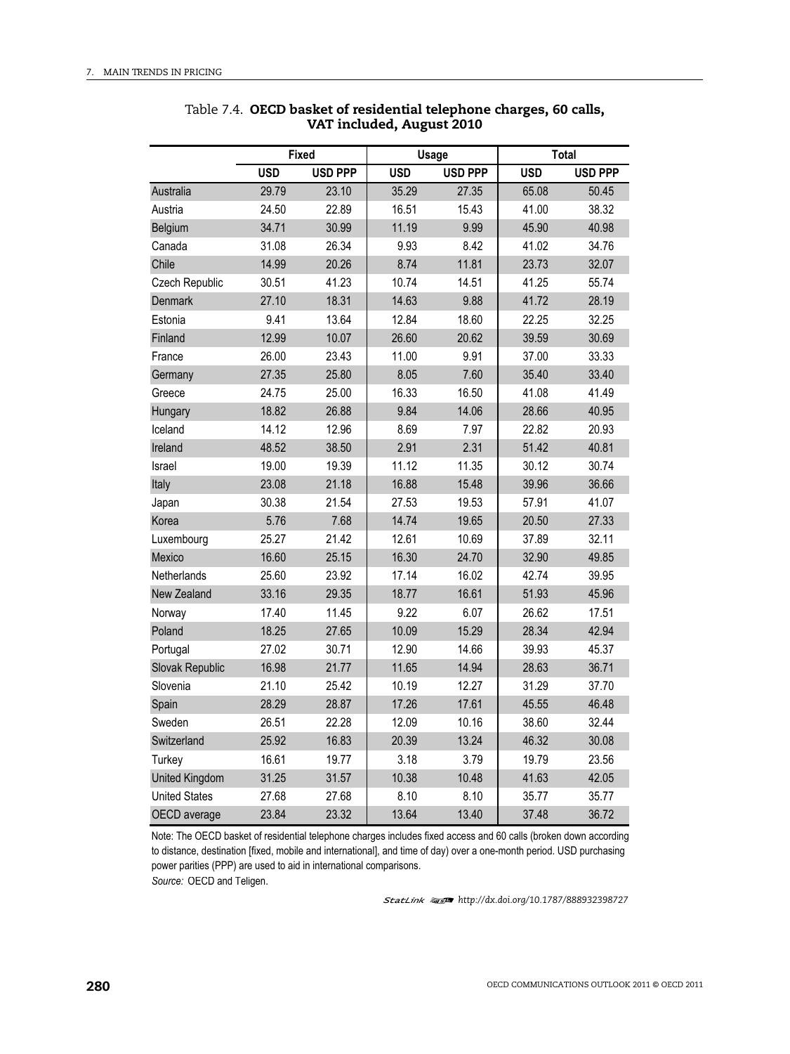Table 7.4. **OECD basket of residential telephone charges, 60 calls, VAT included, August 2010**

| | Fixed | | Usage | | Total | |
|---|---|---|---|---|---|---|
| | USD | USD PPP | USD | USD PPP | USD | USD PPP |
| Australia | 29.79 | 23.10 | 35.29 | 27.35 | 65.08 | 50.45 |
| Austria | 24.50 | 22.89 | 16.51 | 15.43 | 41.00 | 38.32 |
| Belgium | 34.71 | 30.99 | 11.19 | 9.99 | 45.90 | 40.98 |
| Canada | 31.08 | 26.34 | 9.93 | 8.42 | 41.02 | 34.76 |
| Chile | 14.99 | 20.26 | 8.74 | 11.81 | 23.73 | 32.07 |
| Czech Republic | 30.51 | 41.23 | 10.74 | 14.51 | 41.25 | 55.74 |
| Denmark | 27.10 | 18.31 | 14.63 | 9.88 | 41.72 | 28.19 |
| Estonia | 9.41 | 13.64 | 12.84 | 18.60 | 22.25 | 32.25 |
| Finland | 12.99 | 10.07 | 26.60 | 20.62 | 39.59 | 30.69 |
| France | 26.00 | 23.43 | 11.00 | 9.91 | 37.00 | 33.33 |
| Germany | 27.35 | 25.80 | 8.05 | 7.60 | 35.40 | 33.40 |
| Greece | 24.75 | 25.00 | 16.33 | 16.50 | 41.08 | 41.49 |
| Hungary | 18.82 | 26.88 | 9.84 | 14.06 | 28.66 | 40.95 |
| Iceland | 14.12 | 12.96 | 8.69 | 7.97 | 22.82 | 20.93 |
| Ireland | 48.52 | 38.50 | 2.91 | 2.31 | 51.42 | 40.81 |
| Israel | 19.00 | 19.39 | 11.12 | 11.35 | 30.12 | 30.74 |
| Italy | 23.08 | 21.18 | 16.88 | 15.48 | 39.96 | 36.66 |
| Japan | 30.38 | 21.54 | 27.53 | 19.53 | 57.91 | 41.07 |
| Korea | 5.76 | 7.68 | 14.74 | 19.65 | 20.50 | 27.33 |
| Luxembourg | 25.27 | 21.42 | 12.61 | 10.69 | 37.89 | 32.11 |
| Mexico | 16.60 | 25.15 | 16.30 | 24.70 | 32.90 | 49.85 |
| Netherlands | 25.60 | 23.92 | 17.14 | 16.02 | 42.74 | 39.95 |
| New Zealand | 33.16 | 29.35 | 18.77 | 16.61 | 51.93 | 45.96 |
| Norway | 17.40 | 11.45 | 9.22 | 6.07 | 26.62 | 17.51 |
| Poland | 18.25 | 27.65 | 10.09 | 15.29 | 28.34 | 42.94 |
| Portugal | 27.02 | 30.71 | 12.90 | 14.66 | 39.93 | 45.37 |
| Slovak Republic | 16.98 | 21.77 | 11.65 | 14.94 | 28.63 | 36.71 |
| Slovenia | 21.10 | 25.42 | 10.19 | 12.27 | 31.29 | 37.70 |
| Spain | 28.29 | 28.87 | 17.26 | 17.61 | 45.55 | 46.48 |
| Sweden | 26.51 | 22.28 | 12.09 | 10.16 | 38.60 | 32.44 |
| Switzerland | 25.92 | 16.83 | 20.39 | 13.24 | 46.32 | 30.08 |
| Turkey | 16.61 | 19.77 | 3.18 | 3.79 | 19.79 | 23.56 |
| United Kingdom | 31.25 | 31.57 | 10.38 | 10.48 | 41.63 | 42.05 |
| United States | 27.68 | 27.68 | 8.10 | 8.10 | 35.77 | 35.77 |
| OECD average | 23.84 | 23.32 | 13.64 | 13.40 | 37.48 | 36.72 |

Note: The OECD basket of residential telephone charges includes fixed access and 60 calls (broken down according to distance, destination [fixed, mobile and international], and time of day) over a one-month period. USD purchasing power parities (PPP) are used to aid in international comparisons.

*Source:* OECD and Teligen.

StatLink http://dx.doi.org/10.1787/888932398727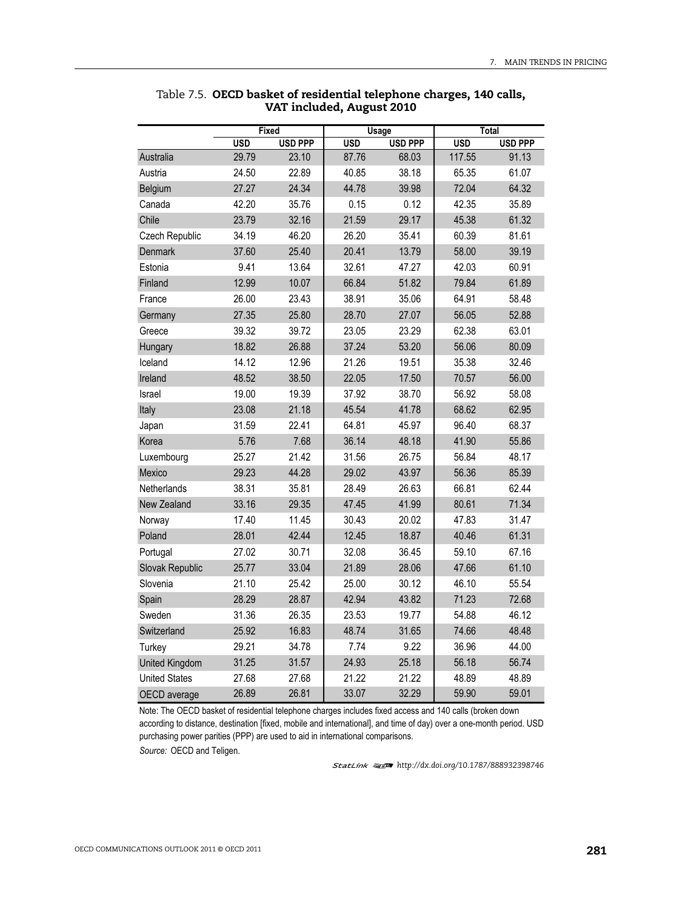Table 7.5. **OECD basket of residential telephone charges, 140 calls, VAT included, August 2010**

| | Fixed | | Usage | | Total | |
|---|---|---|---|---|---|---|
| | USD | USD PPP | USD | USD PPP | USD | USD PPP |
| Australia | 29.79 | 23.10 | 87.76 | 68.03 | 117.55 | 91.13 |
| Austria | 24.50 | 22.89 | 40.85 | 38.18 | 65.35 | 61.07 |
| Belgium | 27.27 | 24.34 | 44.78 | 39.98 | 72.04 | 64.32 |
| Canada | 42.20 | 35.76 | 0.15 | 0.12 | 42.35 | 35.89 |
| Chile | 23.79 | 32.16 | 21.59 | 29.17 | 45.38 | 61.32 |
| Czech Republic | 34.19 | 46.20 | 26.20 | 35.41 | 60.39 | 81.61 |
| Denmark | 37.60 | 25.40 | 20.41 | 13.79 | 58.00 | 39.19 |
| Estonia | 9.41 | 13.64 | 32.61 | 47.27 | 42.03 | 60.91 |
| Finland | 12.99 | 10.07 | 66.84 | 51.82 | 79.84 | 61.89 |
| France | 26.00 | 23.43 | 38.91 | 35.06 | 64.91 | 58.48 |
| Germany | 27.35 | 25.80 | 28.70 | 27.07 | 56.05 | 52.88 |
| Greece | 39.32 | 39.72 | 23.05 | 23.29 | 62.38 | 63.01 |
| Hungary | 18.82 | 26.88 | 37.24 | 53.20 | 56.06 | 80.09 |
| Iceland | 14.12 | 12.96 | 21.26 | 19.51 | 35.38 | 32.46 |
| Ireland | 48.52 | 38.50 | 22.05 | 17.50 | 70.57 | 56.00 |
| Israel | 19.00 | 19.39 | 37.92 | 38.70 | 56.92 | 58.08 |
| Italy | 23.08 | 21.18 | 45.54 | 41.78 | 68.62 | 62.95 |
| Japan | 31.59 | 22.41 | 64.81 | 45.97 | 96.40 | 68.37 |
| Korea | 5.76 | 7.68 | 36.14 | 48.18 | 41.90 | 55.86 |
| Luxembourg | 25.27 | 21.42 | 31.56 | 26.75 | 56.84 | 48.17 |
| Mexico | 29.23 | 44.28 | 29.02 | 43.97 | 56.36 | 85.39 |
| Netherlands | 38.31 | 35.81 | 28.49 | 26.63 | 66.81 | 62.44 |
| New Zealand | 33.16 | 29.35 | 47.45 | 41.99 | 80.61 | 71.34 |
| Norway | 17.40 | 11.45 | 30.43 | 20.02 | 47.83 | 31.47 |
| Poland | 28.01 | 42.44 | 12.45 | 18.87 | 40.46 | 61.31 |
| Portugal | 27.02 | 30.71 | 32.08 | 36.45 | 59.10 | 67.16 |
| Slovak Republic | 25.77 | 33.04 | 21.89 | 28.06 | 47.66 | 61.10 |
| Slovenia | 21.10 | 25.42 | 25.00 | 30.12 | 46.10 | 55.54 |
| Spain | 28.29 | 28.87 | 42.94 | 43.82 | 71.23 | 72.68 |
| Sweden | 31.36 | 26.35 | 23.53 | 19.77 | 54.88 | 46.12 |
| Switzerland | 25.92 | 16.83 | 48.74 | 31.65 | 74.66 | 48.48 |
| Turkey | 29.21 | 34.78 | 7.74 | 9.22 | 36.96 | 44.00 |
| United Kingdom | 31.25 | 31.57 | 24.93 | 25.18 | 56.18 | 56.74 |
| United States | 27.68 | 27.68 | 21.22 | 21.22 | 48.89 | 48.89 |
| OECD average | 26.89 | 26.81 | 33.07 | 32.29 | 59.90 | 59.01 |

Note: The OECD basket of residential telephone charges includes fixed access and 140 calls (broken down according to distance, destination [fixed, mobile and international], and time of day) over a one-month period. USD purchasing power parities (PPP) are used to aid in international comparisons.

*Source:* OECD and Teligen.

StatLink http://dx.doi.org/10.1787/888932398746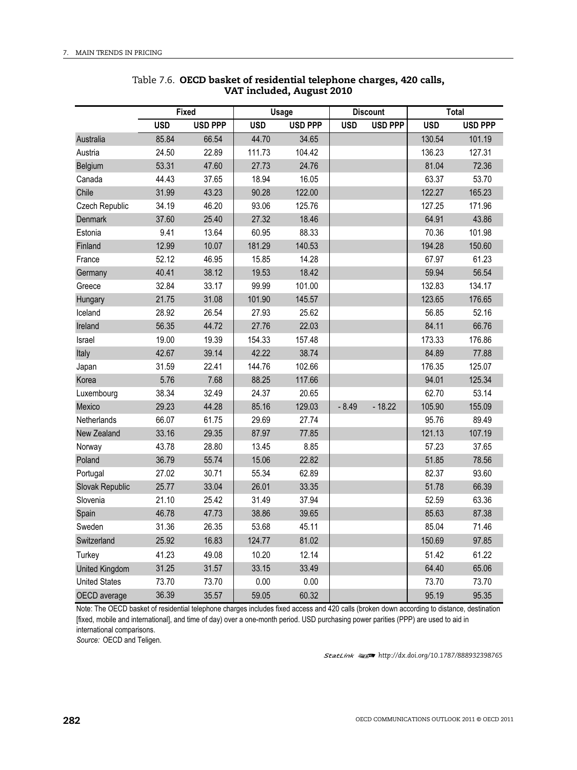Table 7.6. **OECD basket of residential telephone charges, 420 calls, VAT included, August 2010**

| | Fixed | | Usage | | Discount | | Total | |
|---|---|---|---|---|---|---|---|---|
| | USD | USD PPP | USD | USD PPP | USD | USD PPP | USD | USD PPP |
| Australia | 85.84 | 66.54 | 44.70 | 34.65 | | | 130.54 | 101.19 |
| Austria | 24.50 | 22.89 | 111.73 | 104.42 | | | 136.23 | 127.31 |
| Belgium | 53.31 | 47.60 | 27.73 | 24.76 | | | 81.04 | 72.36 |
| Canada | 44.43 | 37.65 | 18.94 | 16.05 | | | 63.37 | 53.70 |
| Chile | 31.99 | 43.23 | 90.28 | 122.00 | | | 122.27 | 165.23 |
| Czech Republic | 34.19 | 46.20 | 93.06 | 125.76 | | | 127.25 | 171.96 |
| Denmark | 37.60 | 25.40 | 27.32 | 18.46 | | | 64.91 | 43.86 |
| Estonia | 9.41 | 13.64 | 60.95 | 88.33 | | | 70.36 | 101.98 |
| Finland | 12.99 | 10.07 | 181.29 | 140.53 | | | 194.28 | 150.60 |
| France | 52.12 | 46.95 | 15.85 | 14.28 | | | 67.97 | 61.23 |
| Germany | 40.41 | 38.12 | 19.53 | 18.42 | | | 59.94 | 56.54 |
| Greece | 32.84 | 33.17 | 99.99 | 101.00 | | | 132.83 | 134.17 |
| Hungary | 21.75 | 31.08 | 101.90 | 145.57 | | | 123.65 | 176.65 |
| Iceland | 28.92 | 26.54 | 27.93 | 25.62 | | | 56.85 | 52.16 |
| Ireland | 56.35 | 44.72 | 27.76 | 22.03 | | | 84.11 | 66.76 |
| Israel | 19.00 | 19.39 | 154.33 | 157.48 | | | 173.33 | 176.86 |
| Italy | 42.67 | 39.14 | 42.22 | 38.74 | | | 84.89 | 77.88 |
| Japan | 31.59 | 22.41 | 144.76 | 102.66 | | | 176.35 | 125.07 |
| Korea | 5.76 | 7.68 | 88.25 | 117.66 | | | 94.01 | 125.34 |
| Luxembourg | 38.34 | 32.49 | 24.37 | 20.65 | | | 62.70 | 53.14 |
| Mexico | 29.23 | 44.28 | 85.16 | 129.03 | - 8.49 | - 18.22 | 105.90 | 155.09 |
| Netherlands | 66.07 | 61.75 | 29.69 | 27.74 | | | 95.76 | 89.49 |
| New Zealand | 33.16 | 29.35 | 87.97 | 77.85 | | | 121.13 | 107.19 |
| Norway | 43.78 | 28.80 | 13.45 | 8.85 | | | 57.23 | 37.65 |
| Poland | 36.79 | 55.74 | 15.06 | 22.82 | | | 51.85 | 78.56 |
| Portugal | 27.02 | 30.71 | 55.34 | 62.89 | | | 82.37 | 93.60 |
| Slovak Republic | 25.77 | 33.04 | 26.01 | 33.35 | | | 51.78 | 66.39 |
| Slovenia | 21.10 | 25.42 | 31.49 | 37.94 | | | 52.59 | 63.36 |
| Spain | 46.78 | 47.73 | 38.86 | 39.65 | | | 85.63 | 87.38 |
| Sweden | 31.36 | 26.35 | 53.68 | 45.11 | | | 85.04 | 71.46 |
| Switzerland | 25.92 | 16.83 | 124.77 | 81.02 | | | 150.69 | 97.85 |
| Turkey | 41.23 | 49.08 | 10.20 | 12.14 | | | 51.42 | 61.22 |
| United Kingdom | 31.25 | 31.57 | 33.15 | 33.49 | | | 64.40 | 65.06 |
| United States | 73.70 | 73.70 | 0.00 | 0.00 | | | 73.70 | 73.70 |
| OECD average | 36.39 | 35.57 | 59.05 | 60.32 | | | 95.19 | 95.35 |

Note: The OECD basket of residential telephone charges includes fixed access and 420 calls (broken down according to distance, destination [fixed, mobile and international], and time of day) over a one-month period. USD purchasing power parities (PPP) are used to aid in international comparisons.

*Source:* OECD and Teligen.

StatLink http://dx.doi.org/10.1787/888932398765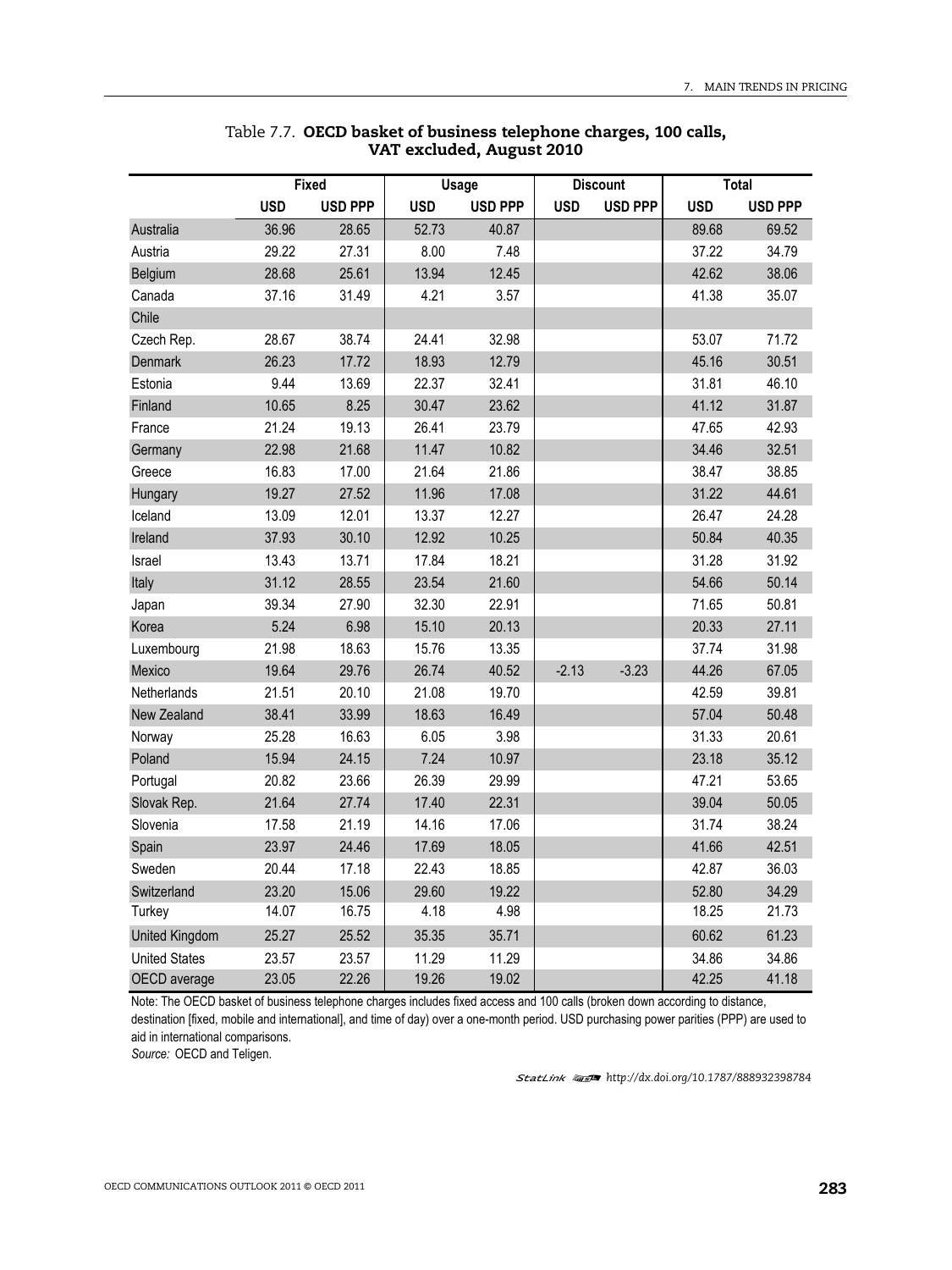Table 7.7. **OECD basket of business telephone charges, 100 calls, VAT excluded, August 2010**

| | Fixed | | Usage | | Discount | | Total | |
|---|---|---|---|---|---|---|---|---|
| | USD | USD PPP | USD | USD PPP | USD | USD PPP | USD | USD PPP |
| Australia | 36.96 | 28.65 | 52.73 | 40.87 | | | 89.68 | 69.52 |
| Austria | 29.22 | 27.31 | 8.00 | 7.48 | | | 37.22 | 34.79 |
| Belgium | 28.68 | 25.61 | 13.94 | 12.45 | | | 42.62 | 38.06 |
| Canada | 37.16 | 31.49 | 4.21 | 3.57 | | | 41.38 | 35.07 |
| Chile | | | | | | | | |
| Czech Rep. | 28.67 | 38.74 | 24.41 | 32.98 | | | 53.07 | 71.72 |
| Denmark | 26.23 | 17.72 | 18.93 | 12.79 | | | 45.16 | 30.51 |
| Estonia | 9.44 | 13.69 | 22.37 | 32.41 | | | 31.81 | 46.10 |
| Finland | 10.65 | 8.25 | 30.47 | 23.62 | | | 41.12 | 31.87 |
| France | 21.24 | 19.13 | 26.41 | 23.79 | | | 47.65 | 42.93 |
| Germany | 22.98 | 21.68 | 11.47 | 10.82 | | | 34.46 | 32.51 |
| Greece | 16.83 | 17.00 | 21.64 | 21.86 | | | 38.47 | 38.85 |
| Hungary | 19.27 | 27.52 | 11.96 | 17.08 | | | 31.22 | 44.61 |
| Iceland | 13.09 | 12.01 | 13.37 | 12.27 | | | 26.47 | 24.28 |
| Ireland | 37.93 | 30.10 | 12.92 | 10.25 | | | 50.84 | 40.35 |
| Israel | 13.43 | 13.71 | 17.84 | 18.21 | | | 31.28 | 31.92 |
| Italy | 31.12 | 28.55 | 23.54 | 21.60 | | | 54.66 | 50.14 |
| Japan | 39.34 | 27.90 | 32.30 | 22.91 | | | 71.65 | 50.81 |
| Korea | 5.24 | 6.98 | 15.10 | 20.13 | | | 20.33 | 27.11 |
| Luxembourg | 21.98 | 18.63 | 15.76 | 13.35 | | | 37.74 | 31.98 |
| Mexico | 19.64 | 29.76 | 26.74 | 40.52 | -2.13 | -3.23 | 44.26 | 67.05 |
| Netherlands | 21.51 | 20.10 | 21.08 | 19.70 | | | 42.59 | 39.81 |
| New Zealand | 38.41 | 33.99 | 18.63 | 16.49 | | | 57.04 | 50.48 |
| Norway | 25.28 | 16.63 | 6.05 | 3.98 | | | 31.33 | 20.61 |
| Poland | 15.94 | 24.15 | 7.24 | 10.97 | | | 23.18 | 35.12 |
| Portugal | 20.82 | 23.66 | 26.39 | 29.99 | | | 47.21 | 53.65 |
| Slovak Rep. | 21.64 | 27.74 | 17.40 | 22.31 | | | 39.04 | 50.05 |
| Slovenia | 17.58 | 21.19 | 14.16 | 17.06 | | | 31.74 | 38.24 |
| Spain | 23.97 | 24.46 | 17.69 | 18.05 | | | 41.66 | 42.51 |
| Sweden | 20.44 | 17.18 | 22.43 | 18.85 | | | 42.87 | 36.03 |
| Switzerland | 23.20 | 15.06 | 29.60 | 19.22 | | | 52.80 | 34.29 |
| Turkey | 14.07 | 16.75 | 4.18 | 4.98 | | | 18.25 | 21.73 |
| United Kingdom | 25.27 | 25.52 | 35.35 | 35.71 | | | 60.62 | 61.23 |
| United States | 23.57 | 23.57 | 11.29 | 11.29 | | | 34.86 | 34.86 |
| OECD average | 23.05 | 22.26 | 19.26 | 19.02 | | | 42.25 | 41.18 |

Note: The OECD basket of business telephone charges includes fixed access and 100 calls (broken down according to distance, destination [fixed, mobile and international], and time of day) over a one-month period. USD purchasing power parities (PPP) are used to aid in international comparisons.

*Source:* OECD and Teligen.

StatLink http://dx.doi.org/10.1787/888932398784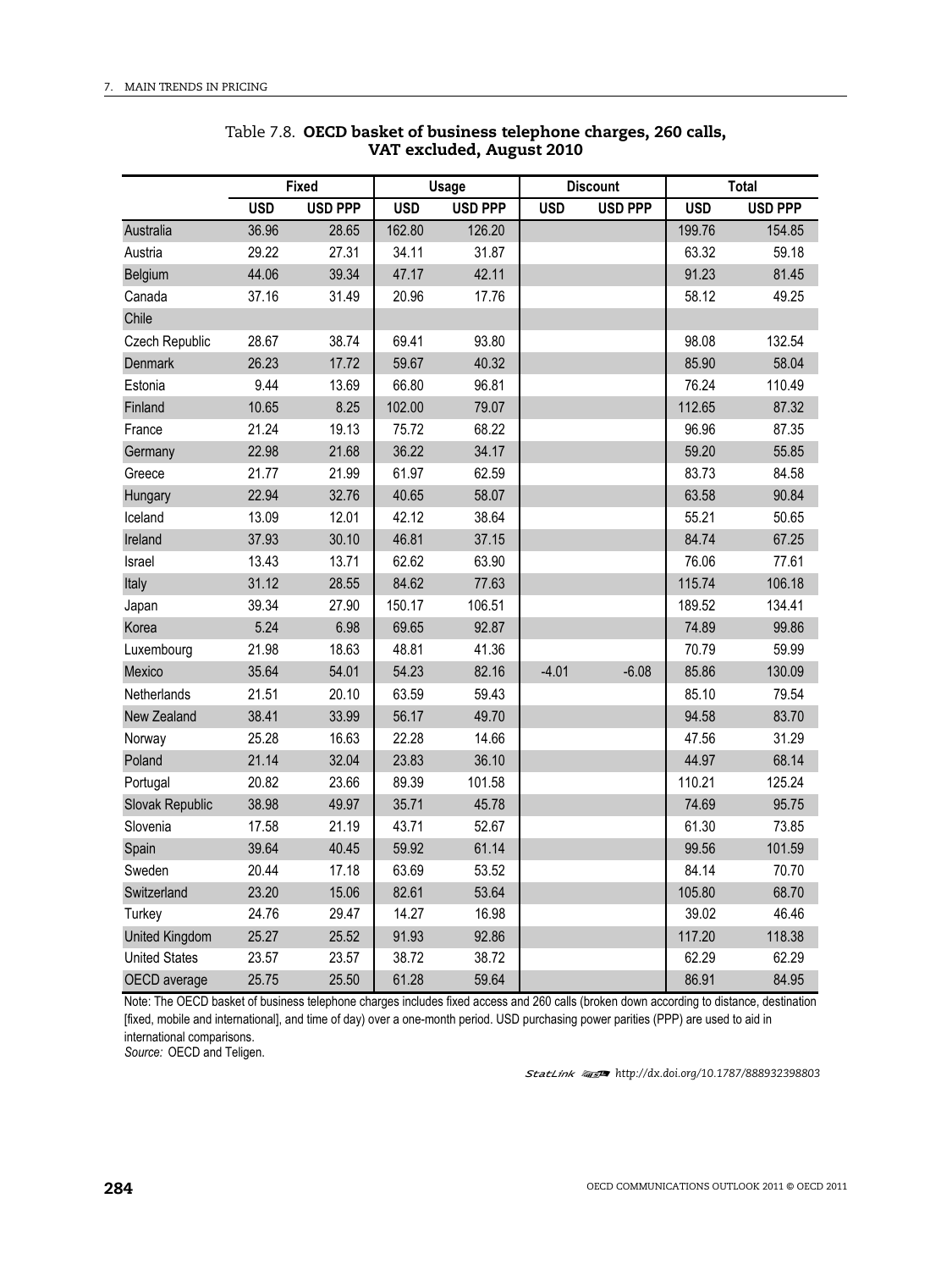Table 7.8. **OECD basket of business telephone charges, 260 calls, VAT excluded, August 2010**

| | Fixed | | Usage | | Discount | | Total | |
|---|---|---|---|---|---|---|---|---|
| | USD | USD PPP | USD | USD PPP | USD | USD PPP | USD | USD PPP |
| Australia | 36.96 | 28.65 | 162.80 | 126.20 | | | 199.76 | 154.85 |
| Austria | 29.22 | 27.31 | 34.11 | 31.87 | | | 63.32 | 59.18 |
| Belgium | 44.06 | 39.34 | 47.17 | 42.11 | | | 91.23 | 81.45 |
| Canada | 37.16 | 31.49 | 20.96 | 17.76 | | | 58.12 | 49.25 |
| Chile | | | | | | | | |
| Czech Republic | 28.67 | 38.74 | 69.41 | 93.80 | | | 98.08 | 132.54 |
| Denmark | 26.23 | 17.72 | 59.67 | 40.32 | | | 85.90 | 58.04 |
| Estonia | 9.44 | 13.69 | 66.80 | 96.81 | | | 76.24 | 110.49 |
| Finland | 10.65 | 8.25 | 102.00 | 79.07 | | | 112.65 | 87.32 |
| France | 21.24 | 19.13 | 75.72 | 68.22 | | | 96.96 | 87.35 |
| Germany | 22.98 | 21.68 | 36.22 | 34.17 | | | 59.20 | 55.85 |
| Greece | 21.77 | 21.99 | 61.97 | 62.59 | | | 83.73 | 84.58 |
| Hungary | 22.94 | 32.76 | 40.65 | 58.07 | | | 63.58 | 90.84 |
| Iceland | 13.09 | 12.01 | 42.12 | 38.64 | | | 55.21 | 50.65 |
| Ireland | 37.93 | 30.10 | 46.81 | 37.15 | | | 84.74 | 67.25 |
| Israel | 13.43 | 13.71 | 62.62 | 63.90 | | | 76.06 | 77.61 |
| Italy | 31.12 | 28.55 | 84.62 | 77.63 | | | 115.74 | 106.18 |
| Japan | 39.34 | 27.90 | 150.17 | 106.51 | | | 189.52 | 134.41 |
| Korea | 5.24 | 6.98 | 69.65 | 92.87 | | | 74.89 | 99.86 |
| Luxembourg | 21.98 | 18.63 | 48.81 | 41.36 | | | 70.79 | 59.99 |
| Mexico | 35.64 | 54.01 | 54.23 | 82.16 | -4.01 | -6.08 | 85.86 | 130.09 |
| Netherlands | 21.51 | 20.10 | 63.59 | 59.43 | | | 85.10 | 79.54 |
| New Zealand | 38.41 | 33.99 | 56.17 | 49.70 | | | 94.58 | 83.70 |
| Norway | 25.28 | 16.63 | 22.28 | 14.66 | | | 47.56 | 31.29 |
| Poland | 21.14 | 32.04 | 23.83 | 36.10 | | | 44.97 | 68.14 |
| Portugal | 20.82 | 23.66 | 89.39 | 101.58 | | | 110.21 | 125.24 |
| Slovak Republic | 38.98 | 49.97 | 35.71 | 45.78 | | | 74.69 | 95.75 |
| Slovenia | 17.58 | 21.19 | 43.71 | 52.67 | | | 61.30 | 73.85 |
| Spain | 39.64 | 40.45 | 59.92 | 61.14 | | | 99.56 | 101.59 |
| Sweden | 20.44 | 17.18 | 63.69 | 53.52 | | | 84.14 | 70.70 |
| Switzerland | 23.20 | 15.06 | 82.61 | 53.64 | | | 105.80 | 68.70 |
| Turkey | 24.76 | 29.47 | 14.27 | 16.98 | | | 39.02 | 46.46 |
| United Kingdom | 25.27 | 25.52 | 91.93 | 92.86 | | | 117.20 | 118.38 |
| United States | 23.57 | 23.57 | 38.72 | 38.72 | | | 62.29 | 62.29 |
| OECD average | 25.75 | 25.50 | 61.28 | 59.64 | | | 86.91 | 84.95 |

Note: The OECD basket of business telephone charges includes fixed access and 260 calls (broken down according to distance, destination [fixed, mobile and international], and time of day) over a one-month period. USD purchasing power parities (PPP) are used to aid in international comparisons.

*Source:* OECD and Teligen.

StatLink http://dx.doi.org/10.1787/888932398803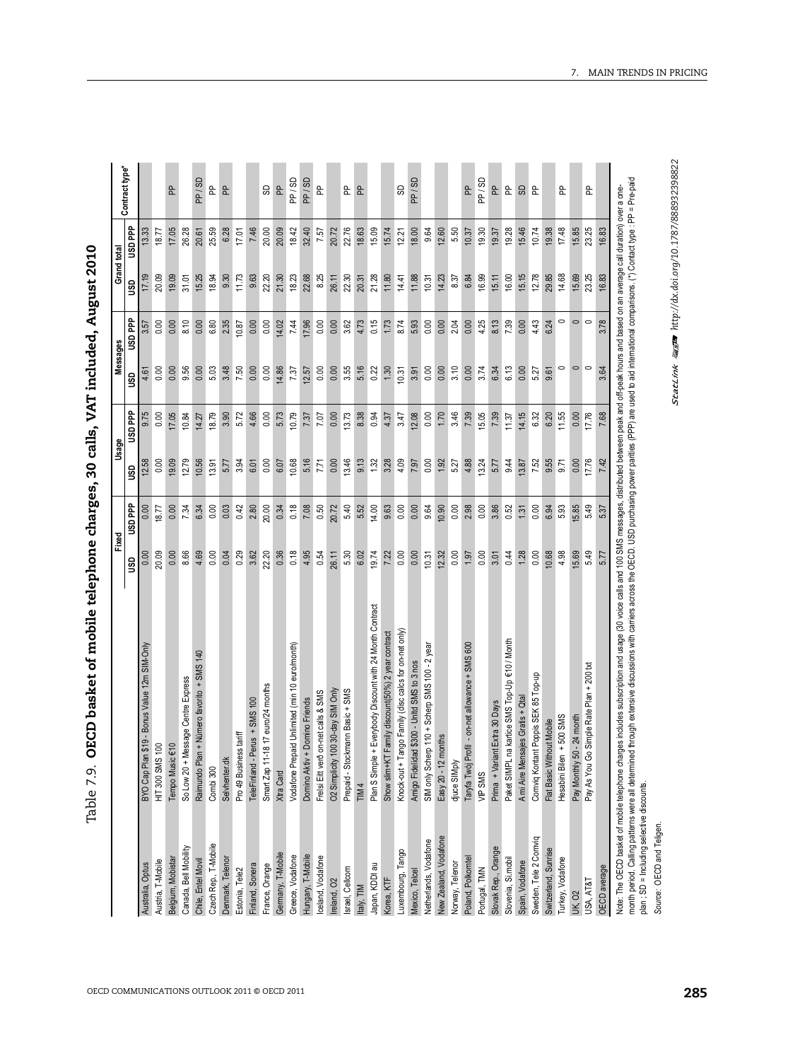Table 7.9. **OECD basket of mobile telephone charges, 30 calls, VAT included, August 2010**

| | | Fixed | | Usage | | Messages | | Grand total | | Contract type* |
|---|---|---|---|---|---|---|---|---|---|---|
| | | USD | USD PPP | USD | USD PPP | USD | USD PPP | USD | USD PPP | |
| Australia, Optus | BYO Cap Plan $19 - Bonus Value 12m SIM-Only | 0.00 | 0.00 | 12.58 | 9.75 | 4.61 | 3.57 | 17.19 | 13.33 | |
| Austria, T-Mobile | HIT 300 SMS 100 | 20.09 | 18.77 | 0.00 | 0.00 | 0.00 | 0.00 | 20.09 | 18.77 | |
| Belgium, Mobistar | Tempo Music €10 | 0.00 | 0.00 | 19.09 | 17.05 | 0.00 | 0.00 | 19.09 | 17.05 | PP |
| Canada, Bell Mobility | So Low 20 + Message Centre Express | 8.66 | 7.34 | 12.79 | 10.84 | 9.56 | 8.10 | 31.01 | 26.28 | |
| Chile, Entel Movil | Raimundo Plan + Número favorito + SMS 140 | 4.69 | 6.34 | 10.56 | 14.27 | 0.00 | 0.00 | 15.25 | 20.61 | PP / SD |
| Czech Rep., T-Mobile | Combi 300 | 0.00 | 0.00 | 13.91 | 18.79 | 5.03 | 6.80 | 18.94 | 25.59 | PP |
| Denmark, Telenor | Selvhenter.dk | 0.04 | 0.03 | 5.77 | 3.90 | 3.48 | 2.35 | 9.30 | 6.28 | PP |
| Estonia, Tele2 | Pro 49 Business tariff | 0.29 | 0.42 | 3.94 | 5.72 | 7.50 | 10.87 | 11.73 | 17.01 | |
| Finland, Sonera | TeleFinland - Perus + SMS 100 | 3.62 | 2.80 | 6.01 | 4.66 | 0.00 | 0.00 | 9.63 | 7.46 | |
| France, Orange | Smart Zap 11-18 17 euro/24 months | 22.20 | 20.00 | 0.00 | 0.00 | 0.00 | 0.00 | 22.20 | 20.00 | SD |
| Germany, T-Mobile | Xtra Card | 0.36 | 0.34 | 6.07 | 5.73 | 14.86 | 14.02 | 21.30 | 20.09 | PP |
| Greece, Vodafone | Vodafone Prepaid Unlimited (min 10 euro/month) | 0.18 | 0.18 | 10.68 | 10.79 | 7.37 | 7.44 | 18.23 | 18.42 | PP / SD |
| Hungary, T-Mobile | Domino Aktiv + Domino Friends | 4.95 | 7.08 | 5.16 | 7.37 | 12.57 | 17.96 | 22.68 | 32.40 | PP / SD |
| Iceland, Vodafone | Frelsi Eitt verð on-net calls & SMS | 0.54 | 0.50 | 7.71 | 7.07 | 0.00 | 0.00 | 8.25 | 7.57 | PP |
| Ireland, O2 | O2 Simplicity 100 30-day SIM Only | 26.11 | 20.72 | 0.00 | 0.00 | 0.00 | 0.00 | 26.11 | 20.72 | |
| Israel, Cellcom | Prepaid - Stockmann Basic + SMS | 5.30 | 5.40 | 13.46 | 13.73 | 3.55 | 3.62 | 22.30 | 22.76 | PP |
| Italy, TIM | TIM 4 | 6.02 | 5.52 | 9.13 | 8.38 | 5.16 | 4.73 | 20.31 | 18.63 | PP |
| Japan, KDDI au | Plan S Simple + Everybody Discount with 24 Month Contract | 19.74 | 14.00 | 1.32 | 0.94 | 0.22 | 0.15 | 21.28 | 15.09 | |
| Korea, KTF | Show slim+KT Family discount(50%) 2 year contract | 7.22 | 9.63 | 3.28 | 4.37 | 1.30 | 1.73 | 11.80 | 15.74 | |
| Luxembourg, Tango | Knock-out + Tango Family (disc calcs for on-net only) | 0.00 | 0.00 | 4.09 | 3.47 | 10.31 | 8.74 | 14.41 | 12.21 | SD |
| Mexico, Telcel | Amigo Fidelidad $300 - Unltd SMS to 3 nos | 0.00 | 0.00 | 7.97 | 12.08 | 3.91 | 5.93 | 11.88 | 18.00 | PP / SD |
| Netherlands, Vodafone | SIM only Scherp 110 + Scherp SMS 100 - 2 year | 10.31 | 9.64 | 0.00 | 0.00 | 0.00 | 0.00 | 10.31 | 9.64 | |
| New Zealand, Vodafone | Easy 20 - 12 months | 12.32 | 10.90 | 1.92 | 1.70 | 0.00 | 0.00 | 14.23 | 12.60 | |
| Norway, Telenor | djuce SIMply | 0.00 | 0.00 | 5.27 | 3.46 | 3.10 | 2.04 | 8.37 | 5.50 | |
| Poland, Polkomtel | Taryfa Twój Profil - on-net allowance + SMS 600 | 1.97 | 2.98 | 4.88 | 7.39 | 0.00 | 0.00 | 6.84 | 10.37 | PP |
| Portugal, TMN | VIP SMS | 0.00 | 0.00 | 13.24 | 15.05 | 3.74 | 4.25 | 16.99 | 19.30 | PP / SD |
| Slovak Rep., Orange | Prima + Variant Extra 30 Days | 3.01 | 3.86 | 5.77 | 7.39 | 6.34 | 8.13 | 15.11 | 19.37 | PP |
| Slovenia, Si.mobil | Paket SIMPL na kartice SMS Top-Up €10 / Month | 0.44 | 0.52 | 9.44 | 11.37 | 6.13 | 7.39 | 16.00 | 19.28 | PP |
| Spain, Vodafone | A mi Aire Mensajes Gratis + Otal | 1.28 | 1.31 | 13.87 | 14.15 | 0.00 | 0.00 | 15.15 | 15.46 | SD |
| Sweden, Tele 2 Comviq | Comviq Kontant Poppis SEK 85 Top-up | 0.00 | 0.00 | 7.52 | 6.32 | 5.27 | 4.43 | 12.78 | 10.74 | PP |
| Switzerland, Sunrise | Flat Basic Without Mobile | 10.68 | 6.94 | 9.55 | 6.20 | 9.61 | 6.24 | 29.85 | 19.38 | |
| Turkey, Vodafone | Hesabini Bilen + 500 SMS | 4.98 | 5.93 | 9.71 | 11.55 | 0 | 0 | 14.68 | 17.48 | PP |
| UK, O2 | Pay Monthly 50 - 24 month | 15.69 | 15.85 | 0.00 | 0.00 | 0 | 0 | 15.69 | 15.85 | |
| USA, AT&T | Pay As You Go Simple Rate Plan + 200 txt | 5.49 | 5.49 | 17.76 | 17.76 | 0 | 0 | 23.25 | 23.25 | PP |
| OECD average | | 5.77 | 5.37 | 7.42 | 7.68 | 3.64 | 3.78 | 16.83 | 16.83 | |

Note: The OECD basket of mobile telephone charges includes subscription and usage (30 voice calls and 100 SMS messages, distributed between peak and off-peak hours and based on an average call duration) over a one-month period. Calling patterns were all determined through extensive discussions with carriers across the OECD. USD purchasing power parities (PPP) are used to aid international comparisons. (*) Contact type : PP = Pre-paid plan ; SD = Including selective discounts.

*Source:* OECD and Teligen.

StatLink http://dx.doi.org/10.1787/888932398822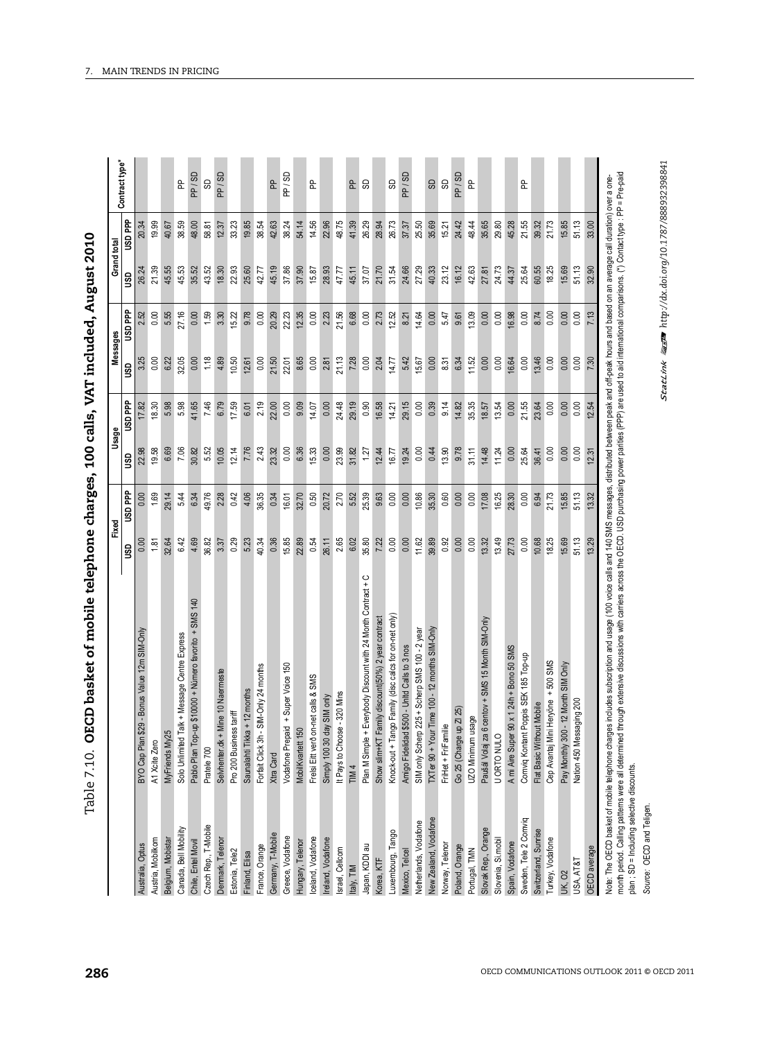Table 7.10. **OECD basket of mobile telephone charges, 100 calls, VAT included, August 2010**

| | | Fixed | | Usage | | Messages | | Grand total | | Contract type* |
|---|---|---|---|---|---|---|---|---|---|---|
| | | USD | USD PPP | USD | USD PPP | USD | USD PPP | USD | USD PPP | |
| Austria, Optus | BYO Cap Plan $29 - Bonus Value 12m SIM-Only | 0.00 | 0.00 | 22.98 | 17.82 | 3.25 | 2.52 | 26.24 | 20.34 | |
| Austria, Mobilkom | A1 Xcite Zero | 1.81 | 1.69 | 19.58 | 18.30 | 0.00 | 0.00 | 21.39 | 19.99 | |
| Belgium, Mobistar | MyFriends My25 | 32.64 | 29.14 | 6.69 | 5.98 | 6.22 | 5.55 | 45.55 | 40.67 | |
| Canada, Bell Mobility | Solo Unlimited Talk + Message Centre Express | 6.42 | 5.44 | 7.06 | 5.98 | 32.05 | 27.16 | 45.53 | 38.59 | PP |
| Chile, Entel Movil | Pablo Plan Top-up $10000 + Número favorito + SMS 140 | 4.69 | 6.34 | 30.82 | 41.65 | 0.00 | 0.00 | 35.52 | 48.00 | PP / SD |
| Czech Rep., T-Mobile | Pratele 700 | 36.82 | 49.76 | 5.52 | 7.46 | 1.18 | 1.59 | 43.52 | 58.81 | SD |
| Denmark, Telenor | Selvrienter.dk + Mine 10 Naermeste | 3.37 | 2.28 | 10.05 | 6.79 | 4.89 | 3.30 | 18.30 | 12.37 | PP / SD |
| Estonia, Tele2 | Pro 200 Business tariff | 0.29 | 0.42 | 12.14 | 17.59 | 10.50 | 15.22 | 22.93 | 33.23 | |
| Finland, Elisa | Saunalahti Tikka + 12 months | 5.23 | 4.06 | 7.76 | 6.01 | 12.61 | 9.78 | 25.60 | 19.85 | |
| France, Orange | Forfait Click 3h - SIM-Only 24 months | 40.34 | 36.35 | 2.43 | 2.19 | 0.00 | 0.00 | 42.77 | 38.54 | |
| Germany, T-Mobile | Xtra Card | 0.36 | 0.34 | 23.32 | 22.00 | 21.50 | 20.29 | 45.19 | 42.63 | PP |
| Greece, Vodafone | Vodafone Prepaid + Super Voice 150 | 15.85 | 16.01 | 0.00 | 0.00 | 22.01 | 22.23 | 37.86 | 38.24 | PP / SD |
| Hungary, Telenor | MobilKvartett 150 | 22.89 | 32.70 | 6.36 | 9.09 | 8.65 | 12.35 | 37.90 | 54.14 | |
| Iceland, Vodafone | Frelsi Eitt verð on-net calls & SMS | 0.54 | 0.50 | 15.33 | 14.07 | 0.00 | 0.00 | 15.87 | 14.56 | PP |
| Ireland, Vodafone | Simply 100 30 day SIM only | 26.11 | 20.72 | 0.00 | 0.00 | 2.81 | 2.23 | 28.93 | 22.96 | |
| Israel, Cellcom | It Pays to Choose - 320 Mins | 2.65 | 2.70 | 23.99 | 24.48 | 21.13 | 21.56 | 47.77 | 48.75 | |
| Italy, TIM | TIM 4 | 6.02 | 5.52 | 31.82 | 29.19 | 7.28 | 6.68 | 45.11 | 41.39 | PP |
| Japan, KDDI au | Plan M Simple + Everybody Discount with 24 Month Contract + C | 35.80 | 25.39 | 1.27 | 0.90 | 0.00 | 0.00 | 37.07 | 26.29 | SD |
| Korea, KTF | Show slim+KT Family discount(50%) 2 year contract | 7.22 | 9.63 | 12.44 | 16.58 | 2.04 | 2.73 | 21.70 | 28.94 | |
| Luxembourg, Tango | Knock-out + Tango Family (disc calcs for on-net only) | 0.00 | 0.00 | 16.77 | 14.21 | 14.77 | 12.52 | 31.54 | 26.73 | SD |
| Mexico, Telcel | Amigo Fidelidad $500 - Unltd Calls to 3 nos | 0.00 | 0.00 | 19.24 | 29.15 | 5.42 | 8.21 | 24.66 | 37.37 | PP / SD |
| Netherlands, Vodafone | SIM only Scherp 225 + Scherp SMS 100 - 2 year | 11.62 | 10.86 | 0.00 | 0.00 | 15.67 | 14.64 | 27.29 | 25.50 | |
| New Zealand, Vodafone | TXTer 90 + Your Time 100 - 12 months SIM-Only | 39.89 | 35.30 | 0.44 | 0.39 | 0.00 | 0.00 | 40.33 | 35.69 | SD |
| Norway, Telenor | FriHet + FriFamilie | 0.92 | 0.60 | 13.90 | 9.14 | 8.31 | 5.47 | 23.12 | 15.21 | SD |
| Poland, Orange | Go 25 (Charge up Zl 25) | 0.00 | 0.00 | 9.78 | 14.82 | 6.34 | 9.61 | 16.12 | 24.42 | PP / SD |
| Portugal, TMN | UZO Minimum usage | 0.00 | 0.00 | 31.11 | 35.35 | 11.52 | 13.09 | 42.63 | 48.44 | PP |
| Slovak Rep., Orange | Paušál Volaj za 6 centov + SMS 15 Month SIM-Only | 13.32 | 17.08 | 14.48 | 18.57 | 0.00 | 0.00 | 27.81 | 35.65 | |
| Slovenia, Si.mobil | U ORTO NULO | 13.49 | 16.25 | 11.24 | 13.54 | 0.00 | 0.00 | 24.73 | 29.80 | |
| Spain, Vodafone | A mi Aire Super 90 x 1 24h + Bono 50 SMS | 27.73 | 28.30 | 0.00 | 0.00 | 16.64 | 16.98 | 44.37 | 45.28 | |
| Sweden, Tele 2 Comviq | Comviq Kontant Poppis SEK 185 Top-up | 0.00 | 0.00 | 25.64 | 21.55 | 0.00 | 0.00 | 25.64 | 21.55 | PP |
| Switzerland, Sunrise | Flat Basic Without Mobile | 10.68 | 6.94 | 36.41 | 23.64 | 13.46 | 8.74 | 60.55 | 39.32 | |
| Turkey, Vodafone | Cep Avantaj Mini Heryöne + 500 SMS | 18.25 | 21.73 | 0.00 | 0.00 | 0.00 | 0.00 | 18.25 | 21.73 | |
| UK, O2 | Pay Monthly 300 - 12 Month SIM Only | 15.69 | 15.85 | 0.00 | 0.00 | 0.00 | 0.00 | 15.69 | 15.85 | |
| USA, AT&T | Nation 450 Messaging 200 | 51.13 | 51.13 | 0.00 | 0.00 | 0.00 | 0.00 | 51.13 | 51.13 | |
| OECD average | | 13.29 | 13.32 | 12.31 | 12.54 | 7.30 | 7.13 | 32.90 | 33.00 | |

Note: The OECD basket of mobile telephone charges includes subscription and usage (100 voice calls and 140 SMS messages, distributed between peak and off-peak hours and based on an average call duration) over a one-month period. Calling patterns were all determined through extensive discussions with carriers across the OECD. USD purchasing power parities (PPP) are used to aid international comparisons. (*) Contact type : PP = Pre-paid plan ; SD = Including selective discounts.

*Source:* OECD and Teligen.

StatLink http://dx.doi.org/10.1787/888932398841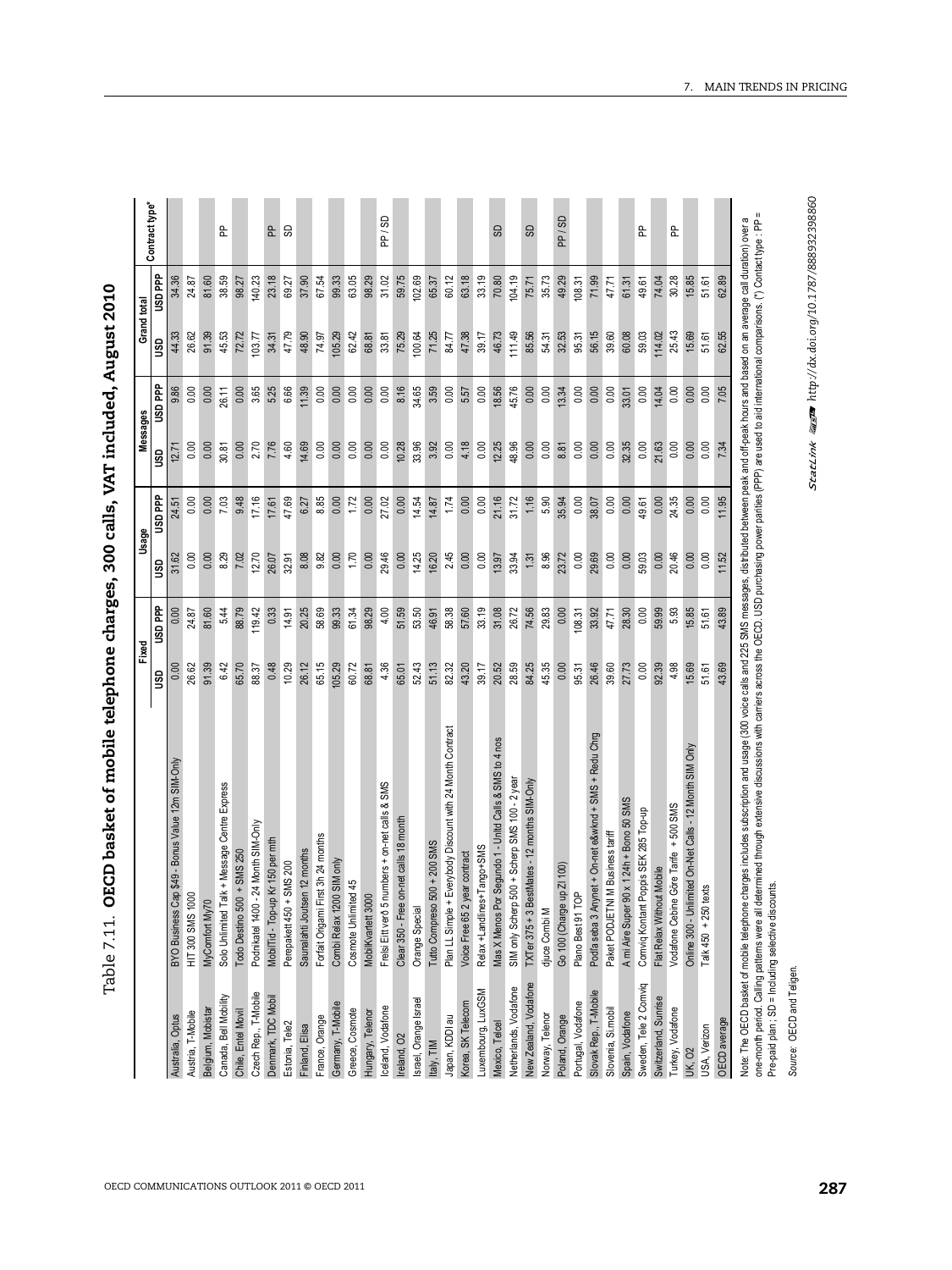## Table 7.11. OECD basket of mobile telephone charges, 300 calls, VAT included, August 2010

| | | Fixed | | Usage | | Messages | | Grand total | | Contract type* |
|---|---|---|---|---|---|---|---|---|---|---|
| | | USD | USD PPP | USD | USD PPP | USD | USD PPP | USD | USD PPP | |
| Australia, Optus | BYO Business Cap $49 - Bonus Value 12m SIM-Only | 0.00 | 0.00 | 31.62 | 24.51 | 12.71 | 9.86 | 44.33 | 34.36 | |
| Austria, T-Mobile | HIT 300 SMS 1000 | 26.62 | 24.87 | 0.00 | 0.00 | 0.00 | 0.00 | 26.62 | 24.87 | |
| Belgium, Mobistar | MyComfort My70 | 91.39 | 81.60 | 0.00 | 0.00 | 0.00 | 0.00 | 91.39 | 81.60 | |
| Canada, Bell Mobility | Solo Unlimited Talk + Message Centre Express | 6.42 | 5.44 | 8.29 | 7.03 | 30.81 | 26.11 | 45.53 | 38.59 | PP |
| Chile, Entel Movil | Todo Destino 500 + SMS 250 | 65.70 | 88.79 | 7.02 | 9.48 | 0.00 | 0.00 | 72.72 | 98.27 | |
| Czech Rep., T-Mobile | Podnikatel 1400 - 24 Month SIM-Only | 88.37 | 119.42 | 12.70 | 17.16 | 2.70 | 3.65 | 103.77 | 140.23 | |
| Denmark, TDC Mobil | MobilTid - Top-up Kr 150 per mth | 0.48 | 0.33 | 26.07 | 17.61 | 7.76 | 5.25 | 34.31 | 23.18 | PP |
| Estonia, Tele2 | Perepakett 450 + SMS 200 | 10.29 | 14.91 | 32.91 | 47.69 | 4.60 | 6.66 | 47.79 | 69.27 | SD |
| Finland, Elisa | Saunalahti Joutsen 12 months | 26.12 | 20.25 | 8.08 | 6.27 | 14.69 | 11.39 | 48.90 | 37.90 | |
| France, Orange | Forfait Origami First 3h 24 months | 65.15 | 58.69 | 9.82 | 8.85 | 0.00 | 0.00 | 74.97 | 67.54 | |
| Germany, T-Mobile | Combi Relax 1200 SIM only | 105.29 | 99.33 | 0.00 | 0.00 | 0.00 | 0.00 | 105.29 | 99.33 | |
| Greece, Cosmote | Cosmote Unlimited 45 | 60.72 | 61.34 | 1.70 | 1.72 | 0.00 | 0.00 | 62.42 | 63.05 | |
| Hungary, Telenor | MobilKvartett 3000 | 68.81 | 98.29 | 0.00 | 0.00 | 0.00 | 0.00 | 68.81 | 98.29 | |
| Iceland, Vodafone | Frelsi Eitt verð 5 numbers + on-net calls & SMS | 4.36 | 4.00 | 29.46 | 27.02 | 0.00 | 0.00 | 33.81 | 31.02 | PP / SD |
| Ireland, O2 | Clear 350 - Free on-net calls 18 month | 65.01 | 51.59 | 0.00 | 0.00 | 10.28 | 8.16 | 75.29 | 59.75 | |
| Israel, Orange Israel | Orange Special | 52.43 | 53.50 | 14.25 | 14.54 | 33.96 | 34.65 | 100.64 | 102.69 | |
| Italy, TIM | Tutto Compreso 500 + 200 SMS | 51.13 | 46.91 | 16.20 | 14.87 | 3.92 | 3.59 | 71.25 | 65.37 | |
| Japan, KDDI au | Plan LL Simple + Everybody Discount with 24 Month Contract | 82.32 | 58.38 | 2.45 | 1.74 | 0.00 | 0.00 | 84.77 | 60.12 | |
| Korea, SK Telecom | Voice Free 65 2 year contract | 43.20 | 57.60 | 0.00 | 0.00 | 4.18 | 5.57 | 47.38 | 63.18 | |
| Luxembourg, LuxGSM | Relax +Landlines+Tango+SMS | 39.17 | 33.19 | 0.00 | 0.00 | 0.00 | 0.00 | 39.17 | 33.19 | |
| Mexico, Telcel | Mas X Menos Por Segundo 1 - Unltd Calls & SMS to 4 nos | 20.52 | 31.08 | 13.97 | 21.16 | 12.25 | 18.56 | 46.73 | 70.80 | SD |
| Netherlands, Vodafone | SIM only Scherp 500 + Scherp SMS 100 - 2 year | 28.59 | 26.72 | 33.94 | 31.72 | 48.96 | 45.76 | 111.49 | 104.19 | |
| New Zealand, Vodafone | TXTer 375 + 3 BestMates - 12 months SIM-Only | 84.25 | 74.56 | 1.31 | 1.16 | 0.00 | 0.00 | 85.56 | 75.71 | SD |
| Norway, Telenor | djuce Combi M | 45.35 | 29.83 | 8.96 | 5.90 | 0.00 | 0.00 | 54.31 | 35.73 | |
| Poland, Orange | Go 100 (Charge up Zl 100) | 0.00 | 0.00 | 23.72 | 35.94 | 8.81 | 13.34 | 32.53 | 49.29 | PP / SD |
| Portugal, Vodafone | Plano Best91 TOP | 95.31 | 108.31 | 0.00 | 0.00 | 0.00 | 0.00 | 95.31 | 108.31 | |
| Slovak Rep., T-Mobile | Podľa seba 3 Anynet + On-net e&wknd + SMS + Redu Chrg | 26.46 | 33.92 | 29.69 | 38.07 | 0.00 | 0.00 | 56.15 | 71.99 | |
| Slovenia, Si.mobil | Paket PODJETNI M Business tariff | 39.60 | 47.71 | 0.00 | 0.00 | 0.00 | 0.00 | 39.60 | 47.71 | |
| Spain, Vodafone | A mi Aire Super 90 x 1 24h + Bono 50 SMS | 27.73 | 28.30 | 0.00 | 0.00 | 32.35 | 33.01 | 60.08 | 61.31 | |
| Sweden, Tele 2 Comviq | Comviq Kontant Poppis SEK 285 Top-up | 0.00 | 0.00 | 59.03 | 49.61 | 0.00 | 0.00 | 59.03 | 49.61 | PP |
| Switzerland, Sunrise | Flat Relax Without Mobile | 92.39 | 59.99 | 0.00 | 0.00 | 21.63 | 14.04 | 114.02 | 74.04 | |
| Turkey, Vodafone | Vodafone Cebine Göre Tarife + 500 SMS | 4.98 | 5.93 | 20.46 | 24.35 | 0.00 | 0.00 | 25.43 | 30.28 | PP |
| UK, O2 | Online 300 - Unlimited On-Net Calls - 12 Month SIM Only | 15.69 | 15.85 | 0.00 | 0.00 | 0.00 | 0.00 | 15.69 | 15.85 | |
| USA, Verizon | Talk 450 + 250 texts | 51.61 | 51.61 | 0.00 | 0.00 | 0.00 | 0.00 | 51.61 | 51.61 | |
| OECD average | | 43.69 | 43.89 | 11.52 | 11.95 | 7.34 | 7.05 | 62.55 | 62.89 | |

Note: The OECD basket of mobile telephone charges includes subscription and usage (300 voice calls and 225 SMS messages, distributed between peak and off-peak hours and based on an average call duration) over a one-month period. Calling patterns were all determined through extensive discussions with carriers across the OECD. USD purchasing power parities (PPP) are used to aid international comparisons. (*) Contract type : PP = Pre-paid plan ; SD = Including selective discounts.

Source: OECD and Teligen.

StatLink http://dx.doi.org/10.1787/888932398860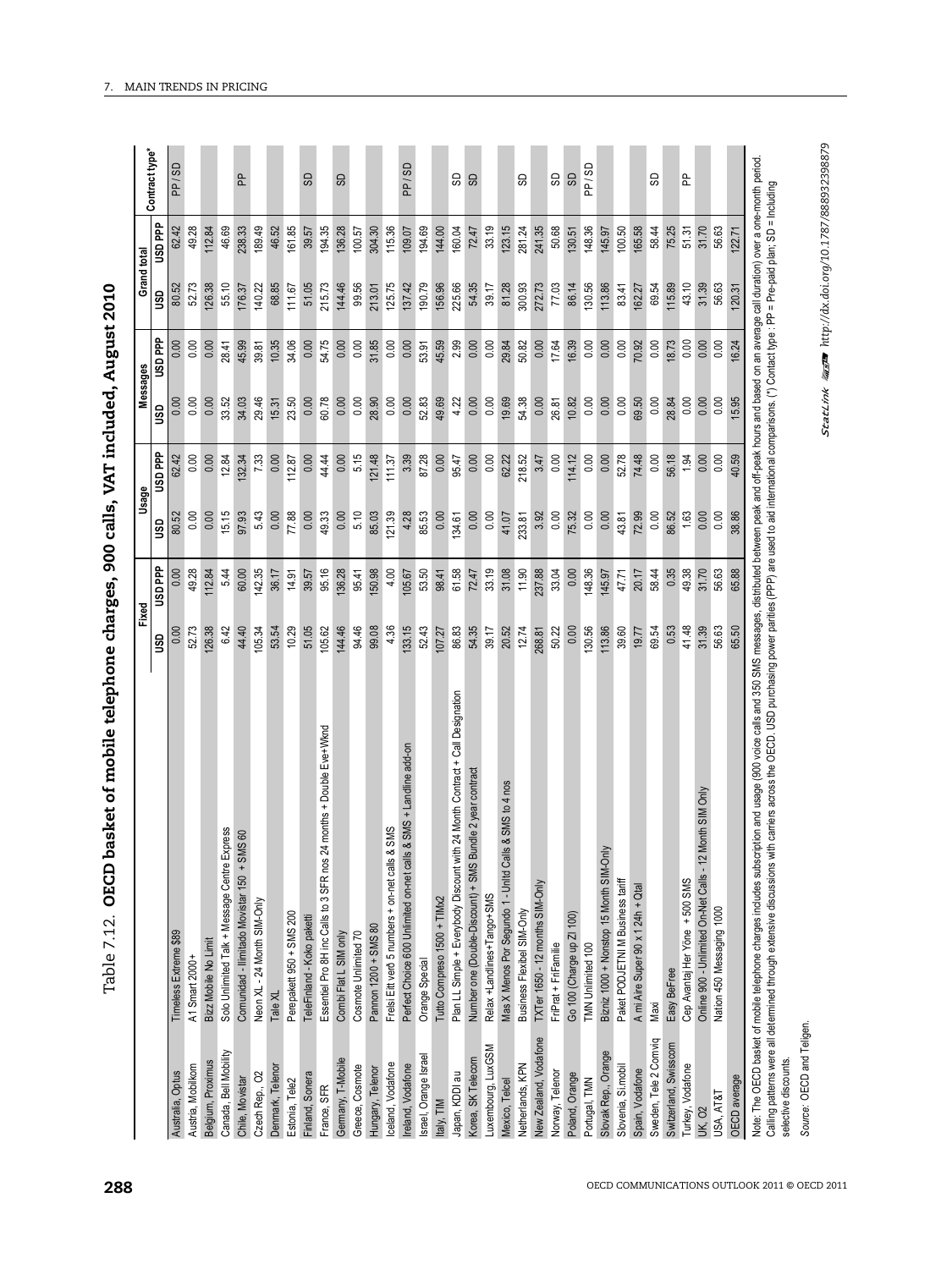## Table 7.12. **OECD basket of mobile telephone charges, 900 calls, VAT included, August 2010**

| | | Fixed | | Usage | | Messages | | Grand total | | Contract type* |
|---|---|---|---|---|---|---|---|---|---|---|
| | | USD | USD PPP | USD | USD PPP | USD | USD PPP | USD | USD PPP | |
| Australia, Optus | Timeless Extreme $89 | 0.00 | 0.00 | 80.52 | 62.42 | 0.00 | 0.00 | 80.52 | 62.42 | PP / SD |
| Austria, Mobilkom | A1 Smart 2000+ | 52.73 | 49.28 | 0.00 | 0.00 | 0.00 | 0.00 | 52.73 | 49.28 | |
| Belgium, Proximus | Bizz Mobile No Limit | 126.38 | 112.84 | 0.00 | 0.00 | 0.00 | 0.00 | 126.38 | 112.84 | |
| Canada, Bell Mobility | Solo Unlimited Talk + Message Centre Express | 6.42 | 5.44 | 15.15 | 12.84 | 33.52 | 28.41 | 55.10 | 46.69 | |
| Chile, Movistar | Comunidad - Ilimitado Movistar 150 + SMS 60 | 44.40 | 60.00 | 97.93 | 132.34 | 34.03 | 45.99 | 176.37 | 238.33 | PP |
| Czech Rep., O2 | Neon XL - 24 Month SIM-Only | 105.34 | 142.35 | 5.43 | 7.33 | 29.46 | 39.81 | 140.22 | 189.49 | |
| Denmark, Telenor | Tale XL | 53.54 | 36.17 | 0.00 | 0.00 | 15.31 | 10.35 | 68.85 | 46.52 | |
| Estonia, Tele2 | Perepakett 950 + SMS 200 | 10.29 | 14.91 | 77.88 | 112.87 | 23.50 | 34.06 | 111.67 | 161.85 | |
| Finland, Sonera | TeleFinland - Koko paketti | 51.05 | 39.57 | 0.00 | 0.00 | 0.00 | 0.00 | 51.05 | 39.57 | SD |
| France, SFR | Essentiel Pro 8H inc Calls to 3 SFR nos 24 months + Double Eve+Wknd | 105.62 | 95.16 | 49.33 | 44.44 | 60.78 | 54.75 | 215.73 | 194.35 | |
| Germany, T-Mobile | Combi Flat L SIM only | 144.46 | 136.28 | 0.00 | 0.00 | 0.00 | 0.00 | 144.46 | 136.28 | SD |
| Greece, Cosmote | Cosmote Unlimited 70 | 94.46 | 95.41 | 5.10 | 5.15 | 0.00 | 0.00 | 99.56 | 100.57 | |
| Hungary, Telenor | Pannon 1200 + SMS 80 | 99.08 | 150.98 | 85.03 | 121.48 | 28.90 | 31.85 | 213.01 | 304.30 | |
| Iceland, Vodafone | Frelsi Eitt verð 5 numbers + on-net calls & SMS | 4.36 | 4.00 | 121.39 | 111.37 | 0.00 | 0.00 | 125.75 | 115.36 | |
| Ireland, Vodafone | Perfect Choice 600 Unlimited on-net calls & SMS + Landline add-on | 133.15 | 105.67 | 4.28 | 3.39 | 0.00 | 0.00 | 137.42 | 109.07 | PP / SD |
| Israel, Orange Israel | Orange Special | 52.43 | 53.50 | 85.53 | 87.28 | 52.83 | 53.91 | 190.79 | 194.69 | |
| Italy, TIM | Tutto Compreso 1500 + TIMx2 | 107.27 | 98.41 | 0.00 | 0.00 | 49.69 | 45.59 | 156.96 | 144.00 | |
| Japan, KDDI au | Plan LL Simple + Everybody Discount with 24 Month Contract + Call Designation | 86.83 | 61.58 | 134.61 | 95.47 | 4.22 | 2.99 | 225.66 | 160.04 | SD |
| Korea, SK Telecom | Number one (Double-Discount) + SMS Bundle 2 year contract | 54.35 | 72.47 | 0.00 | 0.00 | 0.00 | 0.00 | 54.35 | 72.47 | SD |
| Luxembourg, LuxGSM | Relax +Landlines+Tango+SMS | 39.17 | 33.19 | 0.00 | 0.00 | 0.00 | 0.00 | 39.17 | 33.19 | |
| Mexico, Telcel | Mas X Menos Por Segundo 1 - Unltd Calls & SMS to 4 nos | 20.52 | 31.08 | 41.07 | 62.22 | 19.69 | 29.84 | 81.28 | 123.15 | |
| Netherlands, KPN | Business Flexibel SIM-Only | 12.74 | 11.90 | 233.81 | 218.52 | 54.38 | 50.82 | 300.93 | 281.24 | SD |
| New Zealand, Vodafone | TXTer 1650 - 12 months SIM-Only | 268.81 | 237.88 | 3.92 | 3.47 | 0.00 | 0.00 | 272.73 | 241.35 | |
| Norway, Telenor | FriPrat + FriFamilie | 50.22 | 33.04 | 0.00 | 0.00 | 26.81 | 17.64 | 77.03 | 50.68 | SD |
| Poland, Orange | Go 100 (Charge up Zl 100) | 0.00 | 0.00 | 75.32 | 114.12 | 10.82 | 16.39 | 86.14 | 130.51 | SD |
| Portugal, TMN | TMN Unlimited 100 | 130.56 | 148.36 | 0.00 | 0.00 | 0.00 | 0.00 | 130.56 | 148.36 | PP / SD |
| Slovak Rep., Orange | Bizniz 1000 + Nonstop 15 Month SIM-Only | 113.86 | 145.97 | 0.00 | 0.00 | 0.00 | 0.00 | 113.86 | 145.97 | |
| Slovenia, Si.mobil | Paket PODJETNI M Business tariff | 39.60 | 47.71 | 43.81 | 52.78 | 0.00 | 0.00 | 83.41 | 100.50 | |
| Spain, Vodafone | A mi Aire Super 90 x 1 24h + Qtal | 19.77 | 20.17 | 72.99 | 74.48 | 69.50 | 70.92 | 162.27 | 165.58 | |
| Sweden, Tele 2 Comviq | Maxi | 69.54 | 58.44 | 0.00 | 0.00 | 0.00 | 0.00 | 69.54 | 58.44 | SD |
| Switzerland, Swisscom | Easy BeFree | 0.53 | 0.35 | 86.52 | 56.18 | 28.84 | 18.73 | 115.89 | 75.25 | |
| Turkey, Vodafone | Cep Avantaj Her Yöne + 500 SMS | 41.48 | 49.38 | 1.63 | 1.94 | 0.00 | 0.00 | 43.10 | 51.31 | PP |
| UK, O2 | Online 900 - Unlimited On-Net Calls - 12 Month SIM Only | 31.39 | 31.70 | 0.00 | 0.00 | 0.00 | 0.00 | 31.39 | 31.70 | |
| USA, AT&T | Nation 450 Messaging 1000 | 56.63 | 56.63 | 0.00 | 0.00 | 0.00 | 0.00 | 56.63 | 56.63 | |
| OECD average | | 65.50 | 65.88 | 38.86 | 40.59 | 15.95 | 16.24 | 120.31 | 122.71 | |

Note: The OECD basket of mobile telephone charges includes subscription and usage (900 voice calls and 350 SMS messages, distributed between peak and off-peak hours and based on an average call duration) over a one-month period. Calling patterns were all determined through extensive discussions with carriers across the OECD. USD purchasing power parities (PPP) are used to aid international comparisons. (*) Contact type: PP = Pre-paid plan; SD = Including selective discounts.

Source: OECD and Teligen.

StatLink http://dx.doi.org/10.1787/888932398879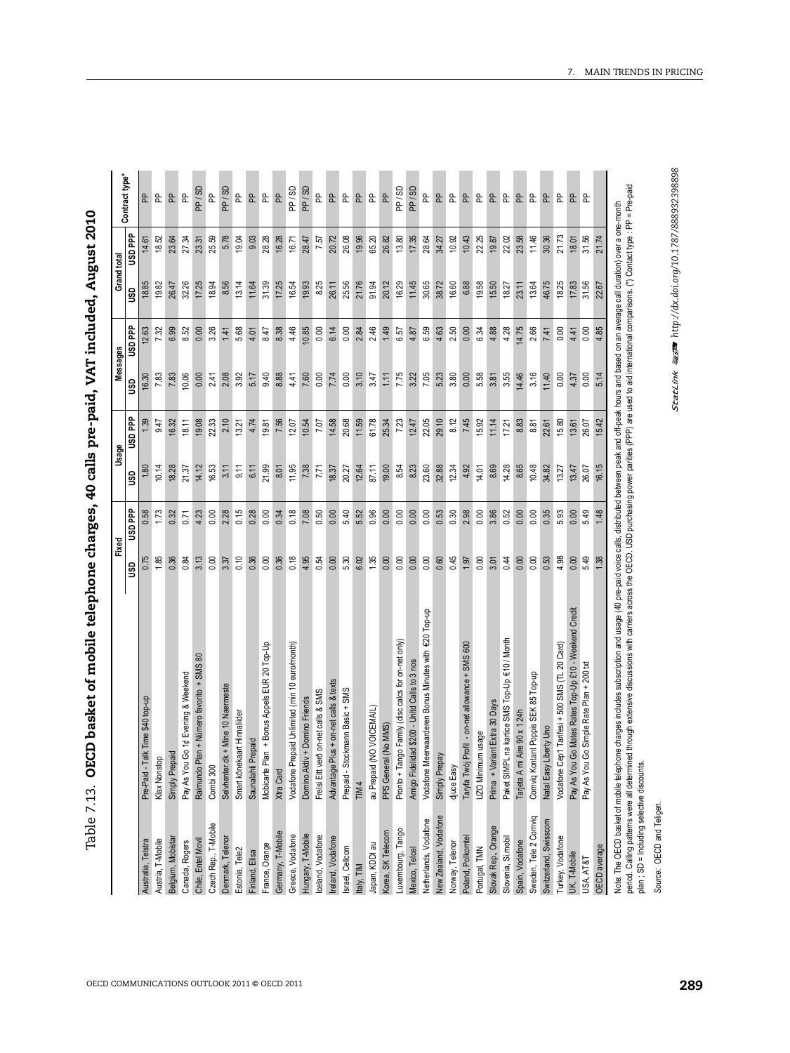Table 7.13. **OECD basket of mobile telephone charges, 40 calls pre-paid, VAT included, August 2010**

| | | Fixed | | Usage | | Messages | | Grand total | | Contract type* |
|---|---|---|---|---|---|---|---|---|---|---|
| | | USD | USD PPP | USD | USD PPP | USD | USD PPP | USD | USD PPP | |
| Australia, Telstra | Pre-Paid - Talk Time $40 top-up | 0.75 | 0.58 | 1.80 | 1.39 | 16.30 | 12.63 | 18.85 | 14.61 | PP |
| Austria, T-Mobile | Klax Nonstop | 1.85 | 1.73 | 10.14 | 9.47 | 7.83 | 7.32 | 19.82 | 18.52 | PP |
| Belgium, Mobistar | Simply Prepaid | 0.36 | 0.32 | 18.28 | 16.32 | 7.83 | 6.99 | 26.47 | 23.64 | PP |
| Canada, Rogers | Pay As You Go 1¢ Evening & Weekend | 0.84 | 0.71 | 21.37 | 18.11 | 10.06 | 8.52 | 32.26 | 27.34 | PP |
| Chile, Entel Movil | Raimundo Plan + Número favorito + SMS 80 | 3.13 | 4.23 | 14.12 | 19.08 | 0.00 | 0.00 | 17.25 | 23.31 | PP / SD |
| Czech Rep., T-Mobile | Combi 300 | 0.00 | 0.00 | 16.53 | 22.33 | 2.41 | 3.26 | 18.94 | 25.59 | PP |
| Denmark, Telenor | Selvhenter.dk + Mine 10 Naermeste | 3.37 | 2.28 | 3.11 | 2.10 | 2.08 | 1.41 | 8.56 | 5.78 | PP / SD |
| Estonia, Tele2 | Smart kõnekaart Hinnalider | 0.10 | 0.15 | 9.11 | 13.21 | 3.92 | 5.68 | 13.14 | 19.04 | PP |
| Finland, Elisa | Saunalahti Prepaid | 0.36 | 0.28 | 6.11 | 4.74 | 5.17 | 4.01 | 11.64 | 9.03 | PP |
| France, Orange | Mobicarte Plan + Bonus Appels EUR 20 Top-Up | 0.00 | 0.00 | 21.99 | 19.81 | 9.40 | 8.47 | 31.39 | 28.28 | PP |
| Germany, T-Mobile | Xtra Card | 0.36 | 0.34 | 8.01 | 7.56 | 8.88 | 8.38 | 17.25 | 16.28 | PP |
| Greece, Vodafone | Vodafone Prepaid Unlimited (min 10 euro/month) | 0.18 | 0.18 | 11.95 | 12.07 | 4.41 | 4.46 | 16.54 | 16.71 | PP / SD |
| Hungary, T-Mobile | Domino Aktiv + Domino Friends | 4.95 | 7.08 | 7.38 | 10.54 | 7.60 | 10.85 | 19.93 | 28.47 | PP / SD |
| Iceland, Vodafone | Frelsi Eitt verð on-net calls & SMS | 0.54 | 0.50 | 7.71 | 7.07 | 0.00 | 0.00 | 8.25 | 7.57 | PP |
| Ireland, Vodafone | Advantage Plus + on-net calls & texts | 0.00 | 0.00 | 18.37 | 14.58 | 7.74 | 6.14 | 26.11 | 20.72 | PP |
| Israel, Cellcom | Prepaid - Stockmann Basic + SMS | 5.30 | 5.40 | 20.27 | 20.68 | 0.00 | 0.00 | 25.56 | 26.08 | PP |
| Italy, TIM | TIM 4 | 6.02 | 5.52 | 12.64 | 11.59 | 3.10 | 2.84 | 21.76 | 19.96 | PP |
| Japan, KDDI au | au Prepaid (NO VOICEMAIL) | 1.35 | 0.96 | 87.11 | 61.78 | 3.47 | 2.46 | 91.94 | 65.20 | PP |
| Korea, SK Telecom | PPS General (No MMS) | 0.00 | 0.00 | 19.00 | 25.34 | 1.11 | 1.49 | 20.12 | 26.82 | PP |
| Luxembourg, Tango | Pronto + Tango Family (disc calcs for on-net only) | 0.00 | 0.00 | 8.54 | 7.23 | 7.75 | 6.57 | 16.29 | 13.80 | PP / SD |
| Mexico, Telcel | Amigo Fidelidad $200 - Unltd Calls to 3 nos | 0.00 | 0.00 | 8.23 | 12.47 | 3.22 | 4.87 | 11.45 | 17.35 | PP / SD |
| Netherlands, Vodafone | Vodafone Meerwaarderen Bonus Minutes with €20 Top-up | 0.00 | 0.00 | 23.60 | 22.05 | 7.05 | 6.59 | 30.65 | 28.64 | PP |
| New Zealand, Vodafone | Simply Prepay | 0.60 | 0.53 | 32.88 | 29.10 | 5.23 | 4.63 | 38.72 | 34.27 | PP |
| Norway, Telenor | djuce Easy | 0.45 | 0.30 | 12.34 | 8.12 | 3.80 | 2.50 | 16.60 | 10.92 | PP |
| Poland, Polkomtel | Taryfa Twój Profil - on-net allowance + SMS 600 | 1.97 | 2.98 | 4.92 | 7.45 | 0.00 | 0.00 | 6.88 | 10.43 | PP |
| Portugal, TMN | UZO Minimum usage | 0.00 | 0.00 | 14.01 | 15.92 | 5.58 | 6.34 | 19.58 | 22.25 | PP |
| Slovak Rep., Orange | Prima + Variant Extra 30 Days | 3.01 | 3.86 | 8.69 | 11.14 | 3.81 | 4.88 | 15.50 | 19.87 | PP |
| Slovenia, Si.mobil | Paket SIMPL na kartice SMS Top-Up €10 / Month | 0.44 | 0.52 | 14.28 | 17.21 | 3.55 | 4.28 | 18.27 | 22.02 | PP |
| Spain, Vodafone | Tarjeta A mi Aire 90 x 1 24h | 0.00 | 0.00 | 8.65 | 8.83 | 14.46 | 14.75 | 23.11 | 23.58 | PP |
| Sweden, Tele 2 Comviq | Comviq Kontant Poppis SEK 85 Top-up | 0.00 | 0.00 | 10.48 | 8.81 | 3.16 | 2.66 | 13.64 | 11.46 | PP |
| Switzerland, Swisscom | Natal Easy Liberty Uno | 0.53 | 0.35 | 34.82 | 22.61 | 11.40 | 7.41 | 46.75 | 30.36 | PP |
| Turkey, Vodafone | Vodafone Cep1 Tarifesi + 500 SMS (TL 20 Card) | 4.98 | 5.93 | 13.27 | 15.80 | 0.00 | 0.00 | 18.25 | 21.73 | PP |
| UK, T-Mobile | Pay As You Go Mates Rates Top-Up £10 - Weekend Credit | 0.00 | 0.00 | 13.47 | 13.61 | 4.37 | 4.41 | 17.83 | 18.01 | PP |
| USA, AT&T | Pay As You Go Simple Rate Plan + 200 txt | 5.49 | 5.49 | 26.07 | 26.07 | 0.00 | 0.00 | 31.56 | 31.56 | PP |
| OECD average | | 1.38 | 1.48 | 16.15 | 15.42 | 5.14 | 4.85 | 22.67 | 21.74 | |

Note: The OECD basket of mobile telephone charges includes subscription and usage (40 pre-paid voice calls, distributed between peak and off-peak hours and based on an average call duration) over a one-month period. Calling patterns were all determined through extensive discussions with carriers across the OECD. USD purchasing power parities (PPP) are used to aid international comparisons. (*) Contact type : PP = Pre-paid plan ; SD = Including selective discounts.

Source: OECD and Teligen.

StatLink http://dx.doi.org/10.1787/888932398898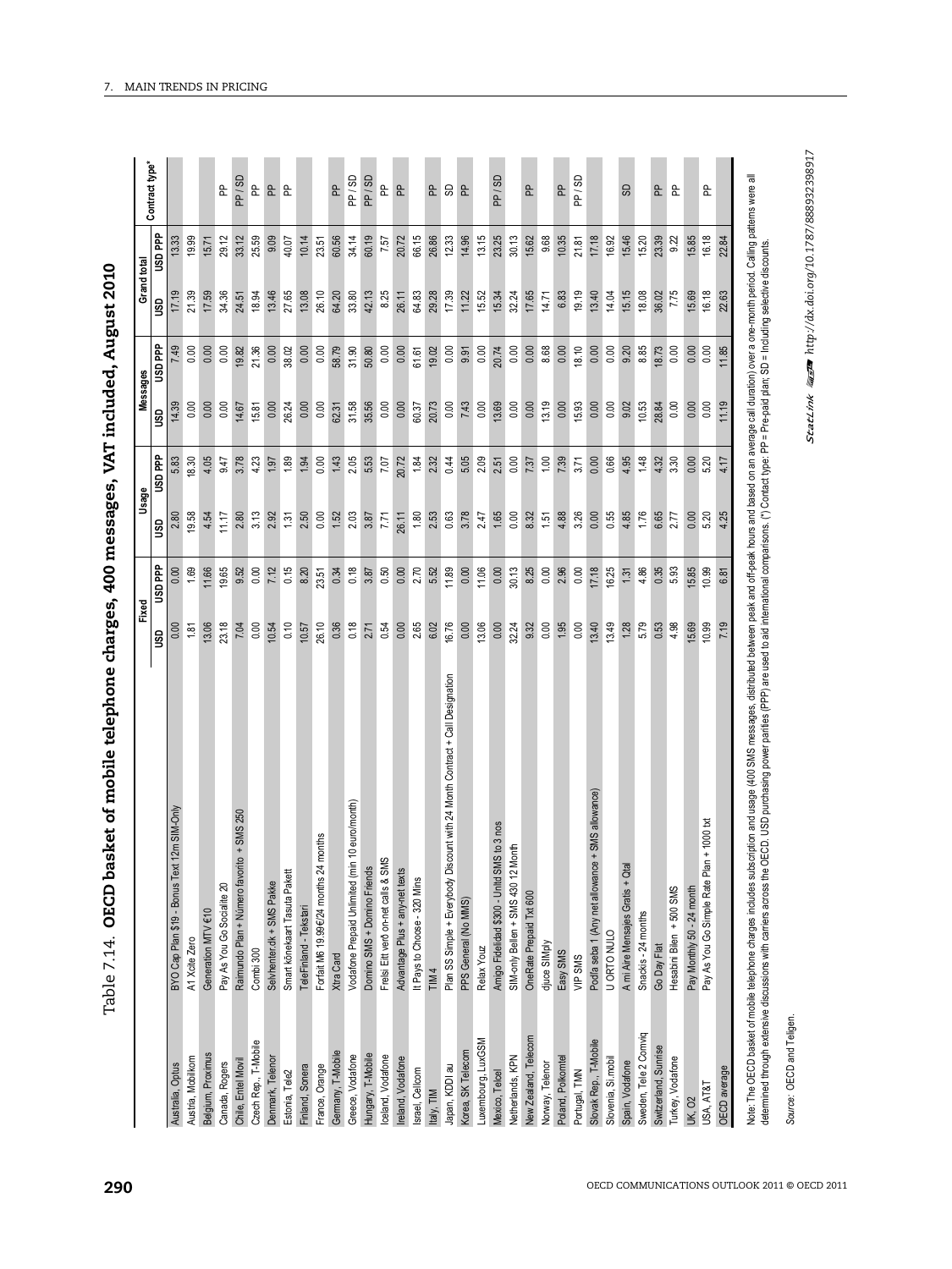Table 7.14. **OECD basket of mobile telephone charges, 400 messages, VAT included, August 2010**

| | | Fixed | | Usage | | Messages | | Grand total | | Contract type* |
|---|---|---|---|---|---|---|---|---|---|---|
| | | USD | USD PPP | USD | USD PPP | USD | USD PPP | USD | USD PPP | |
| Australia, Optus | BYO Cap Plan $19 - Bonus Text 12m SIM-Only | 0.00 | 0.00 | 2.80 | 5.83 | 14.39 | 7.49 | 17.19 | 13.33 | |
| Austria, Mobilkom | A1 Xcite Zero | 1.81 | 1.69 | 19.58 | 18.30 | 0.00 | 0.00 | 21.39 | 19.99 | |
| Belgium, Proximus | Generation MTV €10 | 13.06 | 11.66 | 4.54 | 4.05 | 0.00 | 0.00 | 17.59 | 15.71 | |
| Canada, Rogers | Pay As You Go Socialite 20 | 23.18 | 19.65 | 11.17 | 9.47 | 0.00 | 0.00 | 34.36 | 29.12 | PP |
| Chile, Entel Movil | Raimundo Plan + Número favorito + SMS 250 | 7.04 | 9.52 | 2.80 | 3.78 | 14.67 | 19.82 | 24.51 | 33.12 | PP / SD |
| Czech Rep., T-Mobile | Combi 300 | 0.00 | 0.00 | 3.13 | 4.23 | 15.81 | 21.36 | 18.94 | 25.59 | PP |
| Denmark, Telenor | Selvhenter.dk + SMS Pakke | 10.54 | 7.12 | 2.92 | 1.97 | 0.00 | 0.00 | 13.46 | 9.09 | PP |
| Estonia, Tele2 | Smart kõnekaart Tasuta Pakett | 0.10 | 0.15 | 1.31 | 1.89 | 26.24 | 38.02 | 27.65 | 40.07 | PP |
| Finland, Sonera | TeleFinland - Tekstari | 10.57 | 8.20 | 2.50 | 1.94 | 0.00 | 0.00 | 13.08 | 10.14 | |
| France, Orange | Forfait M6 19.99€/24 months 24 months | 26.10 | 23.51 | 0.00 | 0.00 | 0.00 | 0.00 | 26.10 | 23.51 | |
| Germany, T-Mobile | Xtra Card | 0.36 | 0.34 | 1.52 | 1.43 | 62.31 | 58.79 | 64.20 | 60.56 | PP |
| Greece, Vodafone | Vodafone Prepaid Unlimited (min 10 euro/month) | 0.18 | 0.18 | 2.03 | 2.05 | 31.58 | 31.90 | 33.80 | 34.14 | PP / SD |
| Hungary, T-Mobile | Domino SMS + Domino Friends | 2.71 | 3.87 | 3.87 | 5.53 | 35.56 | 50.80 | 42.13 | 60.19 | PP / SD |
| Iceland, Vodafone | Frelsi Eitt verð on-net calls & SMS | 0.54 | 0.50 | 7.71 | 7.07 | 0.00 | 0.00 | 8.25 | 7.57 | PP |
| Ireland, Vodafone | Advantage Plus + any-net texts | 0.00 | 0.00 | 26.11 | 20.72 | 0.00 | 0.00 | 26.11 | 20.72 | PP |
| Israel, Cellcom | It Pays to Choose - 320 Mins | 2.65 | 2.70 | 1.80 | 1.84 | 60.37 | 61.61 | 64.83 | 66.15 | |
| Italy, TIM | TIM 4 | 6.02 | 5.52 | 2.53 | 2.32 | 20.73 | 19.02 | 29.28 | 26.86 | PP |
| Japan, KDDI au | Plan SS Simple + Everybody Discount with 24 Month Contract + Call Designation | 16.76 | 11.89 | 0.63 | 0.44 | 0.00 | 0.00 | 17.39 | 12.33 | SD |
| Korea, SK Telecom | PPS General (No MMS) | 0.00 | 0.00 | 3.78 | 5.05 | 7.43 | 9.91 | 11.22 | 14.96 | PP |
| Luxembourg, LuxGSM | Relax Youz | 13.06 | 11.06 | 2.47 | 2.09 | 0.00 | 0.00 | 15.52 | 13.15 | |
| Mexico, Telcel | Amigo Fidelidad $300 - Unltd SMS to 3 nos | 0.00 | 0.00 | 1.65 | 2.51 | 13.69 | 20.74 | 15.34 | 23.25 | PP / SD |
| Netherlands, KPN | SIM-only Bellen + SMS 430 12 Month | 32.24 | 30.13 | 0.00 | 0.00 | 0.00 | 0.00 | 32.24 | 30.13 | |
| New Zealand, Telecom | OneRate Prepaid Txt 600 | 9.32 | 8.25 | 8.32 | 7.37 | 0.00 | 0.00 | 17.65 | 15.62 | PP |
| Norway, Telenor | djuce SIMply | 0.00 | 0.00 | 1.51 | 1.00 | 13.19 | 8.68 | 14.71 | 9.68 | |
| Poland, Polkomtel | Easy SMS | 1.95 | 2.96 | 4.88 | 7.39 | 0.00 | 0.00 | 6.83 | 10.35 | PP |
| Portugal, TMN | VIP SMS | 0.00 | 0.00 | 3.26 | 3.71 | 15.93 | 18.10 | 19.19 | 21.81 | PP / SD |
| Slovak Rep., T-Mobile | Podľa seba 1 (Any net allowance + SMS allowance) | 13.40 | 17.18 | 0.00 | 0.00 | 0.00 | 0.00 | 13.40 | 17.18 | |
| Slovenia, Si.mobil | U ORTO NULO | 13.49 | 16.25 | 0.55 | 0.66 | 0.00 | 0.00 | 14.04 | 16.92 | |
| Spain, Vodafone | A mi Aire Mensajes Gratis + Otal | 1.28 | 1.31 | 4.85 | 4.95 | 9.02 | 9.20 | 15.15 | 15.46 | SD |
| Sweden, Tele 2 Comviq | Snackis - 24 months | 5.79 | 4.86 | 1.76 | 1.48 | 10.53 | 8.85 | 18.08 | 15.20 | |
| Switzerland, Sunrise | Go Day Flat | 0.53 | 0.35 | 6.65 | 4.32 | 28.84 | 18.73 | 36.02 | 23.39 | PP |
| Turkey, Vodafone | Hesabını Bilen + 500 SMS | 4.98 | 5.93 | 2.77 | 3.30 | 0.00 | 0.00 | 7.75 | 9.22 | PP |
| UK, O2 | Pay Monthly 50 - 24 month | 15.69 | 15.85 | 0.00 | 0.00 | 0.00 | 0.00 | 15.69 | 15.85 | |
| USA, AT&T | Pay As You Go Simple Rate Plan + 1000 txt | 10.99 | 10.99 | 5.20 | 5.20 | 0.00 | 0.00 | 16.18 | 16.18 | PP |
| OECD average | | 7.19 | 6.81 | 4.25 | 4.17 | 11.19 | 11.85 | 22.63 | 22.84 | |

Note: The OECD basket of mobile telephone charges includes subscription and usage (400 SMS messages, distributed between peak and off-peak hours and based on an average call duration) over a one-month period. Calling patterns were all determined through extensive discussions with carriers across the OECD. USD purchasing power parities (PPP) are used to aid international comparisons. (*) Contact type: PP = Pre-paid plan; SD = Including selective discounts.

Source: OECD and Teligen.

StatLink http://dx.doi.org/10.1787/888932398917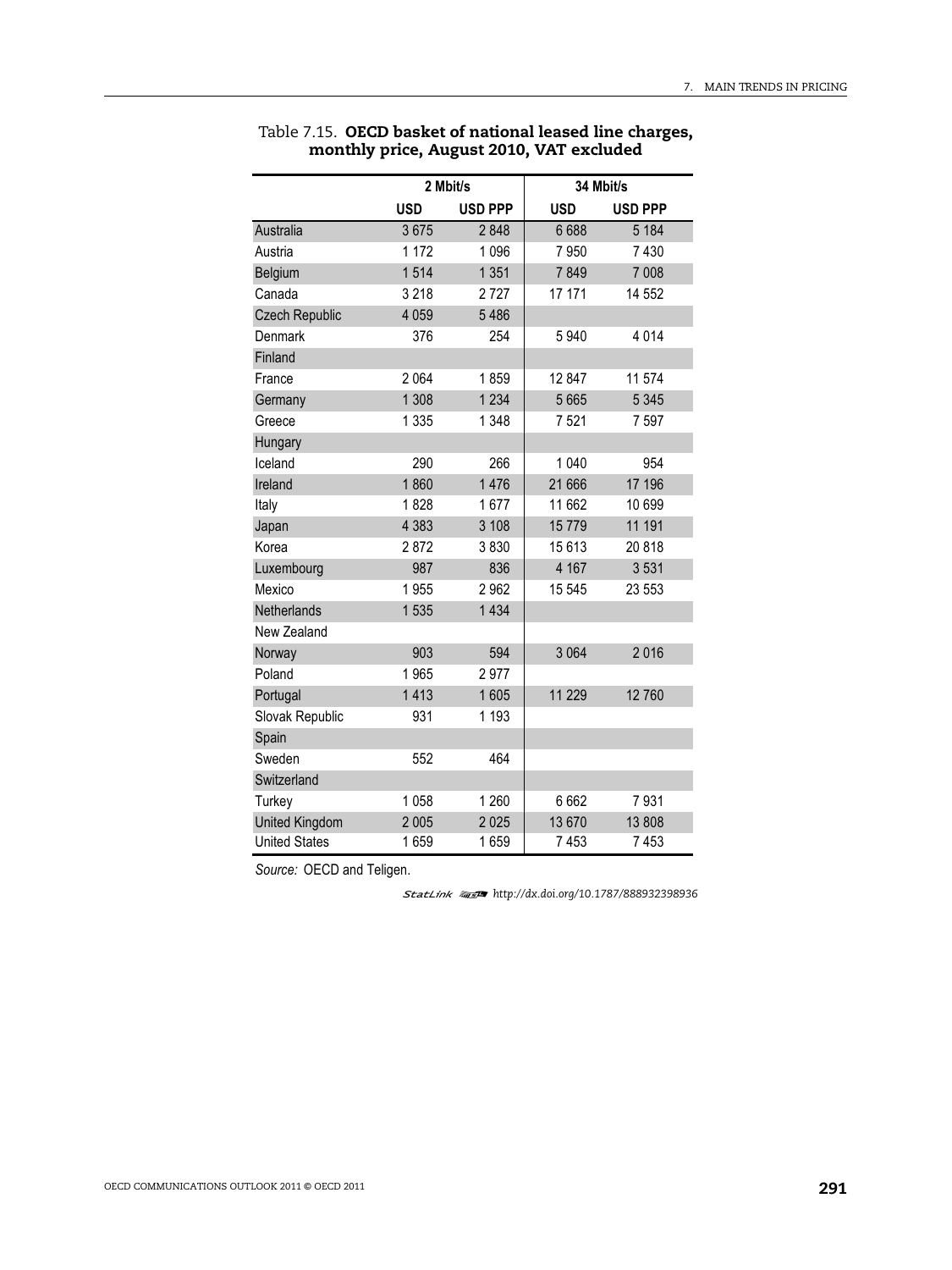Table 7.15. **OECD basket of national leased line charges, monthly price, August 2010, VAT excluded**

| | 2 Mbit/s | | 34 Mbit/s | |
|---|---|---|---|---|
| | USD | USD PPP | USD | USD PPP |
| Australia | 3 675 | 2 848 | 6 688 | 5 184 |
| Austria | 1 172 | 1 096 | 7 950 | 7 430 |
| Belgium | 1 514 | 1 351 | 7 849 | 7 008 |
| Canada | 3 218 | 2 727 | 17 171 | 14 552 |
| Czech Republic | 4 059 | 5 486 | | |
| Denmark | 376 | 254 | 5 940 | 4 014 |
| Finland | | | | |
| France | 2 064 | 1 859 | 12 847 | 11 574 |
| Germany | 1 308 | 1 234 | 5 665 | 5 345 |
| Greece | 1 335 | 1 348 | 7 521 | 7 597 |
| Hungary | | | | |
| Iceland | 290 | 266 | 1 040 | 954 |
| Ireland | 1 860 | 1 476 | 21 666 | 17 196 |
| Italy | 1 828 | 1 677 | 11 662 | 10 699 |
| Japan | 4 383 | 3 108 | 15 779 | 11 191 |
| Korea | 2 872 | 3 830 | 15 613 | 20 818 |
| Luxembourg | 987 | 836 | 4 167 | 3 531 |
| Mexico | 1 955 | 2 962 | 15 545 | 23 553 |
| Netherlands | 1 535 | 1 434 | | |
| New Zealand | | | | |
| Norway | 903 | 594 | 3 064 | 2 016 |
| Poland | 1 965 | 2 977 | | |
| Portugal | 1 413 | 1 605 | 11 229 | 12 760 |
| Slovak Republic | 931 | 1 193 | | |
| Spain | | | | |
| Sweden | 552 | 464 | | |
| Switzerland | | | | |
| Turkey | 1 058 | 1 260 | 6 662 | 7 931 |
| United Kingdom | 2 005 | 2 025 | 13 670 | 13 808 |
| United States | 1 659 | 1 659 | 7 453 | 7 453 |

*Source:* OECD and Teligen.

StatLink http://dx.doi.org/10.1787/888932398936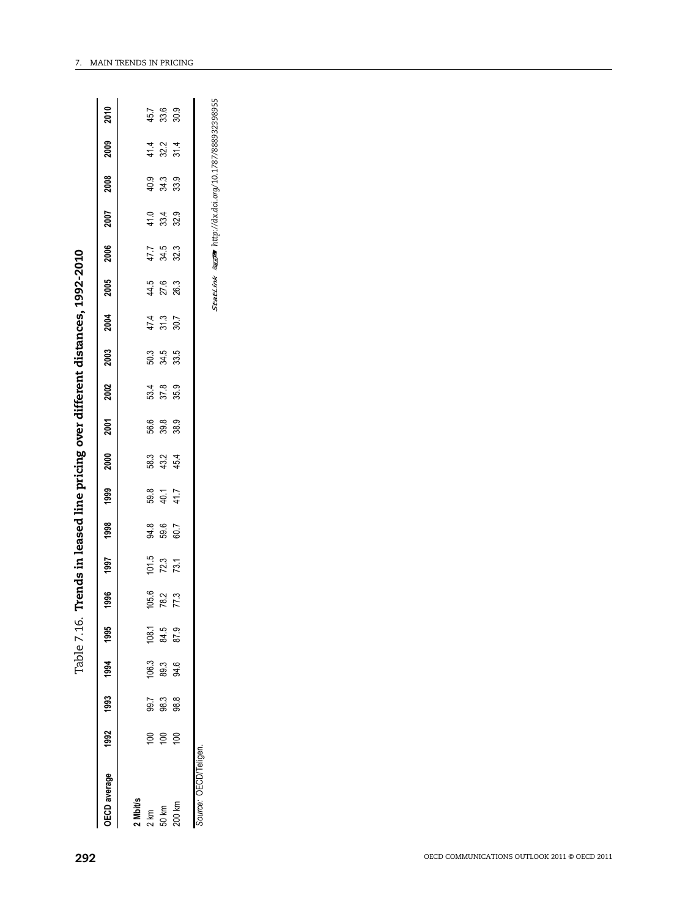Table 7.16. **Trends in leased line pricing over different distances, 1992-2010**

| OECD average | 1992 | 1993 | 1994 | 1995 | 1996 | 1997 | 1998 | 1999 | 2000 | 2001 | 2002 | 2003 | 2004 | 2005 | 2006 | 2007 | 2008 | 2009 | 2010 |
|---|---|---|---|---|---|---|---|---|---|---|---|---|---|---|---|---|---|---|---|
| **2 Mbit/s** | | | | | | | | | | | | | | | | | | | |
| 2 km | 100 | 99.7 | 106.3 | 108.1 | 105.6 | 101.5 | 94.8 | 59.8 | 58.3 | 56.6 | 53.4 | 50.3 | 47.4 | 44.5 | 47.7 | 41.0 | 40.9 | 41.4 | 45.7 |
| 50 km | 100 | 98.3 | 89.3 | 84.5 | 78.2 | 72.3 | 59.6 | 40.1 | 43.2 | 39.8 | 37.8 | 34.5 | 31.3 | 27.6 | 34.5 | 33.4 | 34.3 | 32.2 | 33.6 |
| 200 km | 100 | 98.8 | 94.6 | 87.9 | 77.3 | 73.1 | 60.7 | 41.7 | 45.4 | 38.9 | 35.9 | 33.5 | 30.7 | 26.3 | 32.3 | 32.9 | 33.9 | 31.4 | 30.9 |

*Source:* OECD/Teligen.

StatLink http://dx.doi.org/10.1787/888932398955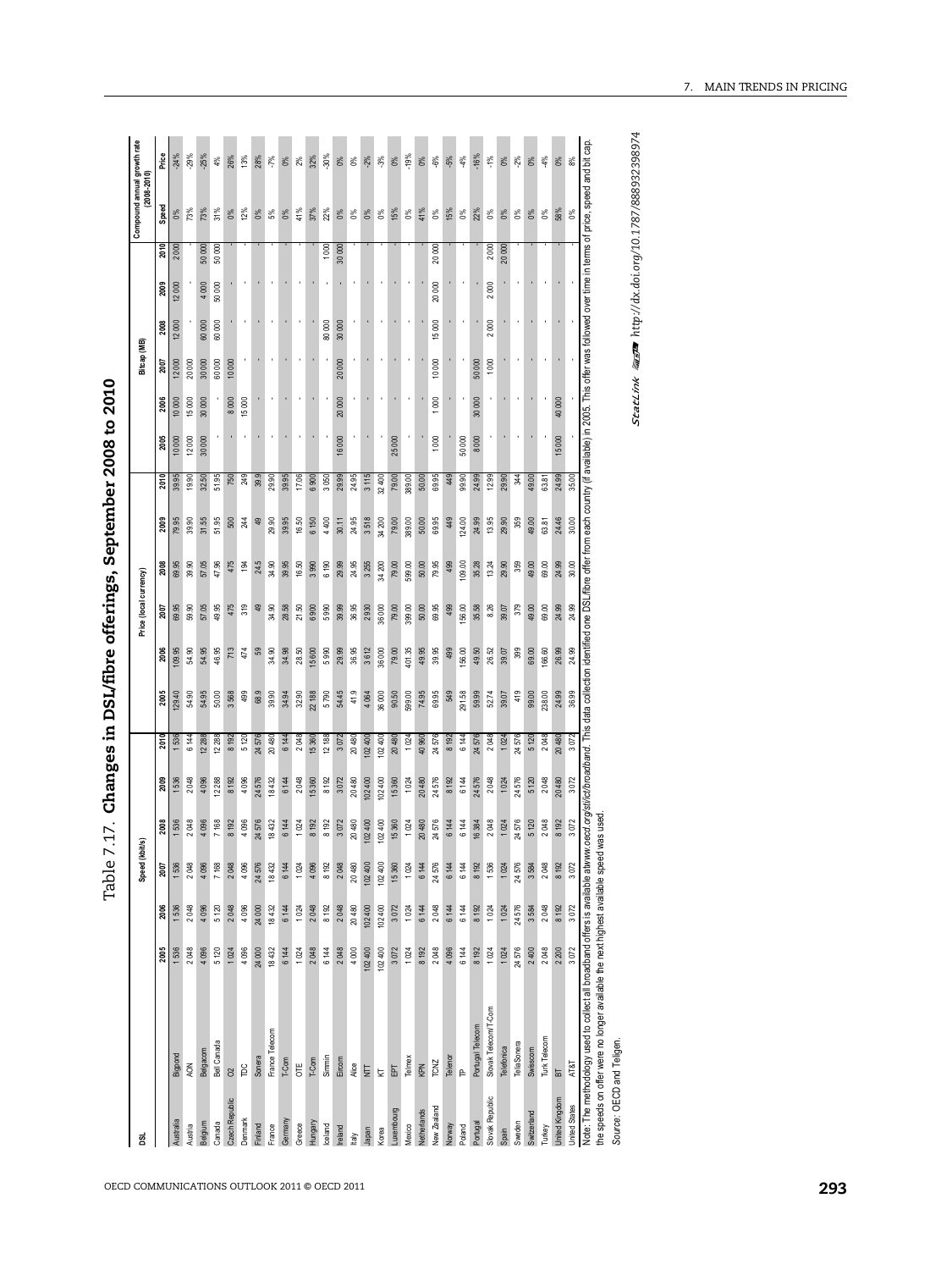Table 7.17. **Changes in DSL/fibre offerings, September 2008 to 2010**

| DSL | | Speed (kbit/s) | | | | | | Price (local currency) | | | | | | Bit cap (MB) | | | | | | Compound annual growth rate (2008-2010) | |
|---|---|---|---|---|---|---|---|---|---|---|---|---|---|---|---|---|---|---|---|---|---|
| | | 2005 | 2006 | 2007 | 2008 | 2009 | 2010 | 2005 | 2006 | 2007 | 2008 | 2009 | 2010 | 2005 | 2006 | 2007 | 2008 | 2009 | 2010 | Speed | Price |
| Australia | Bigpond | 1 536 | 1 536 | 1 536 | 1 536 | 1 536 | 1 536 | 129.40 | 109.95 | 69.95 | 69.95 | 79.95 | 39.95 | 10 000 | 10 000 | 12 000 | 12 000 | 12 000 | 2 000 | 0% | -24% |
| Austria | AON | 2 048 | 2 048 | 2 048 | 2 048 | 2 048 | 6 144 | 54.90 | 54.90 | 59.90 | 39.90 | 39.90 | 19.90 | 12 000 | 15 000 | 20 000 | - | - | - | 73% | -29% |
| Belgium | Belgacom | 4 096 | 4 096 | 4 096 | 4 096 | 4 096 | 12 288 | 54.95 | 54.95 | 57.05 | 57.05 | 31.55 | 32.50 | 30 000 | 30 000 | 30 000 | 60 000 | 4 000 | 50 000 | 73% | -25% |
| Canada | Bell Canada | 5 120 | 5 120 | 7 168 | 7 168 | 12 288 | 12 288 | 50.00 | 46.95 | 49.95 | 47.95 | 51.95 | 51.95 | - | - | 60 000 | 60 000 | 50 000 | 50 000 | 31% | 4% |
| Czech Republic | O2 | 1 024 | 2 048 | 2 048 | 8 192 | 8 192 | 8 192 | 3 568 | 713 | 475 | 475 | 500 | 750 | - | 8 000 | 10 000 | - | - | - | 0% | 26% |
| Denmark | TDC | 4 096 | 4 096 | 4 096 | 4 096 | 4 096 | 5 120 | 499 | 474 | 319 | 194 | 244 | 249 | - | 15 000 | - | - | - | - | 12% | 13% |
| Finland | Sonera | 24 000 | 24 000 | 24 576 | 24 576 | 24 576 | 24 576 | 68.9 | 59 | 49 | 24.5 | 49 | 39.9 | - | - | - | - | - | - | 0% | 28% |
| France | France Telecom | 18 432 | 18 432 | 18 432 | 18 432 | 18 432 | 20 480 | 39.90 | 34.90 | 34.90 | 34.90 | 29.90 | 29.90 | - | - | - | - | - | - | 5% | -7% |
| Germany | T-Com | 6 144 | 6 144 | 6 144 | 6 144 | 6 144 | 6 144 | 34.94 | 34.98 | 28.58 | 39.95 | 39.95 | 39.95 | - | - | - | - | - | - | 0% | 0% |
| Greece | OTE | 1 024 | 1 024 | 1 024 | 1 024 | 2 048 | 2 048 | 32.90 | 28.50 | 21.50 | 16.50 | 16.50 | 17.06 | - | - | - | - | - | - | 41% | 2% |
| Hungary | T-Com | 2 048 | 2 048 | 4 096 | 8 192 | 15 360 | 15 360 | 22 188 | 15 600 | 6 900 | 3 990 | 6 150 | 6 900 | - | - | - | - | - | - | 37% | 32% |
| Iceland | Simnin | 6 144 | 8 192 | 8 192 | 8 192 | 8 192 | 12 188 | 5 790 | 5 990 | 5 990 | 6 190 | 4 400 | 3 050 | - | - | - | 80 000 | - | 1 000 | 22% | -30% |
| Ireland | Eircom | 2 048 | 2 048 | 2 048 | 3 072 | 3 072 | 3 072 | 54.45 | 29.99 | 39.99 | 29.99 | 30.11 | 29.99 | 16 000 | 20 000 | 20 000 | 30 000 | - | 30 000 | 0% | 0% |
| Italy | Alice | 4 000 | 20 480 | 20 480 | 20 480 | 20 480 | 20 480 | 41.9 | 36.95 | 36.95 | 24.95 | 24.95 | 24.95 | - | - | - | - | - | - | 0% | 0% |
| Japan | NTT | 102 400 | 102 400 | 102 400 | 102 400 | 102 400 | 102 400 | 4 064 | 3 612 | 2 930 | 3 255 | 3 518 | 3 115 | - | - | - | - | - | - | 0% | -2% |
| Korea | KT | 102 400 | 102 400 | 102 400 | 102 400 | 102 400 | 102 400 | 36 000 | 36 000 | 36 000 | 34 200 | 34 200 | 32 400 | - | - | - | - | - | - | 0% | -3% |
| Luxembourg | EPT | 3 072 | 3 072 | 15 360 | 15 360 | 15 360 | 20 480 | 90.50 | 79.00 | 79.00 | 79.00 | 79.00 | 79.00 | 25 000 | - | - | - | - | - | 15% | 0% |
| Mexico | Telmex | 1 024 | 1 024 | 1 024 | 1 024 | 1 024 | 1 024 | 599.00 | 401.35 | 399.00 | 599.00 | 389.00 | 389.00 | - | - | - | - | - | - | 0% | -19% |
| Netherlands | KPN | 8 192 | 6 144 | 6 144 | 20 480 | 20 480 | 40 960 | 74.95 | 49.95 | 50.00 | 50.00 | 50.00 | 50.00 | - | - | - | - | - | - | 41% | 0% |
| New Zealand | TCNZ | 2 048 | 2 048 | 24 576 | 24 576 | 24 576 | 24 576 | 69.95 | 39.95 | 69.95 | 79.95 | 69.95 | 69.95 | 1 000 | 1 000 | 10 000 | 15 000 | 20 000 | 20 000 | 0% | -6% |
| Norway | Telenor | 4 096 | 6 144 | 6 144 | 6 144 | 8 192 | 8 192 | 549 | 499 | 499 | 499 | 449 | 449 | - | - | - | - | - | - | 15% | -5% |
| Poland | TP | 6 144 | 6 144 | 6 144 | 6 144 | 6 144 | 6 144 | 291.58 | 156.00 | 156.00 | 109.00 | 124.00 | 99.90 | 50 000 | - | - | - | - | - | 0% | -4% |
| Portugal | Portugal Telecom | 8 192 | 8 192 | 8 192 | 16 384 | 24 576 | 24 576 | 59.99 | 49.50 | 35.58 | 35.28 | 24.99 | 24.99 | 8 000 | 30 000 | 50 000 | - | - | - | 22% | -16% |
| Slovak Republic | Slovak Telecom/T-Com | 1 024 | 1 024 | 1 536 | 2 048 | 2 048 | 2 048 | 52.74 | 26.52 | 8.26 | 13.24 | 13.95 | 12.99 | - | - | 1 000 | 2 000 | 2 000 | 2 000 | 0% | -1% |
| Spain | Telefónica | 1 024 | 1 024 | 1 024 | 1 024 | 1 024 | 1 024 | 39.07 | 39.07 | 39.07 | 29.90 | 29.90 | 29.90 | - | - | - | - | - | 20 000 | 0% | 0% |
| Sweden | TeliaSonera | 24 576 | 24 576 | 24 576 | 24 576 | 24 576 | 24 576 | 419 | 399 | 379 | 359 | 359 | 344 | - | - | - | - | - | - | 0% | -2% |
| Switzerland | Swisscom | 2 400 | 3 584 | 3 584 | 5 120 | 5 120 | 5 120 | 99.00 | 69.00 | 49.00 | 49.00 | 49.00 | 49.00 | - | - | - | - | - | - | 0% | 0% |
| Turkey | Turk Telecom | 2 048 | 2 048 | 2 048 | 2 048 | 2 048 | 2 048 | 238.00 | 166.60 | 69.00 | 69.00 | 63.81 | 63.81 | - | - | - | - | - | - | 0% | -4% |
| United Kingdom | BT | 2 200 | 8 192 | 8 192 | 8 192 | 20 480 | 20 480 | 24.99 | 26.99 | 24.99 | 24.99 | 24.46 | 24.99 | 15 000 | 40 000 | - | - | - | - | 58% | 0% |
| United States | AT&T | 3 072 | 3 072 | 3 072 | 3 072 | 3 072 | 3 072 | 36.99 | 24.99 | 24.99 | 30.00 | 30.00 | 35.00 | - | - | - | - | - | - | 0% | 8% |

Note: The methodology used to collect all broadband offers is available at *www.oecd.org/sti/ict/broadband*. This data collection identified one DSL/fibre offer from each country (if available) in 2005. This offer was followed over time in terms of price, speed and bit cap. If the speeds on offer were no longer available the next highest available speed was used.

Source: OECD and Teligen.

StatLink http://dx.doi.org/10.1787/888932398974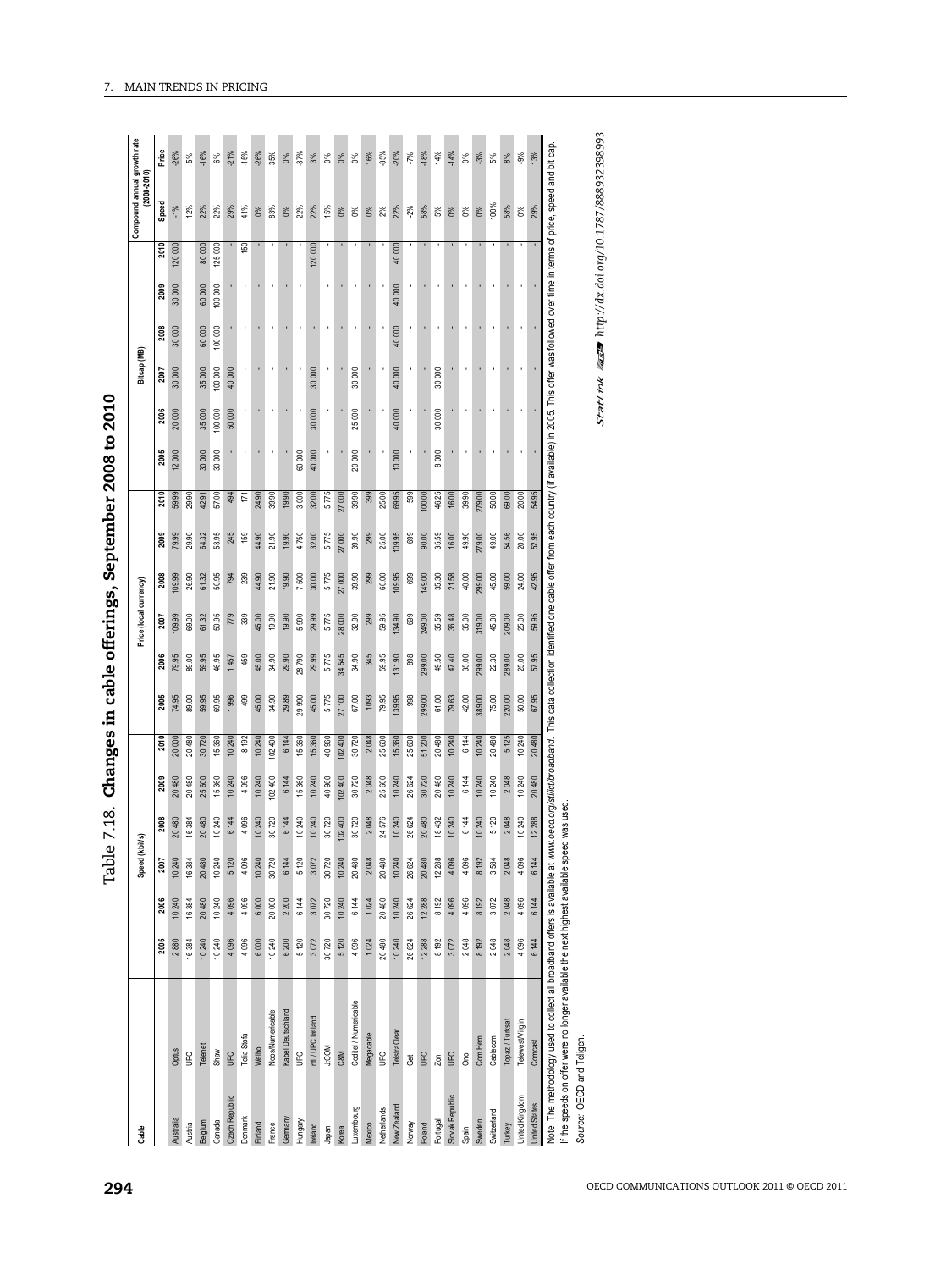# Table 7.18. **Changes in cable offerings, September 2008 to 2010**

| Cable | | Speed (kbit/s) | | | | | | Price (local currency) | | | | | | Bitcap (MB) | | | | | | Compound annual growth rate (2008-2010) | |
|---|---|---|---|---|---|---|---|---|---|---|---|---|---|---|---|---|---|---|---|---|---|
| | | 2005 | 2006 | 2007 | 2008 | 2009 | 2010 | 2005 | 2006 | 2007 | 2008 | 2009 | 2010 | 2005 | 2006 | 2007 | 2008 | 2009 | 2010 | Speed | Price |
| Australia | Optus | 2 880 | 10 240 | 10 240 | 20 480 | 20 480 | 20 000 | 74.95 | 79.95 | 109.99 | 109.99 | 79.99 | 59.99 | 12 000 | 20 000 | 30 000 | 30 000 | 30 000 | 120 000 | -1% | -26% |
| Austria | UPC | 16 384 | 16 384 | 16 384 | 16 384 | 20 480 | 20 480 | 89.00 | 89.00 | 69.00 | 26.90 | 29.90 | 29.90 | - | - | - | - | - | - | 12% | 5% |
| Belgium | Telenet | 10 240 | 20 480 | 20 480 | 20 480 | 25 600 | 30 720 | 59.95 | 59.95 | 61.32 | 61.32 | 64.32 | 42.91 | 30 000 | 35 000 | 35 000 | 60 000 | 60 000 | 80 000 | 22% | -16% |
| Canada | Shaw | 10 240 | 10 240 | 10 240 | 10 240 | 15 360 | 15 360 | 69.95 | 46.95 | 50.95 | 50.95 | 53.95 | 57.00 | 30 000 | 100 000 | 100 000 | 100 000 | 100 000 | 125 000 | 22% | 6% |
| Czech Republic | UPC | 4 096 | 4 096 | 5 120 | 6 144 | 10 240 | 10 240 | 1 996 | 1 457 | 779 | 794 | 245 | 494 | - | 50 000 | 40 000 | - | - | - | 29% | -21% |
| Denmark | Telia Stofa | 4 096 | 4 096 | 4 096 | 4 096 | 4 096 | 8 192 | 499 | 459 | 339 | 239 | 159 | 171 | - | - | - | - | - | 150 | 41% | -15% |
| Finland | Welho | 6 000 | 6 000 | 10 240 | 10 240 | 10 240 | 10 240 | 45.00 | 45.00 | 45.00 | 44.90 | 44.90 | 24.90 | - | - | - | - | - | - | 0% | -26% |
| France | Noos/Numericable | 10 240 | 20 000 | 30 720 | 30 720 | 102 400 | 102 400 | 34.90 | 34.90 | 19.90 | 21.90 | 21.90 | 39.90 | - | - | - | - | - | - | 83% | 35% |
| Germany | Kabel Deutschland | 6 200 | 2 200 | 6 144 | 6 144 | 6 144 | 6 144 | 29.89 | 29.90 | 19.90 | 19.90 | 19.90 | 19.90 | - | - | - | - | - | - | 0% | 0% |
| Hungary | UPC | 5 120 | 6 144 | 5 120 | 10 240 | 15 360 | 15 360 | 29 990 | 28 790 | 5 990 | 7 500 | 4 750 | 3 000 | 60 000 | - | - | - | - | - | 22% | -37% |
| Ireland | ntl / UPC Ireland | 3 072 | 3 072 | 3 072 | 10 240 | 10 240 | 15 360 | 45.00 | 29.99 | 29.99 | 30.00 | 32.00 | 32.00 | 40 000 | 30 000 | 30 000 | - | - | 120 000 | 22% | 3% |
| Japan | J:COM | 30 720 | 30 720 | 30 720 | 30 720 | 40 960 | 40 960 | 5 775 | 5 775 | 5 775 | 5 775 | 5 775 | 5 775 | - | - | - | - | - | - | 15% | 0% |
| Korea | C&M | 5 120 | 10 240 | 10 240 | 102 400 | 102 400 | 102 400 | 27 100 | 34 545 | 28 000 | 27 000 | 27 000 | 27 000 | - | - | - | - | - | - | 0% | 0% |
| Luxembourg | Coditel / Numericable | 4 096 | 6 144 | 20 480 | 30 720 | 30 720 | 30 720 | 67.00 | 34.90 | 32.90 | 39.90 | 39.90 | 39.90 | 20 000 | 25 000 | 30 000 | - | - | - | 0% | 0% |
| Mexico | Megacable | 1 024 | 1 024 | 2 048 | 2 048 | 2 048 | 2 048 | 1093 | 345 | 299 | 299 | 299 | 399 | - | - | - | - | - | - | 0% | 16% |
| Netherlands | UPC | 20 480 | 20 480 | 20 480 | 24 576 | 25 600 | 25 600 | 79.95 | 59.95 | 59.95 | 60.00 | 25.00 | 25.00 | - | - | - | - | - | - | 2% | -35% |
| New Zealand | TelstraClear | 10 240 | 10 240 | 10 240 | 10 240 | 10 240 | 15 360 | 139.95 | 131.90 | 134.90 | 109.95 | 109.95 | 69.95 | 10 000 | 40 000 | 40 000 | 40 000 | 40 000 | 40 000 | 22% | -20% |
| Norway | Get | 26 624 | 26 624 | 26 624 | 26 624 | 26 624 | 25 600 | 998 | 898 | 699 | 699 | 699 | 599 | - | - | - | - | - | - | -2% | -7% |
| Poland | UPC | 12 288 | 12 288 | 20 480 | 20 480 | 30 720 | 51 200 | 299.00 | 299.00 | 249.00 | 149.00 | 90.00 | 100.00 | - | - | - | - | - | - | 58% | -18% |
| Portugal | Zon | 8 192 | 8 192 | 12 288 | 18 432 | 20 480 | 20 480 | 61.00 | 49.50 | 35.59 | 35.30 | 35.59 | 46.25 | 8 000 | 30 000 | 30 000 | - | - | - | 5% | 14% |
| Slovak Republic | UPC | 3 072 | 4 096 | 4 096 | 10 240 | 10 240 | 10 240 | 79.63 | 47.40 | 36.48 | 21.58 | 16.00 | 16.00 | - | - | - | - | - | - | 0% | -14% |
| Spain | Ono | 2 048 | 4 096 | 4 096 | 6 144 | 6 144 | 6 144 | 42.00 | 35.00 | 35.00 | 40.00 | 49.90 | 39.90 | - | - | - | - | - | - | 0% | 0% |
| Sweden | Com Hem | 8 192 | 8 192 | 8 192 | 10 240 | 10 240 | 10 240 | 389.00 | 299.00 | 319.00 | 299.00 | 279.00 | 279.00 | - | - | - | - | - | - | 0% | -3% |
| Switzerland | Cablecom | 2 048 | 3 072 | 3 584 | 5 120 | 10 240 | 20 480 | 75.00 | 22.30 | 45.00 | 45.00 | 49.00 | 50.00 | - | - | - | - | - | - | 100% | 5% |
| Turkey | Topaz / Turksat | 2 048 | 2 048 | 2 048 | 2 048 | 2 048 | 5 125 | 220.00 | 289.00 | 209.00 | 59.00 | 54.56 | 69.00 | - | - | - | - | - | - | 58% | 8% |
| United Kingdom | Telewest/Virgin | 4 096 | 4 096 | 4 096 | 10 240 | 10 240 | 10 240 | 50.00 | 25.00 | 25.00 | 24.00 | 20.00 | 20.00 | - | - | - | - | - | - | 0% | -9% |
| United States | Comcast | 6 144 | 6 144 | 6 144 | 12 288 | 20 480 | 20 480 | 67.95 | 57.95 | 59.95 | 42.95 | 52.95 | 54.95 | - | - | - | - | - | - | 29% | 13% |

Note: The methodology used to collect all broadband offers is available at *www.oecd.org/sti/ict/broadband*. This data collection identified one cable offer from each country (if available) in 2005. This offer was followed over time in terms of price, speed and bit cap. If the speeds on offer were no longer available the next highest available speed was used.

Source: OECD and Teligen.

StatLink http://dx.doi.org/10.1787/888932398993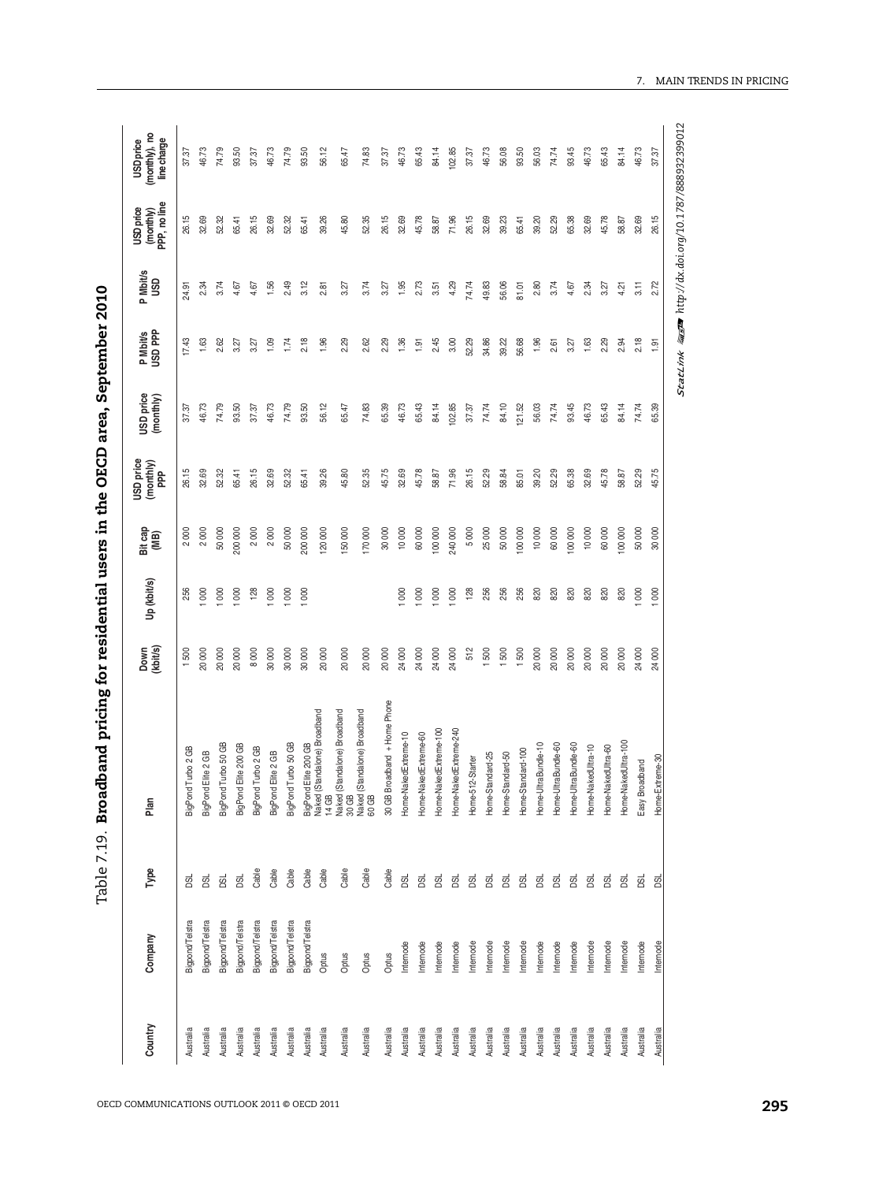## Table 7.19. Broadband pricing for residential users in the OECD area, September 2010

| Country | Company | Type | Plan | Down (kbit/s) | Up (kbit/s) | Bit cap (MB) | USD price (monthly) PPP | USD price (monthly) | P Mbit/s USD PPP | P Mbit/s USD | USD price (monthly) PPP, no line | USD price (monthly), no line charge |
|---|---|---|---|---|---|---|---|---|---|---|---|---|
| Australia | Bigpond/Telstra | DSL | BigPond Turbo 2 GB | 1 500 | 256 | 2 000 | 26.15 | 37.37 | 17.43 | 24.91 | 26.15 | 37.37 |
| Australia | Bigpond/Telstra | DSL | BigPond Elite 2 GB | 20 000 | 1 000 | 2 000 | 32.69 | 46.73 | 1.63 | 2.34 | 32.69 | 46.73 |
| Australia | Bigpond/Telstra | DSL | BigPond Turbo 50 GB | 20 000 | 1 000 | 50 000 | 52.32 | 74.79 | 2.62 | 3.74 | 52.32 | 74.79 |
| Australia | Bigpond/Telstra | DSL | BigPond Elite 200 GB | 20 000 | 1 000 | 200 000 | 65.41 | 93.50 | 3.27 | 4.67 | 65.41 | 93.50 |
| Australia | Bigpond/Telstra | Cable | BigPond Turbo 2 GB | 8 000 | 128 | 2 000 | 26.15 | 37.37 | 3.27 | 4.67 | 26.15 | 37.37 |
| Australia | Bigpond/Telstra | Cable | BigPond Elite 2 GB | 30 000 | 1 000 | 2 000 | 32.69 | 46.73 | 1.09 | 1.56 | 32.69 | 46.73 |
| Australia | Bigpond/Telstra | Cable | BigPond Turbo 50 GB | 30 000 | 1 000 | 50 000 | 52.32 | 74.79 | 1.74 | 2.49 | 52.32 | 74.79 |
| Australia | Bigpond/Telstra | Cable | BigPond Elite 200 GB | 30 000 | 1 000 | 200 000 | 65.41 | 93.50 | 2.18 | 3.12 | 65.41 | 93.50 |
| Australia | Optus | Cable | Naked (Standalone) Broadband 14 GB | 20 000 | | 120 000 | 39.26 | 56.12 | 1.96 | 2.81 | 39.26 | 56.12 |
| Australia | Optus | Cable | Naked (Standalone) Broadband 30 GB | 20 000 | | 150 000 | 45.80 | 65.47 | 2.29 | 3.27 | 45.80 | 65.47 |
| Australia | Optus | Cable | Naked (Standalone) Broadband 60 GB | 20 000 | | 170 000 | 52.35 | 74.83 | 2.62 | 3.74 | 52.35 | 74.83 |
| Australia | Optus | Cable | 30 GB Broadband + Home Phone | 20 000 | | 30 000 | 45.75 | 65.39 | 2.29 | 3.27 | 26.15 | 37.37 |
| Australia | Internode | DSL | Home-NakedExtreme-10 | 24 000 | 1 000 | 10 000 | 32.69 | 46.73 | 1.36 | 1.95 | 32.69 | 46.73 |
| Australia | Internode | DSL | Home-NakedExtreme-60 | 24 000 | 1 000 | 60 000 | 45.78 | 65.43 | 1.91 | 2.73 | 45.78 | 65.43 |
| Australia | Internode | DSL | Home-NakedExtreme-100 | 24 000 | 1 000 | 100 000 | 58.87 | 84.14 | 2.45 | 3.51 | 58.87 | 84.14 |
| Australia | Internode | DSL | Home-NakedExtreme-240 | 24 000 | 1 000 | 240 000 | 71.96 | 102.85 | 3.00 | 4.29 | 71.96 | 102.85 |
| Australia | Internode | DSL | Home-512-Starter | 512 | 128 | 5 000 | 26.15 | 37.37 | 52.29 | 74.74 | 26.15 | 37.37 |
| Australia | Internode | DSL | Home-Standard-25 | 1 500 | 256 | 25 000 | 52.29 | 74.74 | 34.86 | 49.83 | 32.69 | 46.73 |
| Australia | Internode | DSL | Home-Standard-50 | 1 500 | 256 | 50 000 | 58.84 | 84.10 | 39.22 | 56.06 | 39.23 | 56.08 |
| Australia | Internode | DSL | Home-Standard-100 | 1 500 | 256 | 100 000 | 85.01 | 121.52 | 56.68 | 81.01 | 65.41 | 93.50 |
| Australia | Internode | DSL | Home-UltraBundle-10 | 20 000 | 820 | 10 000 | 39.20 | 56.03 | 1.96 | 2.80 | 39.20 | 56.03 |
| Australia | Internode | DSL | Home-UltraBundle-60 | 20 000 | 820 | 60 000 | 52.29 | 74.74 | 2.61 | 3.74 | 52.29 | 74.74 |
| Australia | Internode | DSL | Home-UltraBundle-60 | 20 000 | 820 | 100 000 | 65.38 | 93.45 | 3.27 | 4.67 | 65.38 | 93.45 |
| Australia | Internode | DSL | Home-NakedUltra-10 | 20 000 | 820 | 10 000 | 32.69 | 46.73 | 1.63 | 2.34 | 32.69 | 46.73 |
| Australia | Internode | DSL | Home-NakedUltra-60 | 20 000 | 820 | 60 000 | 45.78 | 65.43 | 2.29 | 3.27 | 45.78 | 65.43 |
| Australia | Internode | DSL | Home-NakedUltra-100 | 20 000 | 820 | 100 000 | 58.87 | 84.14 | 2.94 | 4.21 | 58.87 | 84.14 |
| Australia | Internode | DSL | Easy Broadband | 24 000 | 1 000 | 50 000 | 52.29 | 74.74 | 2.18 | 3.11 | 32.69 | 46.73 |
| Australia | Internode | DSL | Home-Extreme-30 | 24 000 | 1 000 | 30 000 | 45.75 | 65.39 | 1.91 | 2.72 | 26.15 | 37.37 |

StatLink http://dx.doi.org/10.1787/888932399012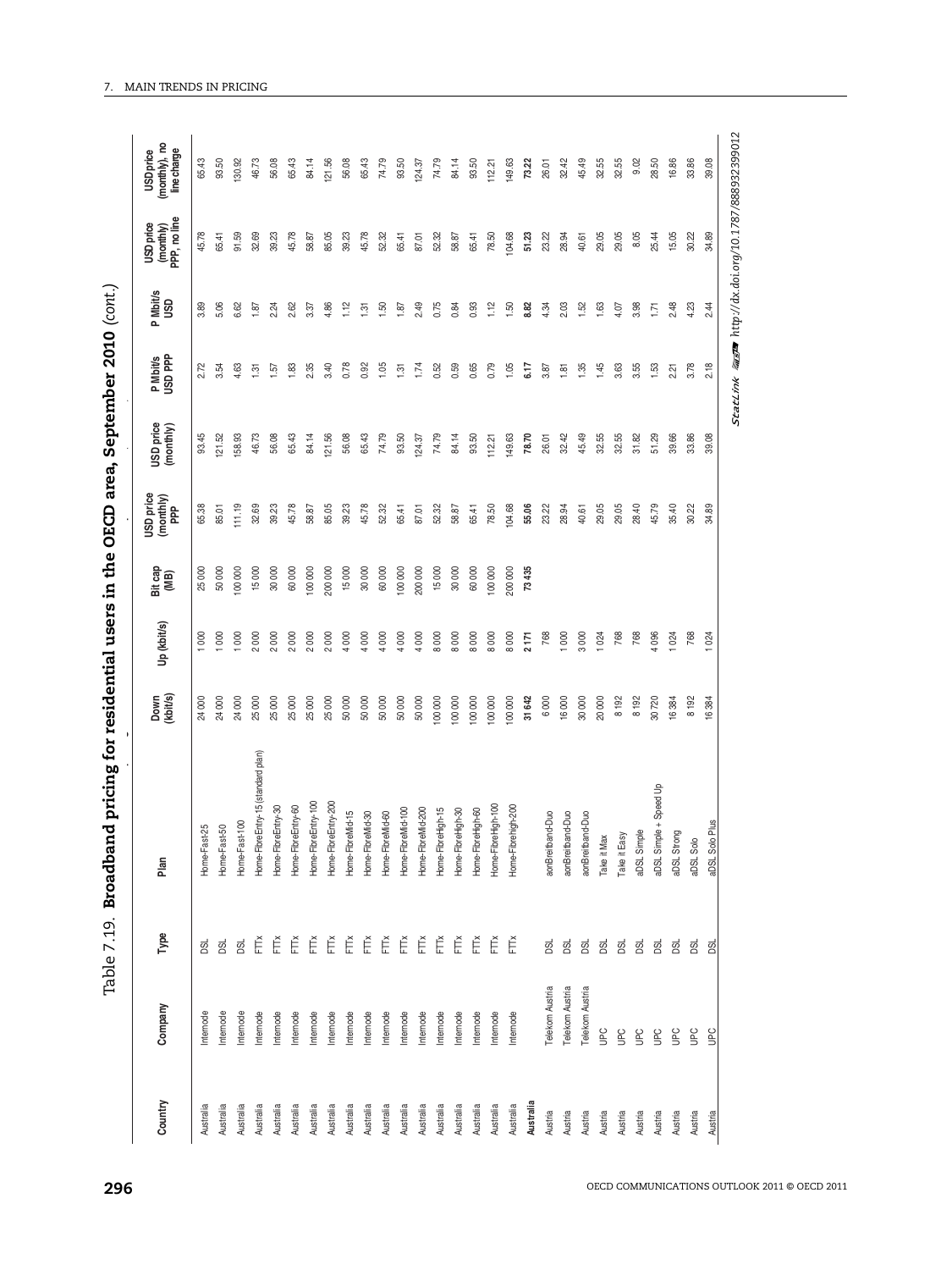Table 7.19. **Broadband pricing for residential users in the OECD area, September 2010** (*cont.*)

| Country | Company | Type | Plan | Down (kbit/s) | Up (kbit/s) | Bit cap (MB) | USD price (monthly) PPP | USD price (monthly) | P Mbit/s USD PPP | P Mbit/s USD | USD price (monthly) PPP, no line | USD price (monthly), no line charge |
|---|---|---|---|---|---|---|---|---|---|---|---|---|
| Australia | Internode | DSL | Home-Fast-25 | 24 000 | 1 000 | 25 000 | 65.38 | 93.45 | 2.72 | 3.89 | 45.78 | 65.43 |
| Australia | Internode | DSL | Home-Fast-50 | 24 000 | 1 000 | 50 000 | 85.01 | 121.52 | 3.54 | 5.06 | 65.41 | 93.50 |
| Australia | Internode | DSL | Home-Fast-100 | 24 000 | 1 000 | 100 000 | 111.19 | 158.93 | 4.63 | 6.62 | 91.59 | 130.92 |
| Australia | Internode | FTTx | Home-FibreEntry-15 (standard plan) | 25 000 | 2 000 | 15 000 | 32.69 | 46.73 | 1.31 | 1.87 | 32.69 | 46.73 |
| Australia | Internode | FTTx | Home-FibreEntry-30 | 25 000 | 2 000 | 30 000 | 39.23 | 56.08 | 1.57 | 2.24 | 39.23 | 56.08 |
| Australia | Internode | FTTx | Home-FibreEntry-60 | 25 000 | 2 000 | 60 000 | 45.78 | 65.43 | 1.83 | 2.62 | 45.78 | 65.43 |
| Australia | Internode | FTTx | Home-FibreEntry-100 | 25 000 | 2 000 | 100 000 | 58.87 | 84.14 | 2.35 | 3.37 | 58.87 | 84.14 |
| Australia | Internode | FTTx | Home-FibreEntry-200 | 25 000 | 2 000 | 200 000 | 85.05 | 121.56 | 3.40 | 4.86 | 85.05 | 121.56 |
| Australia | Internode | FTTx | Home-FibreMid-15 | 50 000 | 4 000 | 15 000 | 39.23 | 56.08 | 0.78 | 1.12 | 39.23 | 56.08 |
| Australia | Internode | FTTx | Home-FibreMid-30 | 50 000 | 4 000 | 30 000 | 45.78 | 65.43 | 0.92 | 1.31 | 45.78 | 65.43 |
| Australia | Internode | FTTx | Home-FibreMid-60 | 50 000 | 4 000 | 60 000 | 52.32 | 74.79 | 1.05 | 1.50 | 52.32 | 74.79 |
| Australia | Internode | FTTx | Home-FibreMid-100 | 50 000 | 4 000 | 100 000 | 65.41 | 93.50 | 1.31 | 1.87 | 65.41 | 93.50 |
| Australia | Internode | FTTx | Home-FibreMid-200 | 50 000 | 4 000 | 200 000 | 87.01 | 124.37 | 1.74 | 2.49 | 87.01 | 124.37 |
| Australia | Internode | FTTx | Home-FibreHigh-15 | 100 000 | 8 000 | 15 000 | 52.32 | 74.79 | 0.52 | 0.75 | 52.32 | 74.79 |
| Australia | Internode | FTTx | Home-FibreHigh-30 | 100 000 | 8 000 | 30 000 | 58.87 | 84.14 | 0.59 | 0.84 | 58.87 | 84.14 |
| Australia | Internode | FTTx | Home-FibreHigh-60 | 100 000 | 8 000 | 60 000 | 65.41 | 93.50 | 0.65 | 0.93 | 65.41 | 93.50 |
| Australia | Internode | FTTx | Home-FibreHigh-100 | 100 000 | 8 000 | 100 000 | 78.50 | 112.21 | 0.79 | 1.12 | 78.50 | 112.21 |
| Australia | Internode | FTTx | Home-Fibrehigh-200 | 100 000 | 8 000 | 200 000 | 104.68 | 149.63 | 1.05 | 1.50 | 104.68 | 149.63 |
| **Australia** | | | | **31 642** | **2 171** | **73 435** | **55.06** | **78.70** | **6.17** | **8.82** | **51.23** | **73.22** |
| Austria | Telekom Austria | DSL | aonBreitband-Duo | 6 000 | 768 | | 23.22 | 26.01 | 3.87 | 4.34 | 23.22 | 26.01 |
| Austria | Telekom Austria | DSL | aonBreitband-Duo | 16 000 | 1 000 | | 28.94 | 32.42 | 1.81 | 2.03 | 28.94 | 32.42 |
| Austria | Telekom Austria | DSL | aonBreitband-Duo | 30 000 | 3 000 | | 40.61 | 45.49 | 1.35 | 1.52 | 40.61 | 45.49 |
| Austria | UPC | DSL | Take it Max | 20 000 | 1 024 | | 29.05 | 32.55 | 1.45 | 1.63 | 29.05 | 32.55 |
| Austria | UPC | DSL | Take it Easy | 8 192 | 768 | | 29.05 | 32.55 | 3.63 | 4.07 | 29.05 | 32.55 |
| Austria | UPC | DSL | aDSL Simple | 8 192 | 768 | | 28.40 | 31.82 | 3.55 | 3.98 | 8.05 | 9.02 |
| Austria | UPC | DSL | aDSL Simple + Speed Up | 30 720 | 4 096 | | 45.79 | 51.29 | 1.53 | 1.71 | 25.44 | 28.50 |
| Austria | UPC | DSL | aDSL Strong | 16 384 | 1 024 | | 35.40 | 39.66 | 2.21 | 2.48 | 15.05 | 16.86 |
| Austria | UPC | DSL | aDSL Solo | 8 192 | 768 | | 30.22 | 33.86 | 3.78 | 4.23 | 30.22 | 33.86 |
| Austria | UPC | DSL | aDSL Solo Plus | 16 384 | 1 024 | | 34.89 | 39.08 | 2.18 | 2.44 | 34.89 | 39.08 |

StatLink http://dx.doi.org/10.1787/888932399012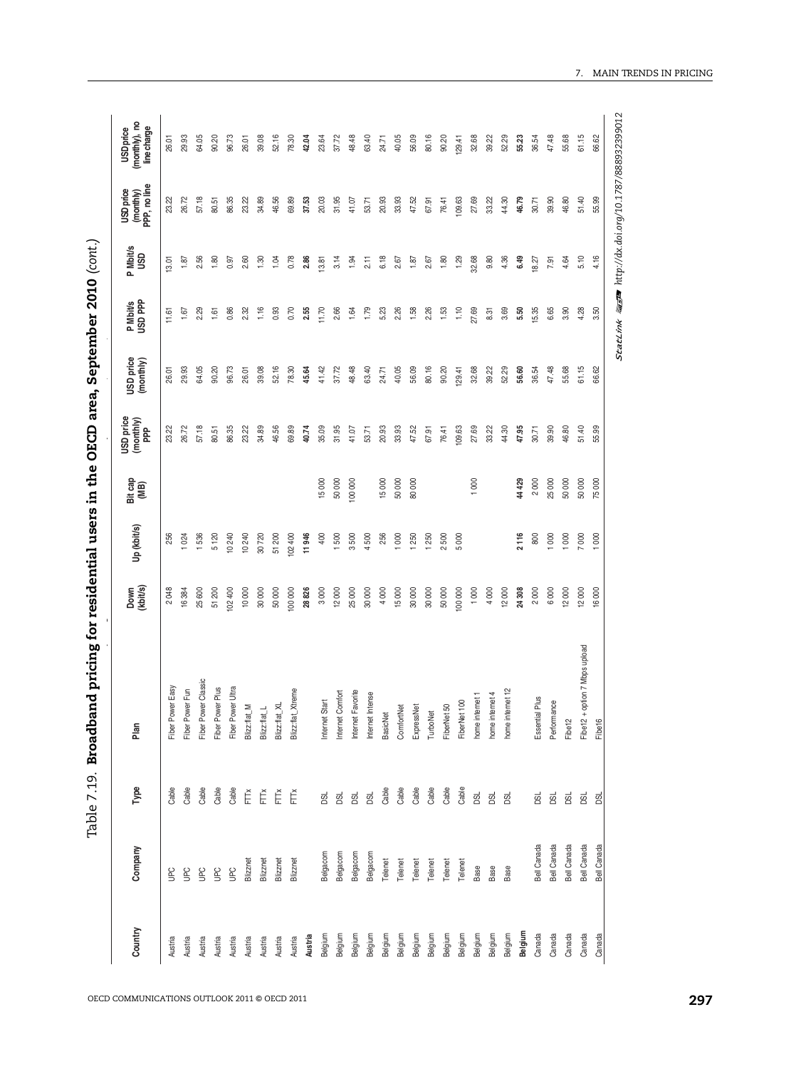Table 7.19. **Broadband pricing for residential users in the OECD area, September 2010** (*cont.*)

| Country | Company | Type | Plan | Down (kbit/s) | Up (kbit/s) | Bit cap (MB) | USD price (monthly) PPP | USD price (monthly) | P Mbit/s USD PPP | P Mbit/s USD | USD price (monthly) PPP, no line | USD price (monthly), no line charge |
|---|---|---|---|---|---|---|---|---|---|---|---|---|
| Austria | UPC | Cable | Fiber Power Easy | 2 048 | 256 | | 23.22 | 26.01 | 11.61 | 13.01 | 23.22 | 26.01 |
| Austria | UPC | Cable | Fiber Power Fun | 16 384 | 1 024 | | 26.72 | 29.93 | 1.67 | 1.87 | 26.72 | 29.93 |
| Austria | UPC | Cable | Fiber Power Classic | 25 600 | 1 536 | | 57.18 | 64.05 | 2.29 | 2.56 | 57.18 | 64.05 |
| Austria | UPC | Cable | Fiber Power Plus | 51 200 | 5 120 | | 80.51 | 90.20 | 1.61 | 1.80 | 80.51 | 90.20 |
| Austria | UPC | Cable | Fiber Power Ultra | 102 400 | 10 240 | | 86.35 | 96.73 | 0.86 | 0.97 | 86.35 | 96.73 |
| Austria | Blizznet | FTTx | Blizz:flat_M | 10 000 | 10 240 | | 23.22 | 26.01 | 2.32 | 2.60 | 23.22 | 26.01 |
| Austria | Blizznet | FTTx | Blizz:flat_L | 30 000 | 30 720 | | 34.89 | 39.08 | 1.16 | 1.30 | 34.89 | 39.08 |
| Austria | Blizznet | FTTx | Blizz:flat_XL | 50 000 | 51 200 | | 46.56 | 52.16 | 0.93 | 1.04 | 46.56 | 52.16 |
| Austria | Blizznet | FTTx | Blizz:flat_Xtreme | 100 000 | 102 400 | | 69.89 | 78.30 | 0.70 | 0.78 | 69.89 | 78.30 |
| **Austria** | | | | **28 826** | **11 946** | | **40.74** | **45.64** | **2.55** | **2.86** | **37.53** | **42.04** |
| Belgium | Belgacom | DSL | Internet Start | 3 000 | 400 | 15 000 | 35.09 | 41.42 | 11.70 | 13.81 | 20.03 | 23.64 |
| Belgium | Belgacom | DSL | Internet Comfort | 12 000 | 1 500 | 50 000 | 31.95 | 37.72 | 2.66 | 3.14 | 31.95 | 37.72 |
| Belgium | Belgacom | DSL | Internet Favorite | 25 000 | 3 500 | 100 000 | 41.07 | 48.48 | 1.64 | 1.94 | 41.07 | 48.48 |
| Belgium | Belgacom | DSL | Internet Intense | 30 000 | 4 500 | | 53.71 | 63.40 | 1.79 | 2.11 | 53.71 | 63.40 |
| Belgium | Telenet | Cable | BasicNet | 4 000 | 256 | 15 000 | 20.93 | 24.71 | 5.23 | 6.18 | 20.93 | 24.71 |
| Belgium | Telenet | Cable | ComfortNet | 15 000 | 1 000 | 50 000 | 33.93 | 40.05 | 2.26 | 2.67 | 33.93 | 40.05 |
| Belgium | Telenet | Cable | ExpressNet | 30 000 | 1 250 | 80 000 | 47.52 | 56.09 | 1.58 | 1.87 | 47.52 | 56.09 |
| Belgium | Telenet | Cable | TurboNet | 30 000 | 1 250 | | 67.91 | 80.16 | 2.26 | 2.67 | 67.91 | 80.16 |
| Belgium | Telenet | Cable | FiberNet 50 | 50 000 | 2 500 | | 76.41 | 90.20 | 1.53 | 1.80 | 76.41 | 90.20 |
| Belgium | Telenet | Cable | FiberNet 100 | 100 000 | 5 000 | | 109.63 | 129.41 | 1.10 | 1.29 | 109.63 | 129.41 |
| Belgium | Base | DSL | home internet 1 | 1 000 | | 1 000 | 27.69 | 32.68 | 27.69 | 32.68 | 27.69 | 32.68 |
| Belgium | Base | DSL | home internet 4 | 4 000 | | | 33.22 | 39.22 | 8.31 | 9.80 | 33.22 | 39.22 |
| Belgium | Base | DSL | home internet 12 | 12 000 | | | 44.30 | 52.29 | 3.69 | 4.36 | 44.30 | 52.29 |
| **Belgium** | | | | **24 308** | **2 116** | **44 429** | **47.95** | **56.60** | **5.50** | **6.49** | **46.79** | **55.23** |
| Canada | Bell Canada | DSL | Essential Plus | 2 000 | 800 | 2 000 | 30.71 | 36.54 | 15.35 | 18.27 | 30.71 | 36.54 |
| Canada | Bell Canada | DSL | Performance | 6 000 | 1 000 | 25 000 | 39.90 | 47.48 | 6.65 | 7.91 | 39.90 | 47.48 |
| Canada | Bell Canada | DSL | Fibe12 | 12 000 | 1 000 | 50 000 | 46.80 | 55.68 | 3.90 | 4.64 | 46.80 | 55.68 |
| Canada | Bell Canada | DSL | Fibe12 + option 7 Mbps upload | 12 000 | 7 000 | 50 000 | 51.40 | 61.15 | 4.28 | 5.10 | 51.40 | 61.15 |
| Canada | Bell Canada | DSL | Fibe16 | 16 000 | 1 000 | 75 000 | 55.99 | 66.62 | 3.50 | 4.16 | 55.99 | 66.62 |

StatLink http://dx.doi.org/10.1787/888932399012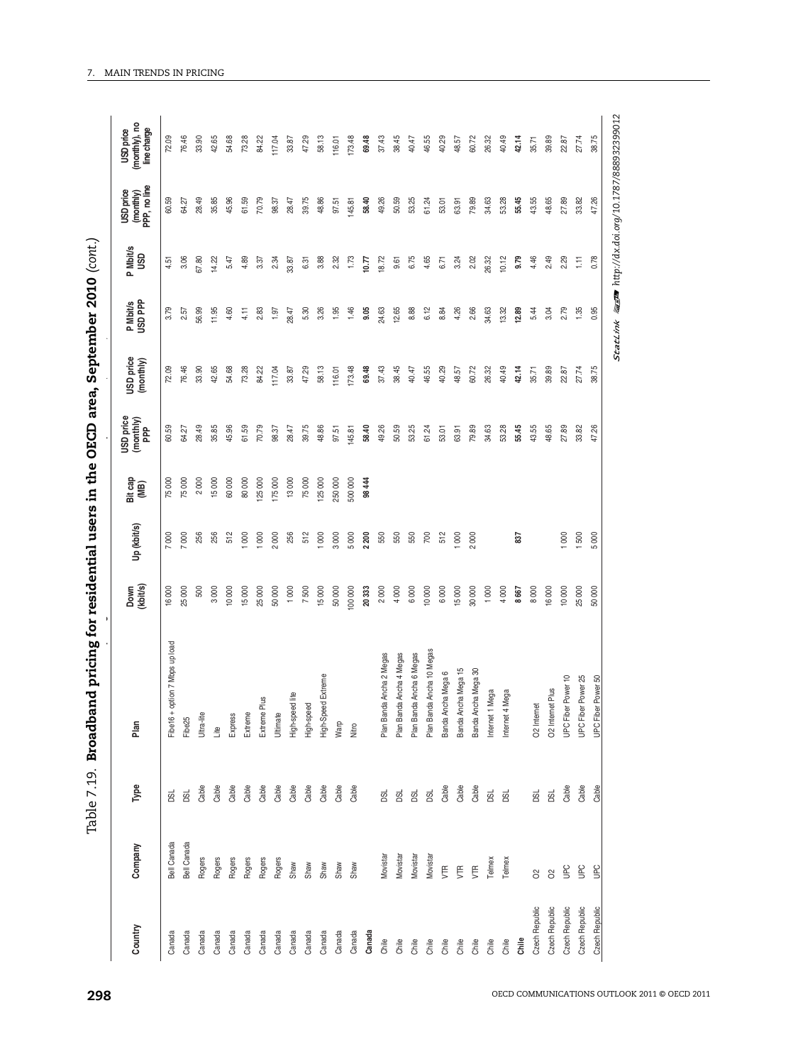Table 7.19. **Broadband pricing for residential users in the OECD area, September 2010** *(cont.)*

| Country | Company | Type | Plan | Down (kbit/s) | Up (kbit/s) | Bit cap (MB) | USD price (monthly) PPP | USD price (monthly) | P Mbit/s USD PPP | P Mbit/s USD | USD price (monthly) PPP, no line | USD price (monthly), no line charge |
|---|---|---|---|---|---|---|---|---|---|---|---|---|
| Canada | Bell Canada | DSL | Fibe16 + option 7 Mbps upload | 16 000 | 7 000 | 75 000 | 60.59 | 72.09 | 3.79 | 4.51 | 60.59 | 72.09 |
| Canada | Bell Canada | DSL | Fibe25 | 25 000 | 7 000 | 75 000 | 64.27 | 76.46 | 2.57 | 3.06 | 64.27 | 76.46 |
| Canada | Rogers | Cable | Ultra-lite | 500 | 256 | 2 000 | 28.49 | 33.90 | 56.99 | 67.80 | 28.49 | 33.90 |
| Canada | Rogers | Cable | Lite | 3 000 | 256 | 15 000 | 35.85 | 42.65 | 11.95 | 14.22 | 35.85 | 42.65 |
| Canada | Rogers | Cable | Express | 10 000 | 512 | 60 000 | 45.96 | 54.68 | 4.60 | 5.47 | 45.96 | 54.68 |
| Canada | Rogers | Cable | Extreme | 15 000 | 1 000 | 80 000 | 61.59 | 73.28 | 4.11 | 4.89 | 61.59 | 73.28 |
| Canada | Rogers | Cable | Extreme Plus | 25 000 | 1 000 | 125 000 | 70.79 | 84.22 | 2.83 | 3.37 | 70.79 | 84.22 |
| Canada | Rogers | Cable | Ultimate | 50 000 | 2 000 | 175 000 | 98.37 | 117.04 | 1.97 | 2.34 | 98.37 | 117.04 |
| Canada | Shaw | Cable | High-speed lite | 1 000 | 256 | 13 000 | 28.47 | 33.87 | 28.47 | 33.87 | 28.47 | 33.87 |
| Canada | Shaw | Cable | High-speed | 7 500 | 512 | 75 000 | 39.75 | 47.29 | 5.30 | 6.31 | 39.75 | 47.29 |
| Canada | Shaw | Cable | High-Speed Extreme | 15 000 | 1 000 | 125 000 | 48.86 | 58.13 | 3.26 | 3.88 | 48.86 | 58.13 |
| Canada | Shaw | Cable | Warp | 50 000 | 3 000 | 250 000 | 97.51 | 116.01 | 1.95 | 2.32 | 97.51 | 116.01 |
| Canada | Shaw | Cable | Nitro | 100 000 | 5 000 | 500 000 | 145.81 | 173.48 | 1.46 | 1.73 | 145.81 | 173.48 |
| **Canada** | | | | **20 333** | **2 200** | **98 444** | **58.40** | **69.48** | **9.05** | **10.77** | **58.40** | **69.48** |
| Chile | Movistar | DSL | Plan Banda Ancha 2 Megas | 2 000 | 550 | | 49.26 | 37.43 | 24.63 | 18.72 | 49.26 | 37.43 |
| Chile | Movistar | DSL | Plan Banda Ancha 4 Megas | 4 000 | 550 | | 50.59 | 38.45 | 12.65 | 9.61 | 50.59 | 38.45 |
| Chile | Movistar | DSL | Plan Banda Ancha 6 Megas | 6 000 | 550 | | 53.25 | 40.47 | 8.88 | 6.75 | 53.25 | 40.47 |
| Chile | Movistar | DSL | Plan Banda Ancha 10 Megas | 10 000 | 700 | | 61.24 | 46.55 | 6.12 | 4.65 | 61.24 | 46.55 |
| Chile | VTR | Cable | Banda Ancha Mega 6 | 6 000 | 512 | | 53.01 | 40.29 | 8.84 | 6.71 | 53.01 | 40.29 |
| Chile | VTR | Cable | Banda Ancha Mega 15 | 15 000 | 1 000 | | 63.91 | 48.57 | 4.26 | 3.24 | 63.91 | 48.57 |
| Chile | VTR | Cable | Banda Ancha Mega 30 | 30 000 | 2 000 | | 79.89 | 60.72 | 2.66 | 2.02 | 79.89 | 60.72 |
| Chile | Telmex | DSL | Internet 1 Mega | 1 000 | | | 34.63 | 26.32 | 34.63 | 26.32 | 34.63 | 26.32 |
| Chile | Telmex | DSL | Internet 4 Mega | 4 000 | | | 53.28 | 40.49 | 13.32 | 10.12 | 53.28 | 40.49 |
| **Chile** | | | | **8 667** | **837** | | **55.45** | **42.14** | **12.89** | **9.79** | **55.45** | **42.14** |
| Czech Republic | O2 | DSL | O2 Internet | 8 000 | | | 43.55 | 35.71 | 5.44 | 4.46 | 43.55 | 35.71 |
| Czech Republic | O2 | DSL | O2 Internet Plus | 16 000 | | | 48.65 | 39.89 | 3.04 | 2.49 | 48.65 | 39.89 |
| Czech Republic | UPC | Cable | UPC Fiber Power 10 | 10 000 | 1 000 | | 27.89 | 22.87 | 2.79 | 2.29 | 27.89 | 22.87 |
| Czech Republic | UPC | Cable | UPC Fiber Power 25 | 25 000 | 1 500 | | 33.82 | 27.74 | 1.35 | 1.11 | 33.82 | 27.74 |
| Czech Republic | UPC | Cable | UPC Fiber Power 50 | 50 000 | 5 000 | | 47.26 | 38.75 | 0.95 | 0.78 | 47.26 | 38.75 |

*StatLink* http://dx.doi.org/10.1787/888932399012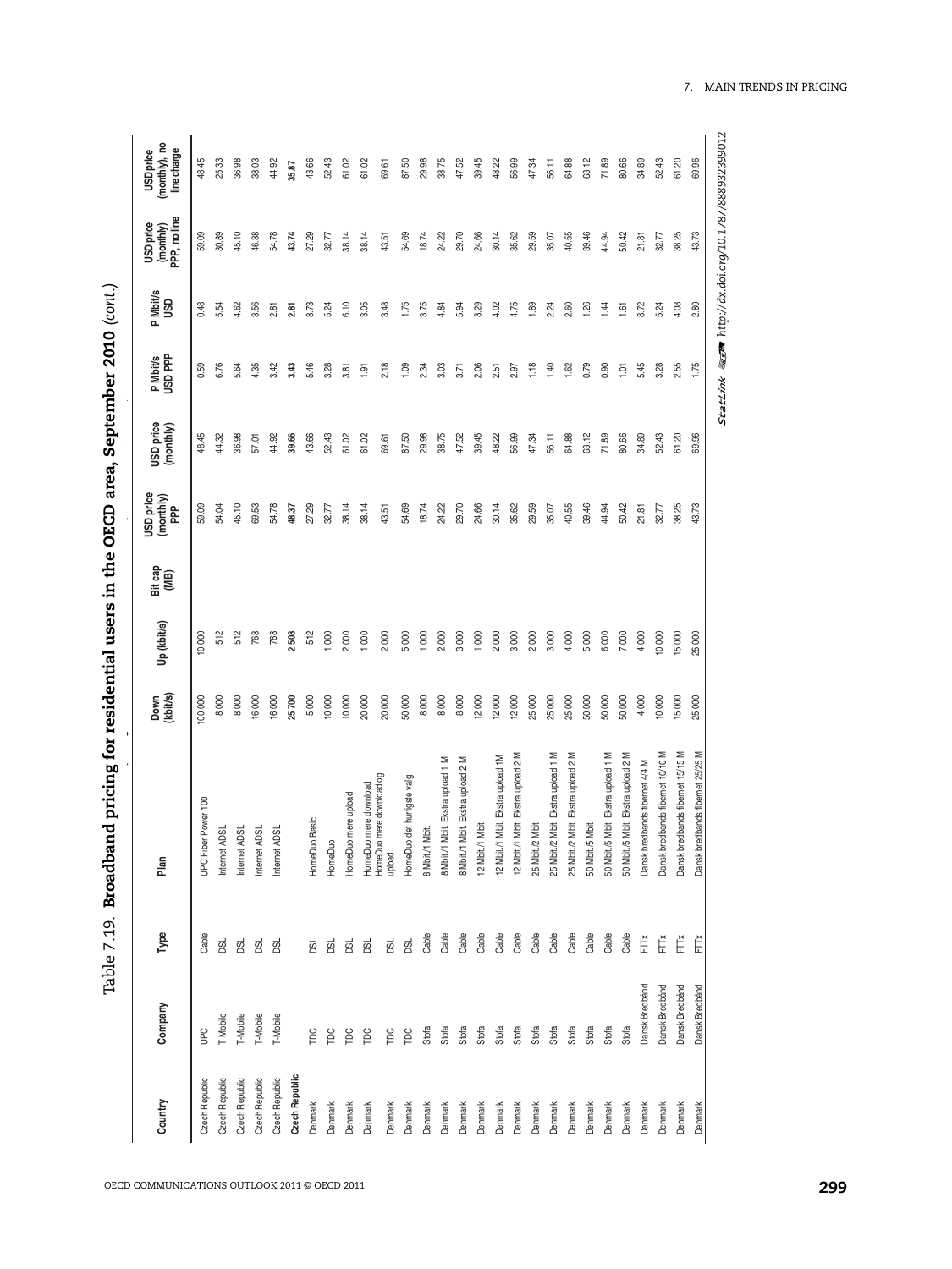Table 7.19. **Broadband pricing for residential users in the OECD area, September 2010** *(cont.)*

| Country | Company | Type | Plan | Down (kbit/s) | Up (kbit/s) | Bit cap (MB) | USD price (monthly) PPP | USD price (monthly) | P Mbit/s USD PPP | P Mbit/s USD | USD price (monthly) PPP, no line | USD price (monthly), no line charge |
|---|---|---|---|---|---|---|---|---|---|---|---|---|
| Czech Republic | UPC | Cable | UPC Fiber Power 100 | 100 000 | 10 000 | | 59.09 | 48.45 | 0.59 | 0.48 | 59.09 | 48.45 |
| Czech Republic | T-Mobile | DSL | Internet ADSL | 8 000 | 512 | | 54.04 | 44.32 | 6.76 | 5.54 | 30.89 | 25.33 |
| Czech Republic | T-Mobile | DSL | Internet ADSL | 8 000 | 512 | | 45.10 | 36.98 | 5.64 | 4.62 | 45.10 | 36.98 |
| Czech Republic | T-Mobile | DSL | Internet ADSL | 16 000 | 768 | | 69.53 | 57.01 | 4.35 | 3.56 | 46.38 | 38.03 |
| Czech Republic | T-Mobile | DSL | Internet ADSL | 16 000 | 768 | | 54.78 | 44.92 | 3.42 | 2.81 | 54.78 | 44.92 |
| **Czech Republic** | | | | **25 700** | **2 508** | | **48.37** | **39.66** | **3.43** | **2.81** | **43.74** | **35.87** |
| Denmark | TDC | DSL | HomeDuo Basic | 5 000 | 512 | | 27.29 | 43.66 | 5.46 | 8.73 | 27.29 | 43.66 |
| Denmark | TDC | DSL | HomeDuo | 10 000 | 1 000 | | 32.77 | 52.43 | 3.28 | 5.24 | 32.77 | 52.43 |
| Denmark | TDC | DSL | HomeDuo mere upload | 10 000 | 2 000 | | 38.14 | 61.02 | 3.81 | 6.10 | 38.14 | 61.02 |
| Denmark | TDC | DSL | HomeDuo mere download | 20 000 | 1 000 | | 38.14 | 61.02 | 1.91 | 3.05 | 38.14 | 61.02 |
| Denmark | TDC | DSL | HomeDuo mere download og upload | 20 000 | 2 000 | | 43.51 | 69.61 | 2.18 | 3.48 | 43.51 | 69.61 |
| Denmark | TDC | DSL | HomeDuo det hurtigste valg | 50 000 | 5 000 | | 54.69 | 87.50 | 1.09 | 1.75 | 54.69 | 87.50 |
| Denmark | Stofa | Cable | 8 Mbit./1 Mbit. | 8 000 | 1 000 | | 18.74 | 29.98 | 2.34 | 3.75 | 18.74 | 29.98 |
| Denmark | Stofa | Cable | 8 Mbit./1 Mbit. Ekstra upload 1 M | 8 000 | 2 000 | | 24.22 | 38.75 | 3.03 | 4.84 | 24.22 | 38.75 |
| Denmark | Stofa | Cable | 8 Mbit./1 Mbit. Ekstra upload 2 M | 8 000 | 3 000 | | 29.70 | 47.52 | 3.71 | 5.94 | 29.70 | 47.52 |
| Denmark | Stofa | Cable | 12 Mbit./1 Mbit. | 12 000 | 1 000 | | 24.66 | 39.45 | 2.06 | 3.29 | 24.66 | 39.45 |
| Denmark | Stofa | Cable | 12 Mbit./1 Mbit. Ekstra upload 1M | 12 000 | 2 000 | | 30.14 | 48.22 | 2.51 | 4.02 | 30.14 | 48.22 |
| Denmark | Stofa | Cable | 12 Mbit./1 Mbit. Ekstra upload 2 M | 12 000 | 3 000 | | 35.62 | 56.99 | 2.97 | 4.75 | 35.62 | 56.99 |
| Denmark | Stofa | Cable | 25 Mbit./2 Mbit. | 25 000 | 2 000 | | 29.59 | 47.34 | 1.18 | 1.89 | 29.59 | 47.34 |
| Denmark | Stofa | Cable | 25 Mbit./2 Mbit. Ekstra upload 1 M | 25 000 | 3 000 | | 35.07 | 56.11 | 1.40 | 2.24 | 35.07 | 56.11 |
| Denmark | Stofa | Cable | 25 Mbit./2 Mbit. Ekstra upload 2 M | 25 000 | 4 000 | | 40.55 | 64.88 | 1.62 | 2.60 | 40.55 | 64.88 |
| Denmark | Stofa | Cable | 50 Mbit./5 Mbit. | 50 000 | 5 000 | | 39.46 | 63.12 | 0.79 | 1.26 | 39.46 | 63.12 |
| Denmark | Stofa | Cable | 50 Mbit./5 Mbit. Ekstra upload 1 M | 50 000 | 6 000 | | 44.94 | 71.89 | 0.90 | 1.44 | 44.94 | 71.89 |
| Denmark | Stofa | Cable | 50 Mbit./5 Mbit. Ekstra upload 2 M | 50 000 | 7 000 | | 50.42 | 80.66 | 1.01 | 1.61 | 50.42 | 80.66 |
| Denmark | Dansk Bredbånd | FTTx | Dansk bredbånds fibernet 4/4 M | 4 000 | 4 000 | | 21.81 | 34.89 | 5.45 | 8.72 | 21.81 | 34.89 |
| Denmark | Dansk Bredbånd | FTTx | Dansk bredbånds fibernet 10/10 M | 10 000 | 10 000 | | 32.77 | 52.43 | 3.28 | 5.24 | 32.77 | 52.43 |
| Denmark | Dansk Bredbånd | FTTx | Dansk bredbånds fibernet 15/15 M | 15 000 | 15 000 | | 38.25 | 61.20 | 2.55 | 4.08 | 38.25 | 61.20 |
| Denmark | Dansk Bredbånd | FTTx | Dansk bredbånds fibernet 25/25 M | 25 000 | 25 000 | | 43.73 | 69.96 | 1.75 | 2.80 | 43.73 | 69.96 |

StatLink http://dx.doi.org/10.1787/888932399012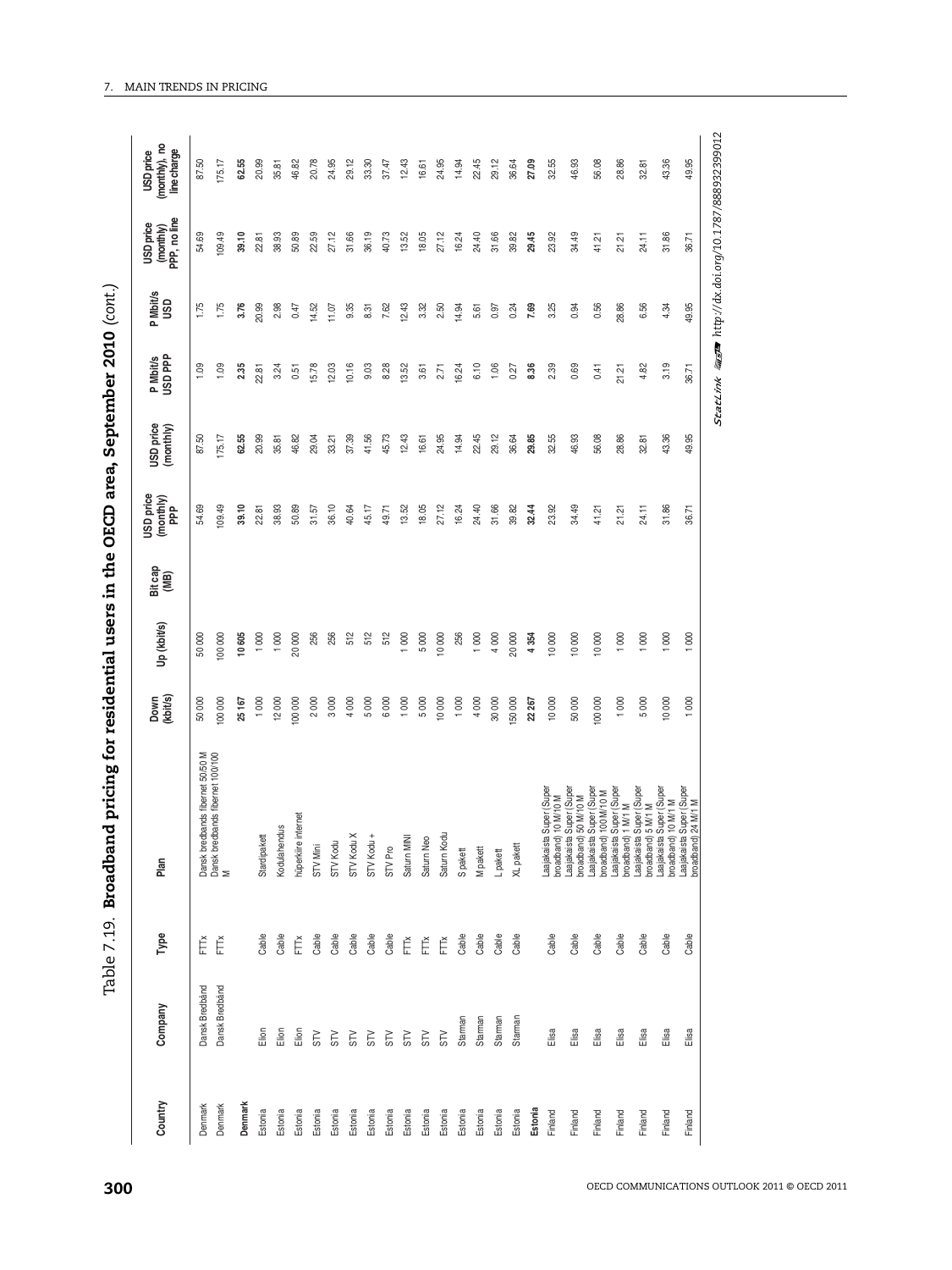Table 7.19. **Broadband pricing for residential users in the OECD area, September 2010** *(cont.)*

| Country | Company | Type | Plan | Down (kbit/s) | Up (kbit/s) | Bit cap (MB) | USD price (monthly) PPP | USD price (monthly) | P Mbit/s USD PPP | P Mbit/s USD | USD price (monthly) PPP, no line | USD price (monthly), no line charge |
|---|---|---|---|---|---|---|---|---|---|---|---|---|
| Denmark | Dansk Bredbånd | FTTx | Dansk bredbands fibernet 50/50 M | 50 000 | 50 000 | | 54.69 | 87.50 | 1.09 | 1.75 | 54.69 | 87.50 |
| Denmark | Dansk Bredbånd | FTTx | Dansk bredbands fibernet 100/100 M | 100 000 | 100 000 | | 109.49 | 175.17 | 1.09 | 1.75 | 109.49 | 175.17 |
| **Denmark** | | | | **25 167** | **10 605** | | **39.10** | **62.55** | **2.35** | **3.76** | **39.10** | **62.55** |
| Estonia | Elion | Cable | Stardipakett | 1 000 | 1 000 | | 22.81 | 20.99 | 22.81 | 20.99 | 22.81 | 20.99 |
| Estonia | Elion | Cable | Kodulahendus | 12 000 | 1 000 | | 38.93 | 35.81 | 3.24 | 2.98 | 38.93 | 35.81 |
| Estonia | Elion | FTTx | hüperkiire internet | 100 000 | 20 000 | | 50.89 | 46.82 | 0.51 | 0.47 | 50.89 | 46.82 |
| Estonia | STV | Cable | STV Mini | 2 000 | 256 | | 31.57 | 29.04 | 15.78 | 14.52 | 22.59 | 20.78 |
| Estonia | STV | Cable | STV Kodu | 3 000 | 256 | | 36.10 | 33.21 | 12.03 | 11.07 | 27.12 | 24.95 |
| Estonia | STV | Cable | STV Kodu X | 4 000 | 512 | | 40.64 | 37.39 | 10.16 | 9.35 | 31.66 | 29.12 |
| Estonia | STV | Cable | STV Kodu + | 5 000 | 512 | | 45.17 | 41.56 | 9.03 | 8.31 | 36.19 | 33.30 |
| Estonia | STV | Cable | STV Pro | 6 000 | 512 | | 49.71 | 45.73 | 8.28 | 7.62 | 40.73 | 37.47 |
| Estonia | STV | FTTx | Saturn MINI | 1 000 | 1 000 | | 13.52 | 12.43 | 13.52 | 12.43 | 13.52 | 12.43 |
| Estonia | STV | FTTx | Saturn Neo | 5 000 | 5 000 | | 18.05 | 16.61 | 3.61 | 3.32 | 18.05 | 16.61 |
| Estonia | STV | FTTx | Saturn Kodu | 10 000 | 10 000 | | 27.12 | 24.95 | 2.71 | 2.50 | 27.12 | 24.95 |
| Estonia | Starman | Cable | S pakett | 1 000 | 256 | | 16.24 | 14.94 | 16.24 | 14.94 | 16.24 | 14.94 |
| Estonia | Starman | Cable | M pakett | 4 000 | 1 000 | | 24.40 | 22.45 | 6.10 | 5.61 | 24.40 | 22.45 |
| Estonia | Starman | Cable | L pakett | 30 000 | 4 000 | | 31.66 | 29.12 | 1.06 | 0.97 | 31.66 | 29.12 |
| Estonia | Starman | Cable | XL pakett | 150 000 | 20 000 | | 39.82 | 36.64 | 0.27 | 0.24 | 39.82 | 36.64 |
| **Estonia** | | | | **22 267** | **4 354** | | **32.44** | **29.85** | **8.36** | **7.69** | **29.45** | **27.09** |
| Finland | Elisa | Cable | Laajakaista Super (Super broadband) 10 M/10 M | 10 000 | 10 000 | | 23.92 | 32.55 | 2.39 | 3.25 | 23.92 | 32.55 |
| Finland | Elisa | Cable | Laajakaista Super (Super broadband) 50 M/10 M | 50 000 | 10 000 | | 34.49 | 46.93 | 0.69 | 0.94 | 34.49 | 46.93 |
| Finland | Elisa | Cable | Laajakaista Super (Super broadband) 100 M/10 M | 100 000 | 10 000 | | 41.21 | 56.08 | 0.41 | 0.56 | 41.21 | 56.08 |
| Finland | Elisa | Cable | Laajakaista Super (Super broadband) 1 M/1 M | 1 000 | 1 000 | | 21.21 | 28.86 | 21.21 | 28.86 | 21.21 | 28.86 |
| Finland | Elisa | Cable | Laajakaista Super (Super broadband) 5 M/1 M | 5 000 | 1 000 | | 24.11 | 32.81 | 4.82 | 6.56 | 24.11 | 32.81 |
| Finland | Elisa | Cable | Laajakaista Super (Super broadband) 10 M/1 M | 10 000 | 1 000 | | 31.86 | 43.36 | 3.19 | 4.34 | 31.86 | 43.36 |
| Finland | Elisa | Cable | Laajakaista Super (Super broadband) 24 M/1 M | 1 000 | 1 000 | | 36.71 | 49.95 | 36.71 | 49.95 | 36.71 | 49.95 |

StatLink http://dx.doi.org/10.1787/888932399012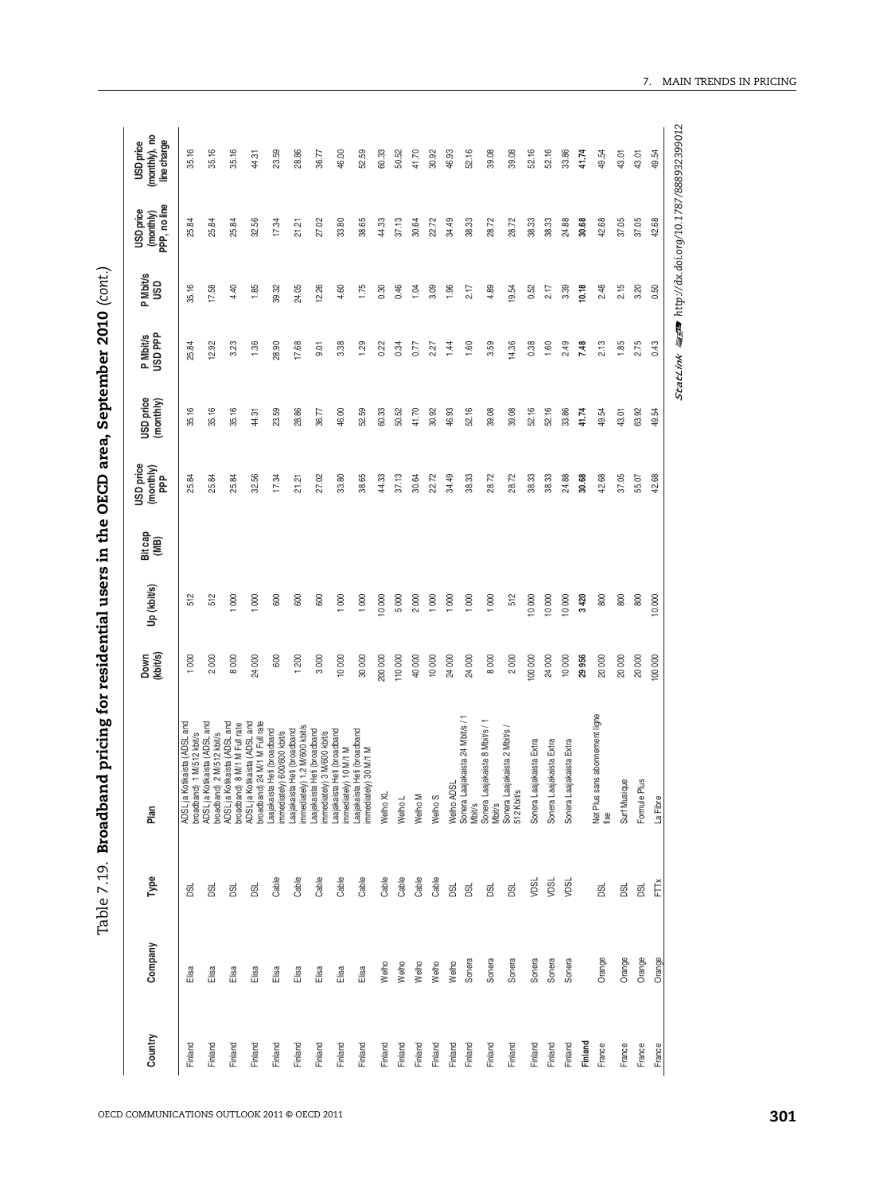Table 7.19. **Broadband pricing for residential users in the OECD area, September 2010** *(cont.)*

| Country | Company | Type | Plan | Down (kbit/s) | Up (kbit/s) | Bit cap (MB) | USD price (monthly) PPP | USD price (monthly) | P Mbit/s USD PPP | P Mbit/s USD | USD price (monthly) PPP, no line | USD price (monthly), no line charge |
|---|---|---|---|---|---|---|---|---|---|---|---|---|
| Finland | Elisa | DSL | ADSL ja Kotikaista (ADSL and broadband) 1 M/512 kbit/s | 1 000 | 512 | | 25.84 | 35.16 | 25.84 | 35.16 | 25.84 | 35.16 |
| Finland | Elisa | DSL | ADSL ja Kotikaista (ADSL and broadband) 2 M/512 kbit/s | 2 000 | 512 | | 25.84 | 35.16 | 12.92 | 17.58 | 25.84 | 35.16 |
| Finland | Elisa | DSL | ADSL ja Kotikaista (ADSL and broadband) 8 M/1 M Full rate | 8 000 | 1 000 | | 25.84 | 35.16 | 3.23 | 4.40 | 25.84 | 35.16 |
| Finland | Elisa | DSL | ADSL ja Kotikaista (ADSL and broadband) 24 M/1 M Full rate | 24 000 | 1 000 | | 32.56 | 44.31 | 1.36 | 1.85 | 32.56 | 44.31 |
| Finland | Elisa | Cable | Laajakaista Heti (broadband immediately) 600/600 kbit/s | 600 | 600 | | 17.34 | 23.59 | 28.90 | 39.32 | 17.34 | 23.59 |
| Finland | Elisa | Cable | Laajakaista Heti (broadband immediately) 1.2 M/600 kbit/s | 1 200 | 600 | | 21.21 | 28.86 | 17.68 | 24.05 | 21.21 | 28.86 |
| Finland | Elisa | Cable | Laajakaista Heti (broadband immediately) 3 M/600 kbit/s | 3 000 | 600 | | 27.02 | 36.77 | 9.01 | 12.26 | 27.02 | 36.77 |
| Finland | Elisa | Cable | Laajakaista Heti (broadband immediately) 10 M/1 M | 10 000 | 1 000 | | 33.80 | 46.00 | 3.38 | 4.60 | 33.80 | 46.00 |
| Finland | Elisa | Cable | Laajakaista Heti (broadband immediately) 30 M/1 M | 30 000 | 1 000 | | 38.65 | 52.59 | 1.29 | 1.75 | 38.65 | 52.59 |
| Finland | Welho | Cable | Welho XL | 200 000 | 10 000 | | 44.33 | 60.33 | 0.22 | 0.30 | 44.33 | 60.33 |
| Finland | Welho | Cable | Welho L | 110 000 | 5 000 | | 37.13 | 50.52 | 0.34 | 0.46 | 37.13 | 50.52 |
| Finland | Welho | Cable | Welho M | 40 000 | 2 000 | | 30.64 | 41.70 | 0.77 | 1.04 | 30.64 | 41.70 |
| Finland | Welho | Cable | Welho S | 10 000 | 1 000 | | 22.72 | 30.92 | 2.27 | 3.09 | 22.72 | 30.92 |
| Finland | Welho | DSL | Welho ADSL | 24 000 | 1 000 | | 34.49 | 46.93 | 1.44 | 1.96 | 34.49 | 46.93 |
| Finland | Sonera | DSL | Sonera Laajakaista 24 Mbit/s / 1 Mbit/s | 24 000 | 1 000 | | 38.33 | 52.16 | 1.60 | 2.17 | 38.33 | 52.16 |
| Finland | Sonera | DSL | Sonera Laajakaista 8 Mbit/s / 1 Mbit/s | 8 000 | 1 000 | | 28.72 | 39.08 | 3.59 | 4.89 | 28.72 | 39.08 |
| Finland | Sonera | DSL | Sonera Laajakaista 2 Mbit/s / 512 Kbit/s | 2 000 | 512 | | 28.72 | 39.08 | 14.36 | 19.54 | 28.72 | 39.08 |
| Finland | Sonera | VDSL | Sonera Laajakaista Extra | 100 000 | 10 000 | | 38.33 | 52.16 | 0.38 | 0.52 | 38.33 | 52.16 |
| Finland | Sonera | VDSL | Sonera Laajakaista Extra | 24 000 | 10 000 | | 38.33 | 52.16 | 1.60 | 2.17 | 38.33 | 52.16 |
| Finland | Sonera | VDSL | Sonera Laajakaista Extra | 10 000 | 10 000 | | 24.88 | 33.86 | 2.49 | 3.39 | 24.88 | 33.86 |
| **Finland** | | | | **29 956** | **3 420** | | **30.68** | **41.74** | **7.48** | **10.18** | **30.68** | **41.74** |
| France | Orange | DSL | Net Plus sans abonnement ligne fixe | 20 000 | 800 | | 42.68 | 49.54 | 2.13 | 2.48 | 42.68 | 49.54 |
| France | Orange | DSL | Surf Musique | 20 000 | 800 | | 37.05 | 43.01 | 1.85 | 2.15 | 37.05 | 43.01 |
| France | Orange | DSL | Formule Plus | 20 000 | 800 | | 55.07 | 63.92 | 2.75 | 3.20 | 37.05 | 43.01 |
| France | Orange | FTTx | La Fibre | 100 000 | 10 000 | | 42.68 | 49.54 | 0.43 | 0.50 | 42.68 | 49.54 |

StatLink http://dx.doi.org/10.1787/888932399012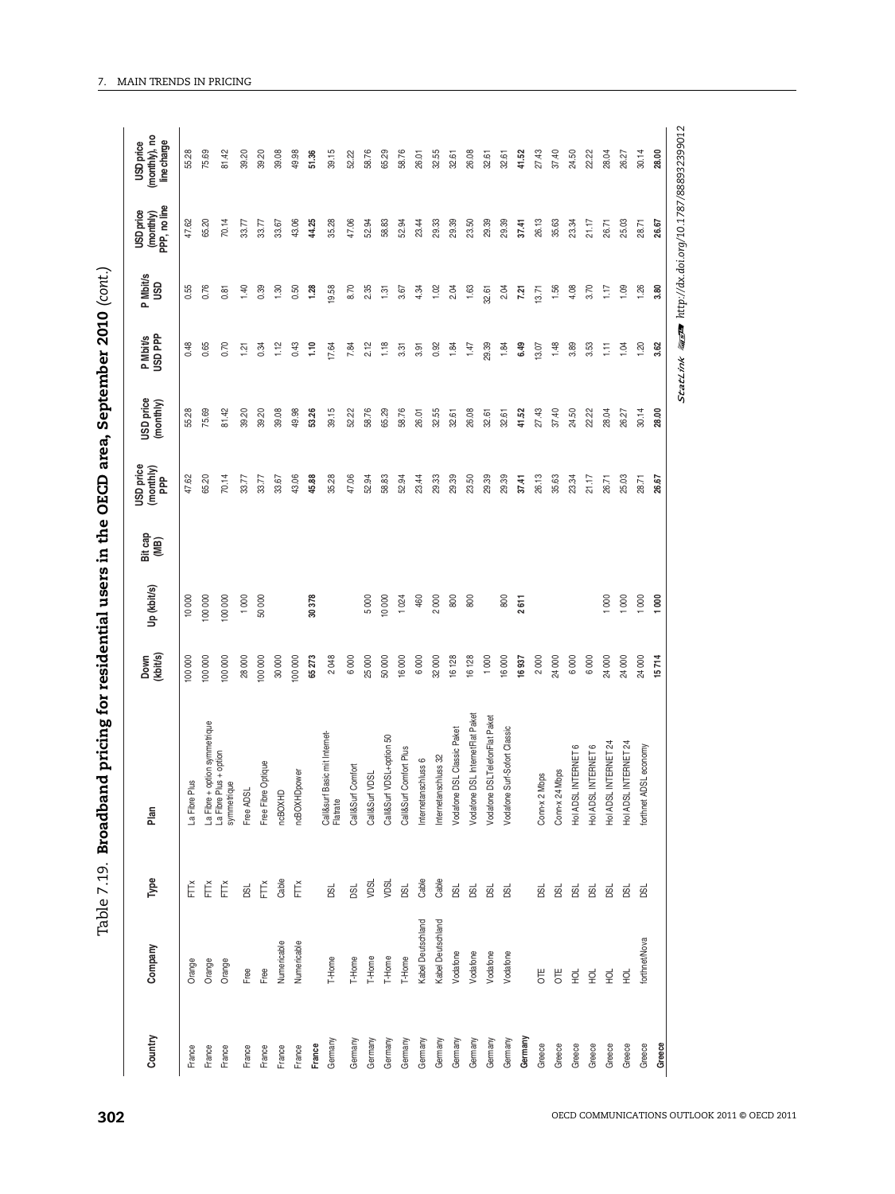Table 7.19. **Broadband pricing for residential users in the OECD area, September 2010** *(cont.)*

| Country | Company | Type | Plan | Down (kbit/s) | Up (kbit/s) | Bit cap (MB) | USD price (monthly) PPP | USD price (monthly) | P Mbit/s USD PPP | P Mbit/s USD | USD price (monthly) PPP, no line | USD price (monthly), no line charge |
|---|---|---|---|---|---|---|---|---|---|---|---|---|
| France | Orange | FTTx | La Fibre Plus | 100 000 | 10 000 | | 47.62 | 55.28 | 0.48 | 0.55 | 47.62 | 55.28 |
| France | Orange | FTTx | La Fibre + option symmetrique | 100 000 | 100 000 | | 65.20 | 75.69 | 0.65 | 0.76 | 65.20 | 75.69 |
| France | Orange | FTTx | La Fibre Plus + option symmetrique | 100 000 | 100 000 | | 70.14 | 81.42 | 0.70 | 0.81 | 70.14 | 81.42 |
| France | Free | DSL | Free ADSL | 28 000 | 1 000 | | 33.77 | 39.20 | 1.21 | 1.40 | 33.77 | 39.20 |
| France | Free | FTTx | Free Fibre Optique | 100 000 | 50 000 | | 33.77 | 39.20 | 0.34 | 0.39 | 33.77 | 39.20 |
| France | Numericable | Cable | ncBOXHD | 30 000 | | | 33.67 | 39.08 | 1.12 | 1.30 | 33.67 | 39.08 |
| France | Numericable | FTTx | ncBOX HDpower | 100 000 | | | 43.06 | 49.98 | 0.43 | 0.50 | 43.06 | 49.98 |
| **France** | | | | **65 273** | **30 378** | | **45.88** | **53.26** | **1.10** | **1.28** | **44.25** | **51.36** |
| Germany | T-Home | DSL | Call&surf Basic mit Internet-Flatrate | 2 048 | | | 35.28 | 39.15 | 17.64 | 19.58 | 35.28 | 39.15 |
| Germany | T-Home | DSL | Call&Surf Comfort | 6 000 | | | 47.06 | 52.22 | 7.84 | 8.70 | 47.06 | 52.22 |
| Germany | T-Home | VDSL | Call&Surf VDSL | 25 000 | 5 000 | | 52.94 | 58.76 | 2.12 | 2.35 | 52.94 | 58.76 |
| Germany | T-Home | VDSL | Call&Surf VDSL+option 50 | 50 000 | 10 000 | | 58.83 | 65.29 | 1.18 | 1.31 | 58.83 | 65.29 |
| Germany | T-Home | DSL | Call&Surf Comfort Plus | 16 000 | 1 024 | | 52.94 | 58.76 | 3.31 | 3.67 | 52.94 | 58.76 |
| Germany | Kabel Deutschland | Cable | Internetanschluss 6 | 6 000 | 460 | | 23.44 | 26.01 | 3.91 | 4.34 | 23.44 | 26.01 |
| Germany | Kabel Deutschland | Cable | Internetanschluss 32 | 32 000 | 2 000 | | 29.33 | 32.55 | 0.92 | 1.02 | 29.33 | 32.55 |
| Germany | Vodafone | DSL | Vodafone DSL Classic Paket | 16 128 | 800 | | 29.39 | 32.61 | 1.84 | 2.04 | 29.39 | 32.61 |
| Germany | Vodafone | DSL | Vodafone DSL InternetFlat Paket | 16 128 | 800 | | 23.50 | 26.08 | 1.47 | 1.63 | 23.50 | 26.08 |
| Germany | Vodafone | DSL | Vodafone DSLTelefonFlat Paket | 1 000 | | | 29.39 | 32.61 | 29.39 | 32.61 | 29.39 | 32.61 |
| Germany | Vodafone | DSL | Vodafone Surf-Sofort Classic | 16 000 | 800 | | 29.39 | 32.61 | 1.84 | 2.04 | 29.39 | 32.61 |
| **Germany** | | | | **16 937** | **2 611** | | **37.41** | **41.52** | **6.49** | **7.21** | **37.41** | **41.52** |
| Greece | OTE | DSL | Conn-x 2 Mbps | 2 000 | | | 26.13 | 27.43 | 13.07 | 13.71 | 26.13 | 27.43 |
| Greece | OTE | DSL | Conn-x 24 Mbps | 24 000 | | | 35.63 | 37.40 | 1.48 | 1.56 | 35.63 | 37.40 |
| Greece | HOL | DSL | Hol ADSL INTERNET 6 | 6 000 | | | 23.34 | 24.50 | 3.89 | 4.08 | 23.34 | 24.50 |
| Greece | HOL | DSL | Hol ADSL INTERNET 6 | 6 000 | | | 21.17 | 22.22 | 3.53 | 3.70 | 21.17 | 22.22 |
| Greece | HOL | DSL | Hol ADSL INTERNET 24 | 24 000 | 1 000 | | 26.71 | 28.04 | 1.11 | 1.17 | 26.71 | 28.04 |
| Greece | HOL | DSL | Hol ADSL INTERNET 24 | 24 000 | 1 000 | | 25.03 | 26.27 | 1.04 | 1.09 | 25.03 | 26.27 |
| Greece | forthnet/Nova | DSL | forthnet ADSL economy | 24 000 | 1 000 | | 28.71 | 30.14 | 1.20 | 1.26 | 28.71 | 30.14 |
| **Greece** | | | | **15 714** | **1 000** | | **26.67** | **28.00** | **3.62** | **3.80** | **26.67** | **28.00** |

StatLink http://dx.doi.org/10.1787/888932399012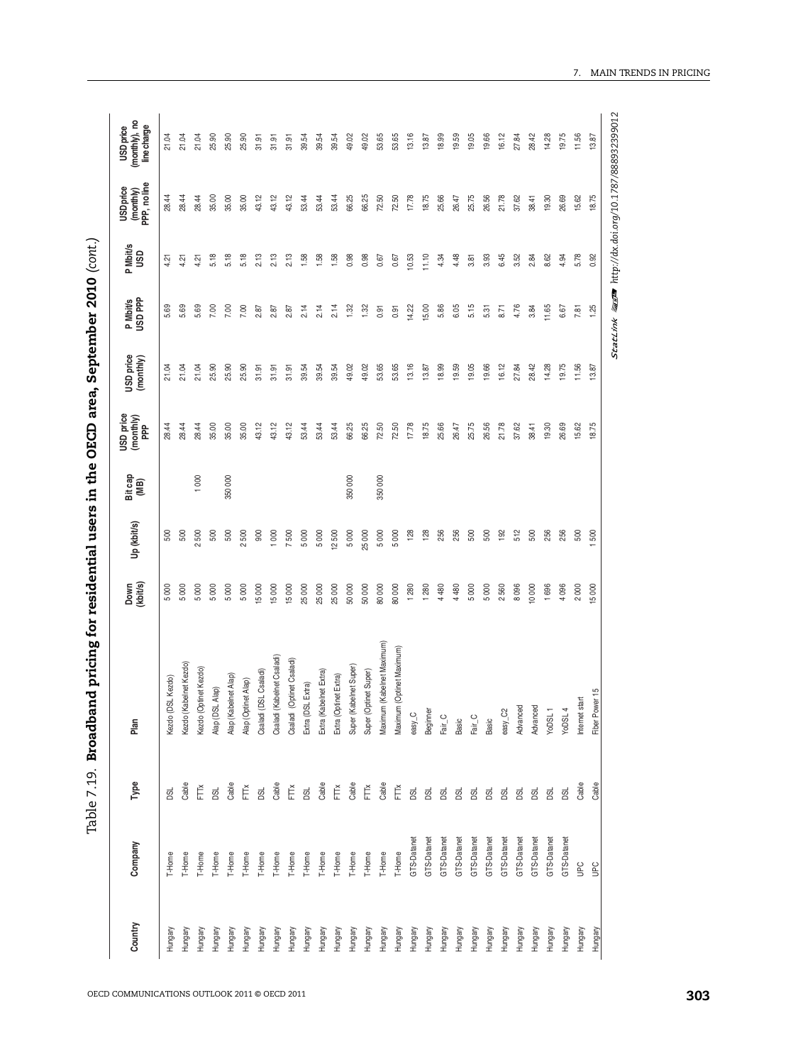Table 7.19. **Broadband pricing for residential users in the OECD area, September 2010** *(cont.)*

| Country | Company | Type | Plan | Down (kbit/s) | Up (kbit/s) | Bit cap (MB) | USD price (monthly) PPP | USD price (monthly) | P Mbit/s USD PPP | P Mbit/s USD | USD price (monthly) PPP, no line | USD price (monthly), no line charge |
|---|---|---|---|---|---|---|---|---|---|---|---|---|
| Hungary | T-Home | DSL | Kezdo (DSL Kezdo) | 5 000 | 500 | | 28.44 | 21.04 | 5.69 | 4.21 | 28.44 | 21.04 |
| Hungary | T-Home | Cable | Kezdo (Kabelnet Kezdo) | 5 000 | 500 | | 28.44 | 21.04 | 5.69 | 4.21 | 28.44 | 21.04 |
| Hungary | T-Home | FTTx | Kezdo (Optinet Kezdo) | 5 000 | 2 500 | 1 000 | 28.44 | 21.04 | 5.69 | 4.21 | 28.44 | 21.04 |
| Hungary | T-Home | DSL | Alap (DSL Alap) | 5 000 | 500 | | 35.00 | 25.90 | 7.00 | 5.18 | 35.00 | 25.90 |
| Hungary | T-Home | Cable | Alap (Kabelnet Alap) | 5 000 | 500 | 350 000 | 35.00 | 25.90 | 7.00 | 5.18 | 35.00 | 25.90 |
| Hungary | T-Home | FTTx | Alap (Optinet Alap) | 5 000 | 2 500 | | 35.00 | 25.90 | 7.00 | 5.18 | 35.00 | 25.90 |
| Hungary | T-Home | DSL | Csaladi (DSL Csaladi) | 15 000 | 900 | | 43.12 | 31.91 | 2.87 | 2.13 | 43.12 | 31.91 |
| Hungary | T-Home | Cable | Csaladi (Kabelnet Csaladi) | 15 000 | 1 000 | | 43.12 | 31.91 | 2.87 | 2.13 | 43.12 | 31.91 |
| Hungary | T-Home | FTTx | Csaladi (Optinet Csaladi) | 15 000 | 7 500 | | 43.12 | 31.91 | 2.87 | 2.13 | 43.12 | 31.91 |
| Hungary | T-Home | DSL | Extra (DSL Extra) | 25 000 | 5 000 | | 53.44 | 39.54 | 2.14 | 1.58 | 53.44 | 39.54 |
| Hungary | T-Home | Cable | Extra (Kabelnet Extra) | 25 000 | 5 000 | | 53.44 | 39.54 | 2.14 | 1.58 | 53.44 | 39.54 |
| Hungary | T-Home | FTTx | Extra (Optinet Extra) | 25 000 | 12 500 | | 53.44 | 39.54 | 2.14 | 1.58 | 53.44 | 39.54 |
| Hungary | T-Home | Cable | Super (Kabelnet Super) | 50 000 | 5 000 | 350 000 | 66.25 | 49.02 | 1.32 | 0.98 | 66.25 | 49.02 |
| Hungary | T-Home | FTTx | Super (Optinet Super) | 50 000 | 25 000 | | 66.25 | 49.02 | 1.32 | 0.98 | 66.25 | 49.02 |
| Hungary | T-Home | Cable | Maximum (Kabelnet Maximum) | 80 000 | 5 000 | 350 000 | 72.50 | 53.65 | 0.91 | 0.67 | 72.50 | 53.65 |
| Hungary | T-Home | FTTx | Maximum (Optinet Maximum) | 80 000 | 5 000 | | 72.50 | 53.65 | 0.91 | 0.67 | 72.50 | 53.65 |
| Hungary | GTS-Datanet | DSL | easy_C | 1 280 | 128 | | 17.78 | 13.16 | 14.22 | 10.53 | 17.78 | 13.16 |
| Hungary | GTS-Datanet | DSL | Beginner | 1 280 | 128 | | 18.75 | 13.87 | 15.00 | 11.10 | 18.75 | 13.87 |
| Hungary | GTS-Datanet | DSL | Fair_C | 4 480 | 256 | | 25.66 | 18.99 | 5.86 | 4.34 | 25.66 | 18.99 |
| Hungary | GTS-Datanet | DSL | Basic | 4 480 | 256 | | 26.47 | 19.59 | 6.05 | 4.48 | 26.47 | 19.59 |
| Hungary | GTS-Datanet | DSL | Fair_C | 5 000 | 500 | | 25.75 | 19.05 | 5.15 | 3.81 | 25.75 | 19.05 |
| Hungary | GTS-Datanet | DSL | Basic | 5 000 | 500 | | 26.56 | 19.66 | 5.31 | 3.93 | 26.56 | 19.66 |
| Hungary | GTS-Datanet | DSL | easy_C2 | 2 560 | 192 | | 21.78 | 16.12 | 8.71 | 6.45 | 21.78 | 16.12 |
| Hungary | GTS-Datanet | DSL | Advanced | 8 096 | 512 | | 37.62 | 27.84 | 4.76 | 3.52 | 37.62 | 27.84 |
| Hungary | GTS-Datanet | DSL | Advanced | 10 000 | 500 | | 38.41 | 28.42 | 3.84 | 2.84 | 38.41 | 28.42 |
| Hungary | GTS-Datanet | DSL | YoDSL 1 | 1 696 | 256 | | 19.30 | 14.28 | 11.65 | 8.62 | 19.30 | 14.28 |
| Hungary | GTS-Datanet | DSL | YoDSL 4 | 4 096 | 256 | | 26.69 | 19.75 | 6.67 | 4.94 | 26.69 | 19.75 |
| Hungary | UPC | Cable | Internet start | 2 000 | 500 | | 15.62 | 11.56 | 7.81 | 5.78 | 15.62 | 11.56 |
| Hungary | UPC | Cable | Fiber Power 15 | 15 000 | 1 500 | | 18.75 | 13.87 | 1.25 | 0.92 | 18.75 | 13.87 |

StatLink http://dx.doi.org/10.1787/888932399012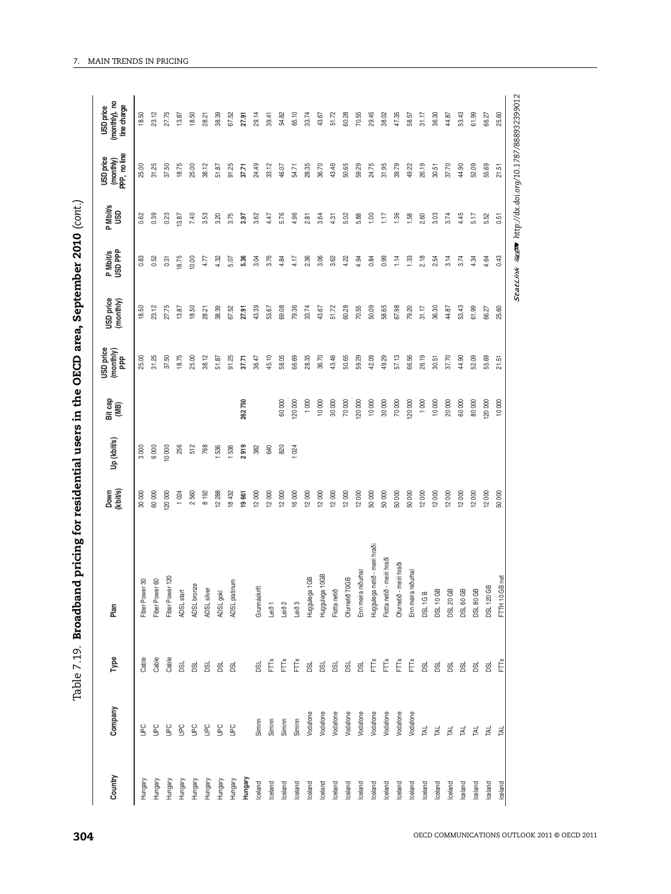# Table 7.19. Broadband pricing for residential users in the OECD area, September 2010 (cont.)

| Country | Company | Type | Plan | Down (kbit/s) | Up (kbit/s) | Bit cap (MB) | USD price (monthly) PPP | USD price (monthly) | P Mbit/s USD PPP | P Mbit/s USD | USD price (monthly) PPP, no line | USD price (monthly), no line charge |
|---|---|---|---|---|---|---|---|---|---|---|---|---|
| Hungary | UPC | Cable | Fiber Power 30 | 30 000 | 3 000 | | 25.00 | 18.50 | 0.83 | 0.62 | 25.00 | 18.50 |
| Hungary | UPC | Cable | Fiber Power 60 | 60 000 | 6 000 | | 31.25 | 23.12 | 0.52 | 0.39 | 31.25 | 23.12 |
| Hungary | UPC | Cable | Fiber Power 120 | 120 000 | 10 000 | | 37.50 | 27.75 | 0.31 | 0.23 | 37.50 | 27.75 |
| Hungary | UPC | DSL | ADSL start | 1 024 | 256 | | 18.75 | 13.87 | 18.75 | 13.87 | 18.75 | 13.87 |
| Hungary | UPC | DSL | ADSL bronze | 2 560 | 512 | | 25.00 | 18.50 | 10.00 | 7.40 | 25.00 | 18.50 |
| Hungary | UPC | DSL | ADSL silver | 8 192 | 768 | | 38.12 | 28.21 | 4.77 | 3.53 | 38.12 | 28.21 |
| Hungary | UPC | DSL | ADSL gold | 12 288 | 1 536 | | 51.87 | 38.39 | 4.32 | 3.20 | 51.87 | 38.39 |
| Hungary | UPC | DSL | ADSL platinum | 18 432 | 1 536 | | 91.25 | 67.52 | 5.07 | 3.75 | 91.25 | 67.52 |
| **Hungary** | | | | **19 661** | **2 919** | **262 750** | **37.71** | **27.91** | **5.36** | **3.97** | **37.71** | **27.91** |
| Iceland | Siminn | DSL | Grunnáskrift | 12 000 | 382 | | 36.47 | 43.39 | 3.04 | 3.62 | 24.49 | 29.14 |
| Iceland | Siminn | FTTx | Leið 1 | 12 000 | 640 | | 45.10 | 53.67 | 3.76 | 4.47 | 33.12 | 39.41 |
| Iceland | Siminn | FTTx | Leið 2 | 12 000 | 820 | 60 000 | 58.05 | 69.08 | 4.84 | 5.76 | 46.07 | 54.82 |
| Iceland | Siminn | FTTx | Leið 3 | 16 000 | 1 024 | 120 000 | 66.69 | 79.36 | 4.17 | 4.96 | 54.71 | 65.10 |
| Iceland | Vodafone | DSL | Huggulega 1GB | 12 000 | | 1 000 | 28.35 | 33.74 | 2.36 | 2.81 | 28.35 | 33.74 |
| Iceland | Vodafone | DSL | Huggulega 10GB | 12 000 | | 10 000 | 36.70 | 43.67 | 3.06 | 3.64 | 36.70 | 43.67 |
| Iceland | Vodafone | DSL | Flotta netið | 12 000 | | 30 000 | 43.46 | 51.72 | 3.62 | 4.31 | 43.46 | 51.72 |
| Iceland | Vodafone | DSL | Ofurnetið 70GB | 12 000 | | 70 000 | 50.65 | 60.28 | 4.22 | 5.02 | 50.65 | 60.28 |
| Iceland | Vodafone | DSL | Enn meira niðurhal | 12 000 | | 120 000 | 59.29 | 70.55 | 4.94 | 5.88 | 59.29 | 70.55 |
| Iceland | Vodafone | FTTx | Huggulega netið - meiri hraði | 50 000 | | 10 000 | 42.09 | 50.09 | 0.84 | 1.00 | 24.75 | 29.45 |
| Iceland | Vodafone | FTTx | Flotta netið - meiri hraði | 50 000 | | 30 000 | 49.29 | 58.65 | 0.99 | 1.17 | 31.95 | 38.02 |
| Iceland | Vodafone | FTTx | Ofurnetið - meiri hraði | 50 000 | | 70 000 | 57.13 | 67.98 | 1.14 | 1.36 | 39.79 | 47.35 |
| Iceland | Vodafone | FTTx | Enn meira niðurhal | 50 000 | | 120 000 | 66.56 | 79.20 | 1.33 | 1.58 | 49.22 | 58.57 |
| Iceland | TAL | DSL | DSL 1G B | 12 000 | | 1 000 | 26.19 | 31.17 | 2.18 | 2.60 | 26.19 | 31.17 |
| Iceland | TAL | DSL | DSL 10 GB | 12 000 | | 10 000 | 30.51 | 36.30 | 2.54 | 3.03 | 30.51 | 36.30 |
| Iceland | TAL | DSL | DSL 20 GB | 12 000 | | 20 000 | 37.70 | 44.87 | 3.14 | 3.74 | 37.70 | 44.87 |
| Iceland | TAL | DSL | DSL 60 GB | 12 000 | | 60 000 | 44.90 | 53.43 | 3.74 | 4.45 | 44.90 | 53.43 |
| Iceland | TAL | DSL | DSL 80 GB | 12 000 | | 80 000 | 52.09 | 61.99 | 4.34 | 5.17 | 52.09 | 61.99 |
| Iceland | TAL | DSL | DSL 120 GB | 12 000 | | 120 000 | 55.69 | 66.27 | 4.64 | 5.52 | 55.69 | 66.27 |
| Iceland | TAL | FTTx | FTTH 10 GB net | 50 000 | | 10 000 | 21.51 | 25.60 | 0.43 | 0.51 | 21.51 | 25.60 |

StatLink http://dx.doi.org/10.1787/888932399012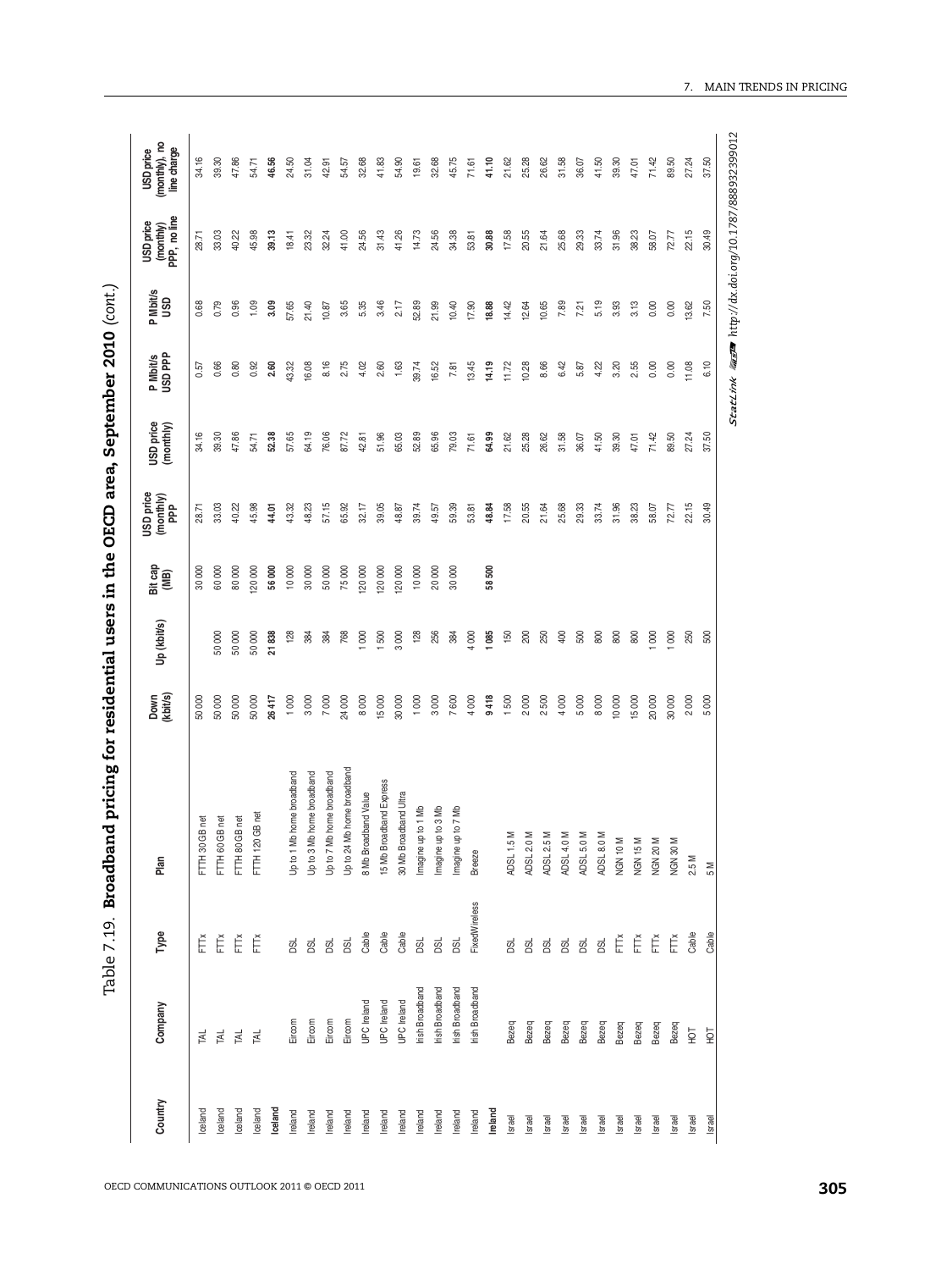Table 7.19. **Broadband pricing for residential users in the OECD area, September 2010** *(cont.)*

| Country | Company | Type | Plan | Down (kbit/s) | Up (kbit/s) | Bit cap (MB) | USD price (monthly) PPP | USD price (monthly) | P Mbit/s USD PPP | P Mbit/s USD | USD price (monthly) PPP, no line | USD price (monthly), no line charge |
|---|---|---|---|---|---|---|---|---|---|---|---|---|
| Iceland | TAL | FTTx | FTTH 30 GB net | 50 000 | | 30 000 | 28.71 | 34.16 | 0.57 | 0.68 | 28.71 | 34.16 |
| Iceland | TAL | FTTx | FTTH 60 GB net | 50 000 | 50 000 | 60 000 | 33.03 | 39.30 | 0.66 | 0.79 | 33.03 | 39.30 |
| Iceland | TAL | FTTx | FTTH 80 GB net | 50 000 | 50 000 | 80 000 | 40.22 | 47.86 | 0.80 | 0.96 | 40.22 | 47.86 |
| Iceland | TAL | FTTx | FTTH 120 GB net | 50 000 | 50 000 | 120 000 | 45.98 | 54.71 | 0.92 | 1.09 | 45.98 | 54.71 |
| **Iceland** | | | | **26 417** | **21 838** | **56 000** | **44.01** | **52.38** | **2.60** | **3.09** | **39.13** | **46.56** |
| Ireland | Eircom | DSL | Up to 1 Mb home broadband | 1 000 | 128 | 10 000 | 43.32 | 57.65 | 43.32 | 57.65 | 18.41 | 24.50 |
| Ireland | Eircom | DSL | Up to 3 Mb home broadband | 3 000 | 384 | 30 000 | 48.23 | 64.19 | 16.08 | 21.40 | 23.32 | 31.04 |
| Ireland | Eircom | DSL | Up to 7 Mb home broadband | 7 000 | 384 | 50 000 | 57.15 | 76.06 | 8.16 | 10.87 | 32.24 | 42.91 |
| Ireland | Eircom | DSL | Up to 24 Mb home broadband | 24 000 | 768 | 75 000 | 65.92 | 87.72 | 2.75 | 3.65 | 41.00 | 54.57 |
| Ireland | UPC Ireland | Cable | 8 Mb Broadband Value | 8 000 | 1 000 | 120 000 | 32.17 | 42.81 | 4.02 | 5.35 | 24.56 | 32.68 |
| Ireland | UPC Ireland | Cable | 15 Mb Broadband Express | 15 000 | 1 500 | 120 000 | 39.05 | 51.96 | 2.60 | 3.46 | 31.43 | 41.83 |
| Ireland | UPC Ireland | Cable | 30 Mb Broadband Ultra | 30 000 | 3 000 | 120 000 | 48.87 | 65.03 | 1.63 | 2.17 | 41.26 | 54.90 |
| Ireland | Irish Broadband | DSL | Imagine up to 1 Mb | 1 000 | 128 | 10 000 | 39.74 | 52.89 | 39.74 | 52.89 | 14.73 | 19.61 |
| Ireland | Irish Broadband | DSL | Imagine up to 3 Mb | 3 000 | 256 | 20 000 | 49.57 | 65.96 | 16.52 | 21.99 | 24.56 | 32.68 |
| Ireland | Irish Broadband | DSL | Imagine up to 7 Mb | 7 600 | 384 | 30 000 | 59.39 | 79.03 | 7.81 | 10.40 | 34.38 | 45.75 |
| Ireland | Irish Broadband | Fixed Wireless | Breeze | 4 000 | 4 000 | | 53.81 | 71.61 | 13.45 | 17.90 | 53.81 | 71.61 |
| **Ireland** | | | | **9 418** | **1 085** | **58 500** | **48.84** | **64.99** | **14.19** | **18.88** | **30.88** | **41.10** |
| Israel | Bezeq | DSL | ADSL 1.5 M | 1 500 | 150 | | 17.58 | 21.62 | 11.72 | 14.42 | 17.58 | 21.62 |
| Israel | Bezeq | DSL | ADSL 2.0 M | 2 000 | 200 | | 20.55 | 25.28 | 10.28 | 12.64 | 20.55 | 25.28 |
| Israel | Bezeq | DSL | ADSL 2.5 M | 2 500 | 250 | | 21.64 | 26.62 | 8.66 | 10.65 | 21.64 | 26.62 |
| Israel | Bezeq | DSL | ADSL 4.0 M | 4 000 | 400 | | 25.68 | 31.58 | 6.42 | 7.89 | 25.68 | 31.58 |
| Israel | Bezeq | DSL | ADSL 5.0 M | 5 000 | 500 | | 29.33 | 36.07 | 5.87 | 7.21 | 29.33 | 36.07 |
| Israel | Bezeq | DSL | ADSL 8.0 M | 8 000 | 800 | | 33.74 | 41.50 | 4.22 | 5.19 | 33.74 | 41.50 |
| Israel | Bezeq | FTTx | NGN 10 M | 10 000 | 800 | | 31.96 | 39.30 | 3.20 | 3.93 | 31.96 | 39.30 |
| Israel | Bezeq | FTTx | NGN 15 M | 15 000 | 800 | | 38.23 | 47.01 | 2.55 | 3.13 | 38.23 | 47.01 |
| Israel | Bezeq | FTTx | NGN 20 M | 20 000 | 1 000 | | 58.07 | 71.42 | 0.00 | 0.00 | 58.07 | 71.42 |
| Israel | Bezeq | FTTx | NGN 30 M | 30 000 | 1 000 | | 72.77 | 89.50 | 0.00 | 0.00 | 72.77 | 89.50 |
| Israel | HOT | Cable | 2.5 M | 2 000 | 250 | | 22.15 | 27.24 | 11.08 | 13.62 | 22.15 | 27.24 |
| Israel | HOT | Cable | 5 M | 5 000 | 500 | | 30.49 | 37.50 | 6.10 | 7.50 | 30.49 | 37.50 |

StatLink http://dx.doi.org/10.1787/888932399012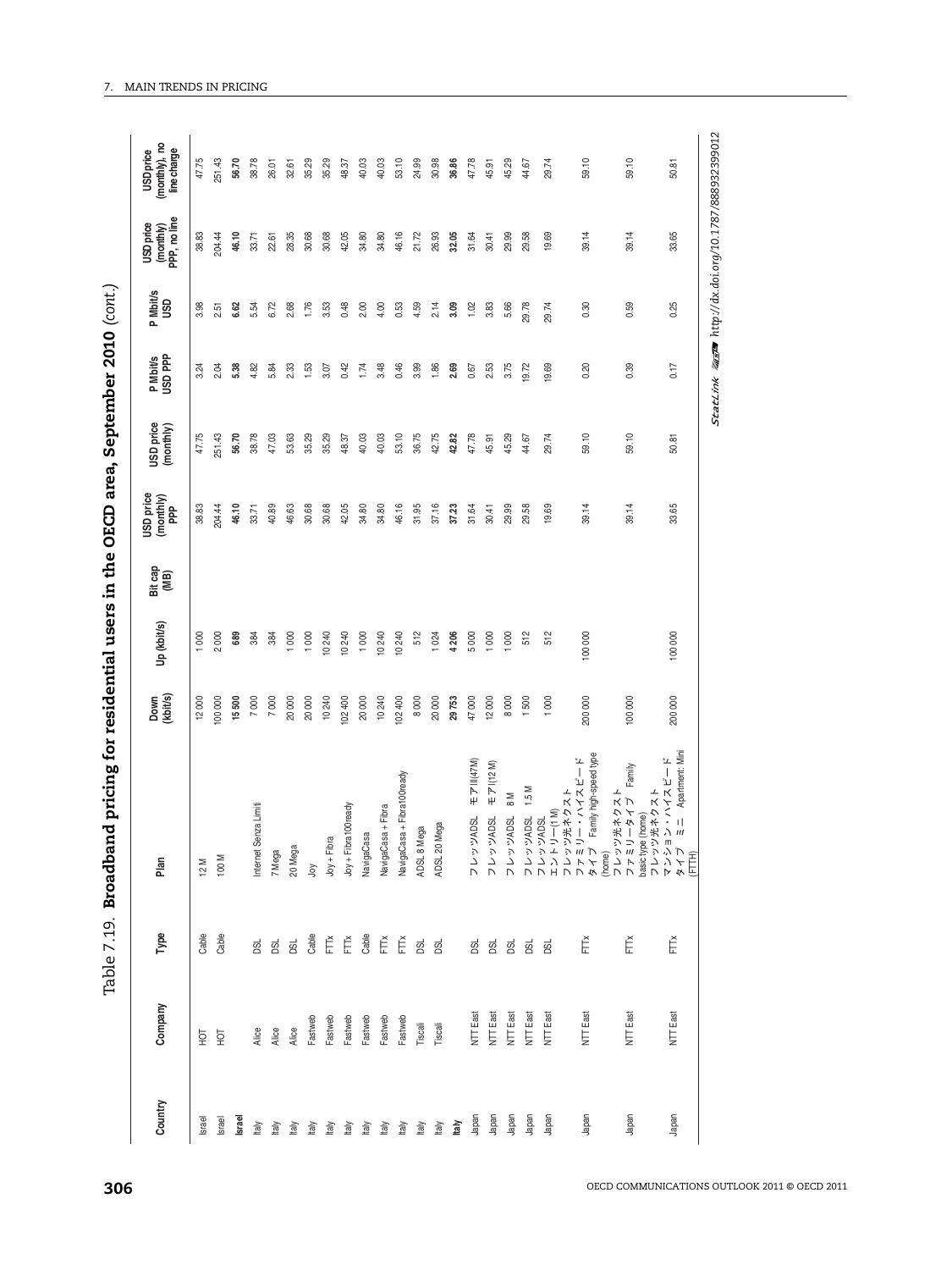Table 7.19. **Broadband pricing for residential users in the OECD area, September 2010** *(cont.)*

| Country | Company | Type | Plan | Down (kbit/s) | Up (kbit/s) | Bit cap (MB) | USD price (monthly) PPP | USD price (monthly) | P Mbit/s USD PPP | P Mbit/s USD | USD price (monthly) PPP, no line | USD price (monthly), no line charge |
|---|---|---|---|---|---|---|---|---|---|---|---|---|
| Israel | HOT | Cable | 12 M | 12 000 | 1 000 | | 38.83 | 47.75 | 3.24 | 3.98 | 38.83 | 47.75 |
| Israel | HOT | Cable | 100 M | 100 000 | 2 000 | | 204.44 | 251.43 | 2.04 | 2.51 | 204.44 | 251.43 |
| **Israel** | | | | **15 500** | **689** | | **46.10** | **56.70** | **5.38** | **6.62** | **46.10** | **56.70** |
| Italy | Alice | DSL | Internet Senza Limiti | 7 000 | 384 | | 33.71 | 38.78 | 4.82 | 5.54 | 33.71 | 38.78 |
| Italy | Alice | DSL | 7 Mega | 7 000 | 384 | | 40.89 | 47.03 | 5.84 | 6.72 | 22.61 | 26.01 |
| Italy | Alice | DSL | 20 Mega | 20 000 | 1 000 | | 46.63 | 53.63 | 2.33 | 2.68 | 28.35 | 32.61 |
| Italy | Fastweb | Cable | Joy | 20 000 | 1 000 | | 30.68 | 35.29 | 1.53 | 1.76 | 30.68 | 35.29 |
| Italy | Fastweb | FTTx | Joy + Fibra | 10 240 | 10 240 | | 30.68 | 35.29 | 3.07 | 3.53 | 30.68 | 35.29 |
| Italy | Fastweb | FTTx | Joy + Fibra100ready | 102 400 | 10 240 | | 42.05 | 48.37 | 0.42 | 0.48 | 42.05 | 48.37 |
| Italy | Fastweb | Cable | NavigaCasa | 20 000 | 1 000 | | 34.80 | 40.03 | 1.74 | 2.00 | 34.80 | 40.03 |
| Italy | Fastweb | FTTx | NavigaCasa + Fibra | 10 240 | 10 240 | | 34.80 | 40.03 | 3.48 | 4.00 | 34.80 | 40.03 |
| Italy | Fastweb | FTTx | NavigaCasa + Fibra100ready | 102 400 | 10 240 | | 46.16 | 53.10 | 0.46 | 0.53 | 46.16 | 53.10 |
| Italy | Tiscali | DSL | ADSL 8 Mega | 8 000 | 512 | | 31.95 | 36.75 | 3.99 | 4.59 | 21.72 | 24.99 |
| Italy | Tiscali | DSL | ADSL 20 Mega | 20 000 | 1 024 | | 37.16 | 42.75 | 1.86 | 2.14 | 26.93 | 30.98 |
| **Italy** | | | | **29 753** | **4 206** | | **37.23** | **42.82** | **2.69** | **3.09** | **32.05** | **36.86** |
| Japan | NTT East | DSL | フレッツADSL　モアIII(47M) | 47 000 | 5 000 | | 31.64 | 47.78 | 0.67 | 1.02 | 31.64 | 47.78 |
| Japan | NTT East | DSL | フレッツADSL　モア(12 M) | 12 000 | 1 000 | | 30.41 | 45.91 | 2.53 | 3.83 | 30.41 | 45.91 |
| Japan | NTT East | DSL | フレッツADSL　8 M | 8 000 | 1 000 | | 29.99 | 45.29 | 3.75 | 5.66 | 29.99 | 45.29 |
| Japan | NTT East | DSL | フレッツADSL　1.5 M | 1 500 | 512 | | 29.58 | 44.67 | 19.72 | 29.78 | 29.58 | 44.67 |
| Japan | NTT East | DSL | フレッツADSL エントリー(1 M) | 1 000 | 512 | | 19.69 | 29.74 | 19.69 | 29.74 | 19.69 | 29.74 |
| Japan | NTT East | FTTx | フレッツ光ネクスト ファミリー・ハイスピードタイプ Family high-speed type (home) | 200 000 | 100 000 | | 39.14 | 59.10 | 0.20 | 0.30 | 39.14 | 59.10 |
| Japan | NTT East | FTTx | フレッツ光ネクスト ファミリータイプ Family basic type (home) | 100 000 | | | 39.14 | 59.10 | 0.39 | 0.59 | 39.14 | 59.10 |
| Japan | NTT East | FTTx | フレッツ光ネクスト マンション・ハイスピードタイプ ミニ Apartment: Mini (FTTH) | 200 000 | 100 000 | | 33.65 | 50.81 | 0.17 | 0.25 | 33.65 | 50.81 |

StatLink http://dx.doi.org/10.1787/888932399012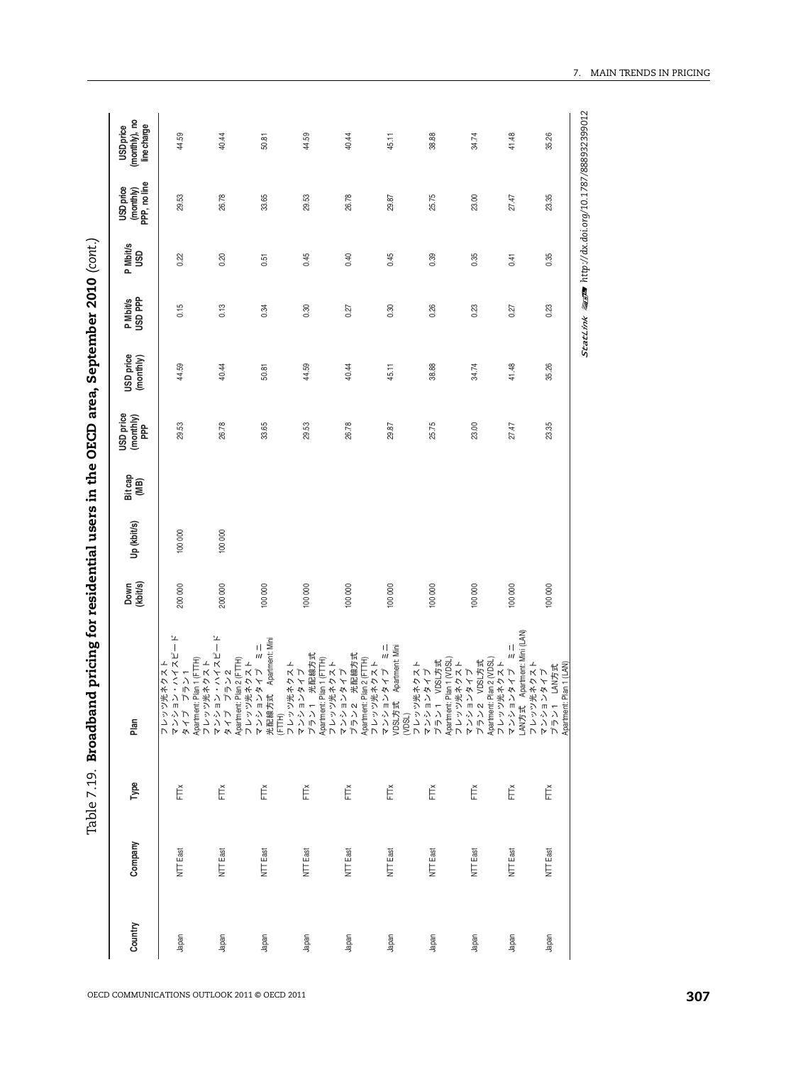Table 7.19. **Broadband pricing for residential users in the OECD area, September 2010** *(cont.)*

| Country | Company | Type | Plan | Down (kbit/s) | Up (kbit/s) | Bit cap (MB) | USD price (monthly) PPP | USD price (monthly) | P Mbit/s USD PPP | P Mbit/s USD | USD price (monthly) PPP, no line | USD price (monthly), no line charge |
|---|---|---|---|---|---|---|---|---|---|---|---|---|
| Japan | NTT East | FTTx | フレッツ光ネクスト マンション・ハイスピードタイプ プラン1 Apartment: Plan 1 (FTTH) | 200 000 | 100 000 | | 29.53 | 44.59 | 0.15 | 0.22 | 29.53 | 44.59 |
| Japan | NTT East | FTTx | フレッツ光ネクスト マンション・ハイスピードタイプ プラン2 Apartment: Plan 2 (FTTH) | 200 000 | 100 000 | | 26.78 | 40.44 | 0.13 | 0.20 | 26.78 | 40.44 |
| Japan | NTT East | FTTx | フレッツ光ネクスト マンションタイプ ミニ 光配線方式 Apartment: Mini (FTTH) | 100 000 | | | 33.65 | 50.81 | 0.34 | 0.51 | 33.65 | 50.81 |
| Japan | NTT East | FTTx | フレッツ光ネクスト マンションタイプ プラン1 光配線方式 Apartment: Plan 1 (FTTH) | 100 000 | | | 29.53 | 44.59 | 0.30 | 0.45 | 29.53 | 44.59 |
| Japan | NTT East | FTTx | フレッツ光ネクスト マンションタイプ プラン2 光配線方式 Apartment: Plan 2 (FTTH) | 100 000 | | | 26.78 | 40.44 | 0.27 | 0.40 | 26.78 | 40.44 |
| Japan | NTT East | FTTx | フレッツ光ネクスト マンションタイプ ミニ VDSL方式 Apartment: Mini (VDSL) | 100 000 | | | 29.87 | 45.11 | 0.30 | 0.45 | 29.87 | 45.11 |
| Japan | NTT East | FTTx | フレッツ光ネクスト マンションタイプ プラン1 VDSL方式 Apartment: Plan 1 (VDSL) | 100 000 | | | 25.75 | 38.88 | 0.26 | 0.39 | 25.75 | 38.88 |
| Japan | NTT East | FTTx | フレッツ光ネクスト マンションタイプ プラン2 VDSL方式 Apartment: Plan 2 (VDSL) | 100 000 | | | 23.00 | 34.74 | 0.23 | 0.35 | 23.00 | 34.74 |
| Japan | NTT East | FTTx | フレッツ光ネクスト マンションタイプ ミニ LAN方式 Apartment: Mini (LAN) | 100 000 | | | 27.47 | 41.48 | 0.27 | 0.41 | 27.47 | 41.48 |
| Japan | NTT East | FTTx | フレッツ光ネクスト マンションタイプ プラン1 LAN方式 Apartment: Plan 1 (LAN) | 100 000 | | | 23.35 | 35.26 | 0.23 | 0.35 | 23.35 | 35.26 |

StatLink http://dx.doi.org/10.1787/888932399012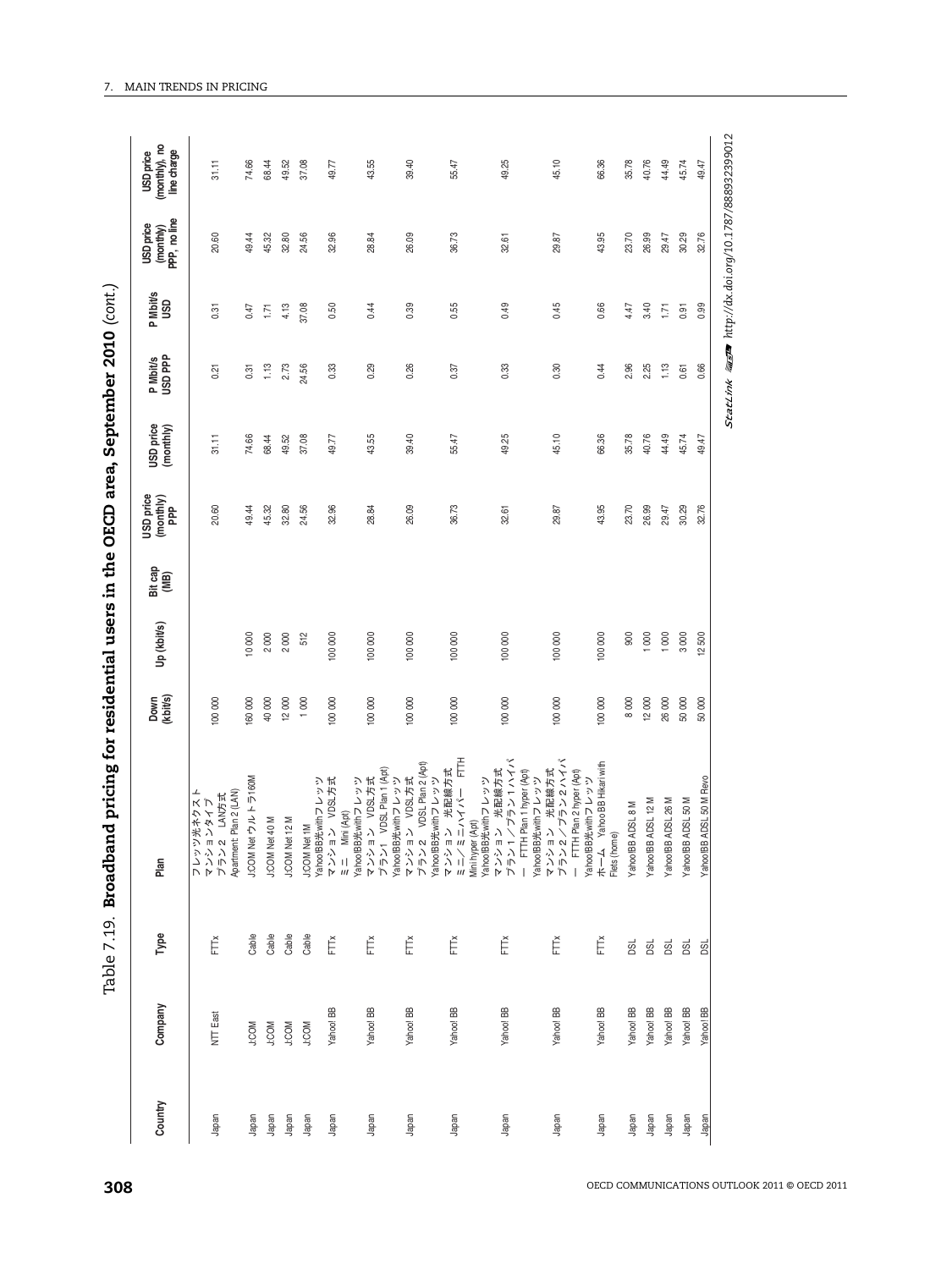Table 7.19. **Broadband pricing for residential users in the OECD area, September 2010** *(cont.)*

| Country | Company | Type | Plan | Down (kbit/s) | Up (kbit/s) | Bit cap (MB) | USD price (monthly) PPP | USD price (monthly) | P Mbit/s USD PPP | P Mbit/s USD | USD price (monthly) PPP, no line | USD price (monthly), no line charge |
|---|---|---|---|---|---|---|---|---|---|---|---|---|
| Japan | NTT East | FTTx | フレッツ光ネクスト マンションタイプ プラン2 LAN方式 Apartment Plan 2 (LAN) | 100 000 | | | 20.60 | 31.11 | 0.21 | 0.31 | 20.60 | 31.11 |
| Japan | J:COM | Cable | J:COM Net ウルトラ160M | 160 000 | 10 000 | | 49.44 | 74.66 | 0.31 | 0.47 | 49.44 | 74.66 |
| Japan | J:COM | Cable | J:COM Net 40 M | 40 000 | 2 000 | | 45.32 | 68.44 | 1.13 | 1.71 | 45.32 | 68.44 |
| Japan | J:COM | Cable | J:COM Net 12 M | 12 000 | 2 000 | | 32.80 | 49.52 | 2.73 | 4.13 | 32.80 | 49.52 |
| Japan | J:COM | Cable | J:COM Net 1M | 1 000 | 512 | | 24.56 | 37.08 | 24.56 | 37.08 | 24.56 | 37.08 |
| Japan | Yahoo! BB | FTTx | Yahoo!BB光with フレッツ マンション VDSL方式 ミニ Mini (Apt) | 100 000 | 100 000 | | 32.96 | 49.77 | 0.33 | 0.50 | 32.96 | 49.77 |
| Japan | Yahoo! BB | FTTx | Yahoo!BB光with フレッツ マンション VDSL方式 プラン1 VDSL Plan 1 (Apt) | 100 000 | 100 000 | | 28.84 | 43.55 | 0.29 | 0.44 | 28.84 | 43.55 |
| Japan | Yahoo! BB | FTTx | Yahoo!BB光with フレッツ マンション VDSL方式 プラン2 VDSL Plan 2 (Apt) | 100 000 | 100 000 | | 26.09 | 39.40 | 0.26 | 0.39 | 26.09 | 39.40 |
| Japan | Yahoo! BB | FTTx | Yahoo!BB光with フレッツ マンション 光配線方式 ミニ／ミニハイパー FTTH Mini hyper (Apt) | 100 000 | 100 000 | | 36.73 | 55.47 | 0.37 | 0.55 | 36.73 | 55.47 |
| Japan | Yahoo! BB | FTTx | Yahoo!BB光with フレッツ マンション 光配線方式 プラン1／プラン1ハイパー FTTH Plan 1 hyper (Apt) | 100 000 | 100 000 | | 32.61 | 49.25 | 0.33 | 0.49 | 32.61 | 49.25 |
| Japan | Yahoo! BB | FTTx | Yahoo!BB光with フレッツ マンション 光配線方式 プラン2／プラン2ハイパー FTTH Plan 2 hyper (Apt) | 100 000 | 100 000 | | 29.87 | 45.10 | 0.30 | 0.45 | 29.87 | 45.10 |
| Japan | Yahoo! BB | FTTx | Yahoo!BB光with フレッツ ホーム Yahoo BB Hikari with Flets (home) | 100 000 | 100 000 | | 43.95 | 66.36 | 0.44 | 0.66 | 43.95 | 66.36 |
| Japan | Yahoo! BB | DSL | Yahoo! BB ADSL 8 M | 8 000 | 900 | | 23.70 | 35.78 | 2.96 | 4.47 | 23.70 | 35.78 |
| Japan | Yahoo! BB | DSL | Yahoo! BB ADSL 12 M | 12 000 | 1 000 | | 26.99 | 40.76 | 2.25 | 3.40 | 26.99 | 40.76 |
| Japan | Yahoo! BB | DSL | Yahoo! BB ADSL 26 M | 26 000 | 1 000 | | 29.47 | 44.49 | 1.13 | 1.71 | 29.47 | 44.49 |
| Japan | Yahoo! BB | DSL | Yahoo! BB ADSL 50 M | 50 000 | 3 000 | | 30.29 | 45.74 | 0.61 | 0.91 | 30.29 | 45.74 |
| Japan | Yahoo! BB | DSL | Yahoo! BB ADSL 50 M Revo | 50 000 | 12 500 | | 32.76 | 49.47 | 0.66 | 0.99 | 32.76 | 49.47 |

StatLink http://dx.doi.org/10.1787/888932399012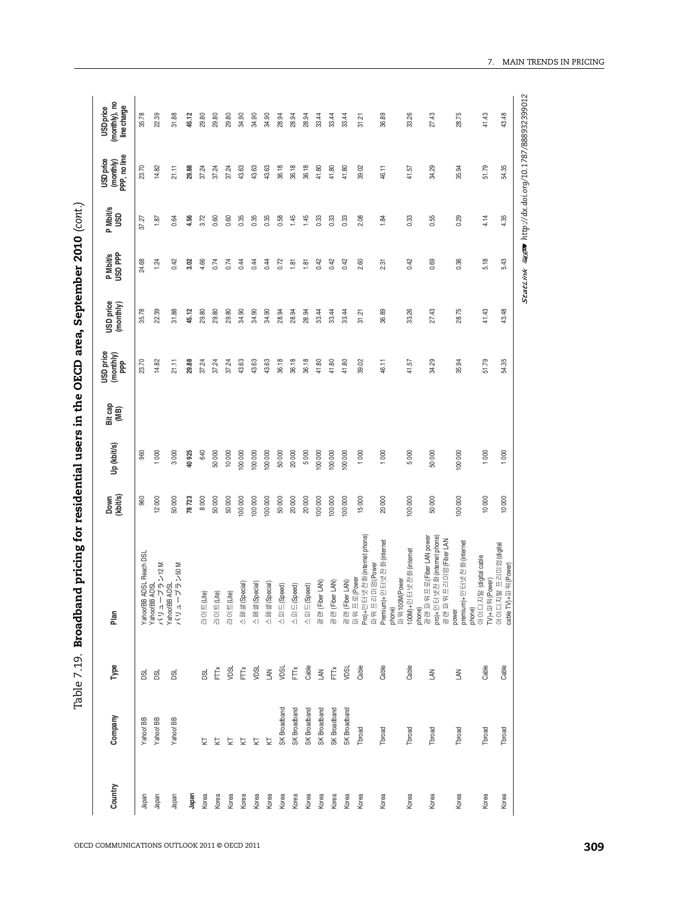Table 7.19. **Broadband pricing for residential users in the OECD area, September 2010** *(cont.)*

| Country | Company | Type | Plan | Down (kbit/s) | Up (kbit/s) | Bit cap (MB) | USD price (monthly) PPP | USD price (monthly) | P Mbit/s USD PPP | P Mbit/s USD | USD price (monthly) PPP, no line | USD price (monthly), no line charge |
|---|---|---|---|---|---|---|---|---|---|---|---|---|
| Japan | Yahoo! BB | DSL | Yahoo!BB ADSL Reach DSL | 960 | 960 | | 23.70 | 35.78 | 24.68 | 37.27 | 23.70 | 35.78 |
| Japan | Yahoo! BB | DSL | Yahoo!BB ADSL バリュープラン12 M | 12 000 | 1 000 | | 14.82 | 22.39 | 1.24 | 1.87 | 14.82 | 22.39 |
| Japan | Yahoo! BB | DSL | Yahoo!BB ADSL バリュープラン50 M | 50 000 | 3 000 | | 21.11 | 31.88 | 0.42 | 0.64 | 21.11 | 31.88 |
| **Japan** | | | | **78 723** | **40 925** | | **29.88** | **45.12** | **3.02** | **4.56** | **29.88** | **45.12** |
| Korea | KT | DSL | 라이트(Lite) | 8 000 | 640 | | 37.24 | 29.80 | 4.66 | 3.72 | 37.24 | 29.80 |
| Korea | KT | FTTx | 라이트(Lite) | 50 000 | 50 000 | | 37.24 | 29.80 | 0.74 | 0.60 | 37.24 | 29.80 |
| Korea | KT | VDSL | 라이트(Lite) | 50 000 | 10 000 | | 37.24 | 29.80 | 0.74 | 0.60 | 37.24 | 29.80 |
| Korea | KT | FTTx | 스페셜(Special) | 100 000 | 100 000 | | 43.63 | 34.90 | 0.44 | 0.35 | 43.63 | 34.90 |
| Korea | KT | VDSL | 스페셜(Special) | 100 000 | 100 000 | | 43.63 | 34.90 | 0.44 | 0.35 | 43.63 | 34.90 |
| Korea | KT | LAN | 스페셜(Special) | 100 000 | 100 000 | | 43.63 | 34.90 | 0.44 | 0.35 | 43.63 | 34.90 |
| Korea | SK Broadband | VDSL | 스피드(Speed) | 50 000 | 50 000 | | 36.18 | 28.94 | 0.72 | 0.58 | 36.18 | 28.94 |
| Korea | SK Broadband | FTTx | 스피드(Speed) | 20 000 | 20 000 | | 36.18 | 28.94 | 1.81 | 1.45 | 36.18 | 28.94 |
| Korea | SK Broadband | Cable | 스피드(Speed) | 20 000 | 5 000 | | 36.18 | 28.94 | 1.81 | 1.45 | 36.18 | 28.94 |
| Korea | SK Broadband | LAN | 광랜 (Fiber LAN) | 100 000 | 100 000 | | 41.80 | 33.44 | 0.42 | 0.33 | 41.80 | 33.44 |
| Korea | SK Broadband | FTTx | 광랜 (Fiber LAN) | 100 000 | 100 000 | | 41.80 | 33.44 | 0.42 | 0.33 | 41.80 | 33.44 |
| Korea | SK Broadband | VDSL | 광랜 (Fiber LAN) | 100 000 | 100 000 | | 41.80 | 33.44 | 0.42 | 0.33 | 41.80 | 33.44 |
| Korea | Tbroad | Cable | 파워프로(Power Pro)+인터넷전화(internet phone) | 15 000 | 1 000 | | 39.02 | 31.21 | 2.60 | 2.08 | 39.02 | 31.21 |
| Korea | Tbroad | Cable | 파워프리미엄(Power Premium)+인터넷전화(internet phone) | 20 000 | 1 000 | | 46.11 | 36.89 | 2.31 | 1.84 | 46.11 | 36.89 |
| Korea | Tbroad | Cable | 파워100M(Power 100M)+인터넷전화(internet phone) | 100 000 | 5 000 | | 41.57 | 33.26 | 0.42 | 0.33 | 41.57 | 33.26 |
| Korea | Tbroad | LAN | 광랜 파워프로(Fiber LAN power pro)+인터넷전화(internet phone) | 50 000 | 50 000 | | 34.29 | 27.43 | 0.69 | 0.55 | 34.29 | 27.43 |
| Korea | Tbroad | LAN | 광랜 파워프리미엄(Fiber LAN power premium)+인터넷전화(internet phone) | 100 000 | 100 000 | | 35.94 | 28.75 | 0.36 | 0.29 | 35.94 | 28.75 |
| Korea | Tbroad | Cable | 아이디지털 (digital cable TV)+파워(Power) | 10 000 | 1 000 | | 51.79 | 41.43 | 5.18 | 4.14 | 51.79 | 41.43 |
| Korea | Tbroad | Cable | 아이디지털 프리미엄(digital cable TV)+파워(Power) | 10 000 | 1 000 | | 54.35 | 43.48 | 5.43 | 4.35 | 54.35 | 43.48 |

StatLink http://dx.doi.org/10.1787/888932399012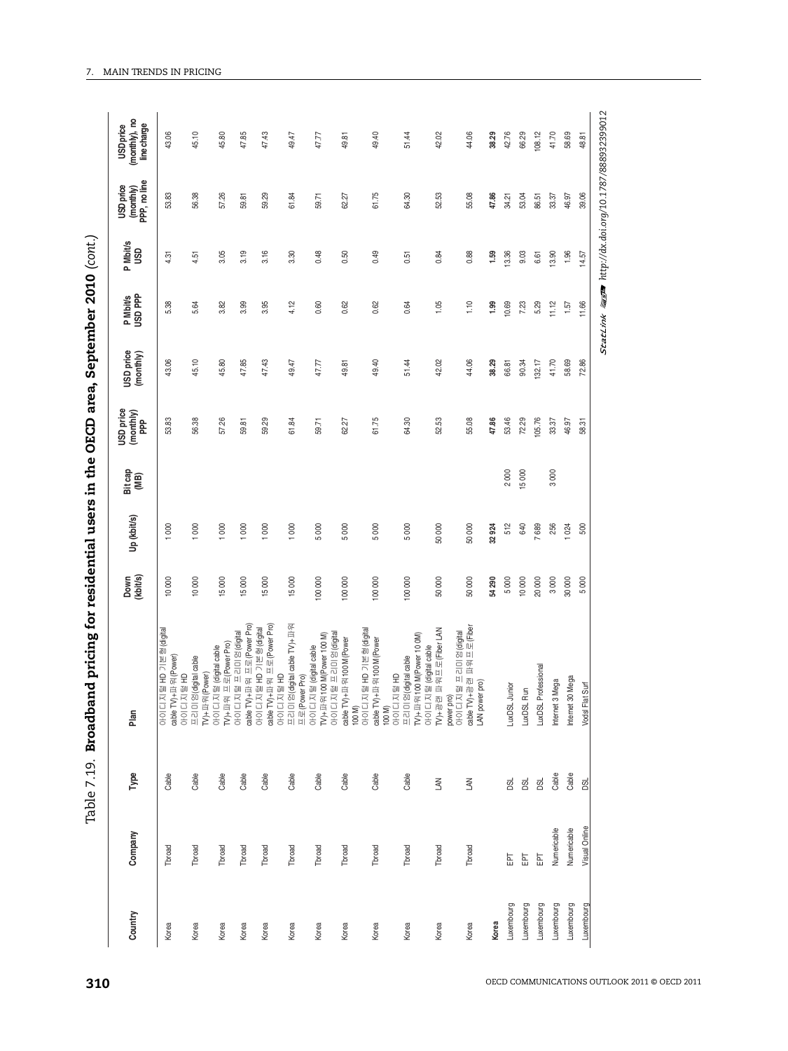Table 7.19. **Broadband pricing for residential users in the OECD area, September 2010** *(cont.)*

| Country | Company | Type | Plan | Down (kbit/s) | Up (kbit/s) | Bit cap (MB) | USD price (monthly) PPP | USD price (monthly) | P Mbit/s USD PPP | P Mbit/s USD | USD price (monthly) PPP, no line | USD price (monthly), no line charge |
|---|---|---|---|---|---|---|---|---|---|---|---|---|
| Korea | Tbroad | Cable | 아이디지털 HD 기본형(digital cable TV)+파워(Power) | 10 000 | 1 000 | | 53.83 | 43.06 | 5.38 | 4.31 | 53.83 | 43.06 |
| Korea | Tbroad | Cable | 아이디지털 HD 프리미엄(digital cable TV)+파워(Power) | 10 000 | 1 000 | | 56.38 | 45.10 | 5.64 | 4.51 | 56.38 | 45.10 |
| Korea | Tbroad | Cable | 아이디지털 (digital cable TV)+파워 프로(Power Pro) | 15 000 | 1 000 | | 57.26 | 45.80 | 3.82 | 3.05 | 57.26 | 45.80 |
| Korea | Tbroad | Cable | 아이디지털 프리미엄(digital cable TV)+파워 프로(Power Pro) | 15 000 | 1 000 | | 59.81 | 47.85 | 3.99 | 3.19 | 59.81 | 47.85 |
| Korea | Tbroad | Cable | 아이디지털 HD 기본형(digital cable TV)+파워 프로(Power Pro) | 15 000 | 1 000 | | 59.29 | 47.43 | 3.95 | 3.16 | 59.29 | 47.43 |
| Korea | Tbroad | Cable | 아이디지털 HD 프리미엄(digital cable TV)+파워 프로(Power Pro) | 15 000 | 1 000 | | 61.84 | 49.47 | 4.12 | 3.30 | 61.84 | 49.47 |
| Korea | Tbroad | Cable | 아이디지털 (digital cable TV)+파워100 M(Power 100 M) | 100 000 | 5 000 | | 59.71 | 47.77 | 0.60 | 0.48 | 59.71 | 47.77 |
| Korea | Tbroad | Cable | 아이디지털 프리미엄(digital cable TV)+파워100 M(Power 100 M) | 100 000 | 5 000 | | 62.27 | 49.81 | 0.62 | 0.50 | 62.27 | 49.81 |
| Korea | Tbroad | Cable | 아이디지털 HD 기본형(digital cable TV)+파워100 M(Power 100 M) | 100 000 | 5 000 | | 61.75 | 49.40 | 0.62 | 0.49 | 61.75 | 49.40 |
| Korea | Tbroad | Cable | 아이디지털 HD 프리미엄(digital cable TV)+파워100 M(Power 10 0M) | 100 000 | 5 000 | | 64.30 | 51.44 | 0.64 | 0.51 | 64.30 | 51.44 |
| Korea | Tbroad | LAN | 아이디지털 (digital cable TV)+광랜 파워프로(Fiber LAN power pro) | 50 000 | 50 000 | | 52.53 | 42.02 | 1.05 | 0.84 | 52.53 | 42.02 |
| Korea | Tbroad | LAN | 아이디지털 프리미엄(digital cable TV)+광랜 파워프로(Fiber LAN power pro) | 50 000 | 50 000 | | 55.08 | 44.06 | 1.10 | 0.88 | 55.08 | 44.06 |
| **Korea** | | | | **54 290** | **32 924** | | **47.86** | **38.29** | **1.99** | **1.59** | **47.86** | **38.29** |
| Luxembourg | EPT | DSL | LuxDSL Junior | 5 000 | 512 | 2 000 | 53.46 | 66.81 | 10.69 | 13.36 | 34.21 | 42.76 |
| Luxembourg | EPT | DSL | LuxDSL Run | 10 000 | 640 | 15 000 | 72.29 | 90.34 | 7.23 | 9.03 | 53.04 | 66.29 |
| Luxembourg | EPT | DSL | LuxDSL Professional | 20 000 | 7 689 | | 105.76 | 132.17 | 5.29 | 6.61 | 86.51 | 108.12 |
| Luxembourg | Numericable | Cable | Internet 3 Mega | 3 000 | 256 | 3 000 | 33.37 | 41.70 | 11.12 | 13.90 | 33.37 | 41.70 |
| Luxembourg | Numericable | Cable | Internet 30 Mega | 30 000 | 1 024 | | 46.97 | 58.69 | 1.57 | 1.96 | 46.97 | 58.69 |
| Luxembourg | Visual Online | DSL | Vodsl Flat Surf | 5 000 | 500 | | 58.31 | 72.86 | 11.66 | 14.57 | 39.06 | 48.81 |

StatLink http://dx.doi.org/10.1787/888932399012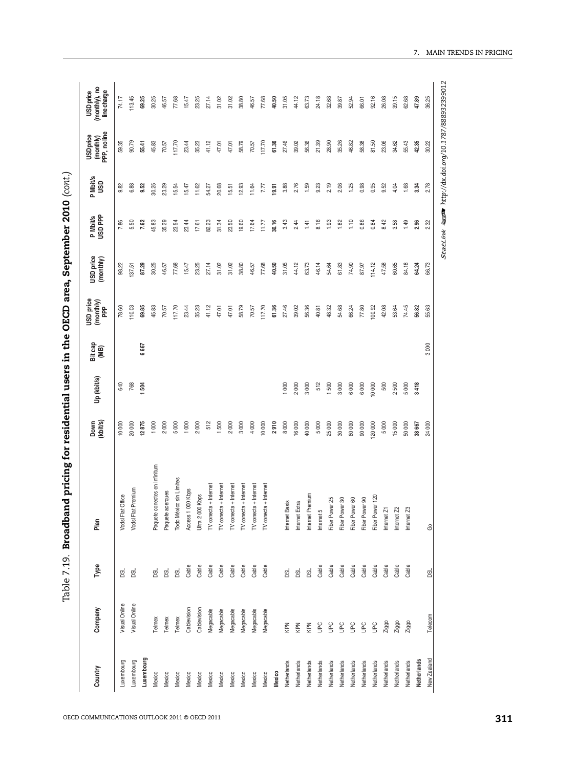## Table 7.19. Broadband pricing for residential users in the OECD area, September 2010 (cont.)

| Country | Company | Type | Plan | Down (kbit/s) | Up (kbit/s) | Bit cap (MB) | USD price (monthly) PPP | USD price (monthly) | P Mbit/s USD PPP | P Mbit/s USD | USD price (monthly) PPP, no line | USD price (monthly), no line charge |
|---|---|---|---|---|---|---|---|---|---|---|---|---|
| Luxembourg | Visual Online | DSL | Vodsl Flat Office | 10 000 | 640 | | 78.60 | 98.22 | 7.86 | 9.82 | 59.35 | 74.17 |
| Luxembourg | Visual Online | DSL | Vodsl Flat Premium | 20 000 | 768 | | 110.03 | 137.51 | 5.50 | 6.88 | 90.79 | 113.45 |
| **Luxembourg** | | | | **12 875** | **1 504** | **6 667** | **69.85** | **87.29** | **7.62** | **9.52** | **55.41** | **69.25** |
| Mexico | Telmex | DSL | Paquete conectes en Infinitum | 1 000 | | | 45.83 | 30.25 | 45.83 | 30.25 | 45.83 | 30.25 |
| Mexico | Telmex | DSL | Paquete acerques | 2 000 | | | 70.57 | 46.57 | 35.29 | 23.29 | 70.57 | 46.57 |
| Mexico | Telmex | DSL | Todo México sin Límites | 5 000 | | | 117.70 | 77.68 | 23.54 | 15.54 | 117.70 | 77.68 |
| Mexico | Cablevision | Cable | Access 1 000 Kbps | 1 000 | | | 23.44 | 15.47 | 23.44 | 15.47 | 23.44 | 15.47 |
| Mexico | Cablevision | Cable | Ultra 2 000 Kbps | 2 000 | | | 35.23 | 23.25 | 17.61 | 11.62 | 35.23 | 23.25 |
| Mexico | Megacable | Cable | TV conecta + Internet | 512 | | | 41.12 | 27.14 | 82.23 | 54.27 | 41.12 | 27.14 |
| Mexico | Megacable | Cable | TV conecta + Internet | 1 500 | | | 47.01 | 31.02 | 31.34 | 20.68 | 47.01 | 31.02 |
| Mexico | Megacable | Cable | TV conecta + Internet | 2 000 | | | 47.01 | 31.02 | 23.50 | 15.51 | 47.01 | 31.02 |
| Mexico | Megacable | Cable | TV conecta + Internet | 3 000 | | | 58.79 | 38.80 | 19.60 | 12.93 | 58.79 | 38.80 |
| Mexico | Megacable | Cable | TV conecta + Internet | 4 000 | | | 70.57 | 46.57 | 17.64 | 11.64 | 70.57 | 46.57 |
| Mexico | Megacable | Cable | TV conecta + Internet | 10 000 | | | 117.70 | 77.68 | 11.77 | 7.77 | 117.70 | 77.68 |
| **Mexico** | | | | **2 910** | | | **61.36** | **40.50** | **30.16** | **19.91** | **61.36** | **40.50** |
| Netherlands | KPN | DSL | Internet Basis | 8 000 | 1 000 | | 27.46 | 31.05 | 3.43 | 3.88 | 27.46 | 31.05 |
| Netherlands | KPN | DSL | Internet Extra | 16 000 | 2 000 | | 39.02 | 44.12 | 2.44 | 2.76 | 39.02 | 44.12 |
| Netherlands | KPN | DSL | Internet Premium | 40 000 | 3 000 | | 56.36 | 63.73 | 1.41 | 1.59 | 56.36 | 63.73 |
| Netherlands | UPC | Cable | Internet 5 | 5 000 | 512 | | 40.81 | 46.14 | 8.16 | 9.23 | 21.39 | 24.18 |
| Netherlands | UPC | Cable | Fiber Power 25 | 25 000 | 1 500 | | 48.32 | 54.64 | 1.93 | 2.19 | 28.90 | 32.68 |
| Netherlands | UPC | Cable | Fiber Power 30 | 30 000 | 3 000 | | 54.68 | 61.83 | 1.82 | 2.06 | 35.26 | 39.87 |
| Netherlands | UPC | Cable | Fiber Power 60 | 60 000 | 6 000 | | 66.24 | 74.90 | 1.10 | 1.25 | 46.82 | 52.94 |
| Netherlands | UPC | Cable | Fiber Power 90 | 90 000 | 6 000 | | 77.80 | 87.97 | 0.86 | 0.98 | 58.38 | 66.01 |
| Netherlands | UPC | Cable | Fiber Power 120 | 120 000 | 10 000 | | 100.92 | 114.12 | 0.84 | 0.95 | 81.50 | 92.16 |
| Netherlands | Ziggo | Cable | Internet Z1 | 5 000 | 500 | | 42.08 | 47.58 | 8.42 | 9.52 | 23.06 | 26.08 |
| Netherlands | Ziggo | Cable | Internet Z2 | 15 000 | 2 500 | | 53.64 | 60.65 | 3.58 | 4.04 | 34.62 | 39.15 |
| Netherlands | Ziggo | Cable | Internet Z3 | 50 000 | 5 000 | | 74.45 | 84.18 | 1.49 | 1.68 | 55.43 | 62.68 |
| **Netherlands** | | | | **38 667** | **3 418** | | **56.82** | **64.24** | **2.96** | **3.34** | **42.35** | **47.89** |
| New Zealand | Telecom | DSL | Go | 24 000 | | 3 000 | 55.63 | 66.73 | 2.32 | 2.78 | 30.22 | 36.25 |

StatLink http://dx.doi.org/10.1787/888932399012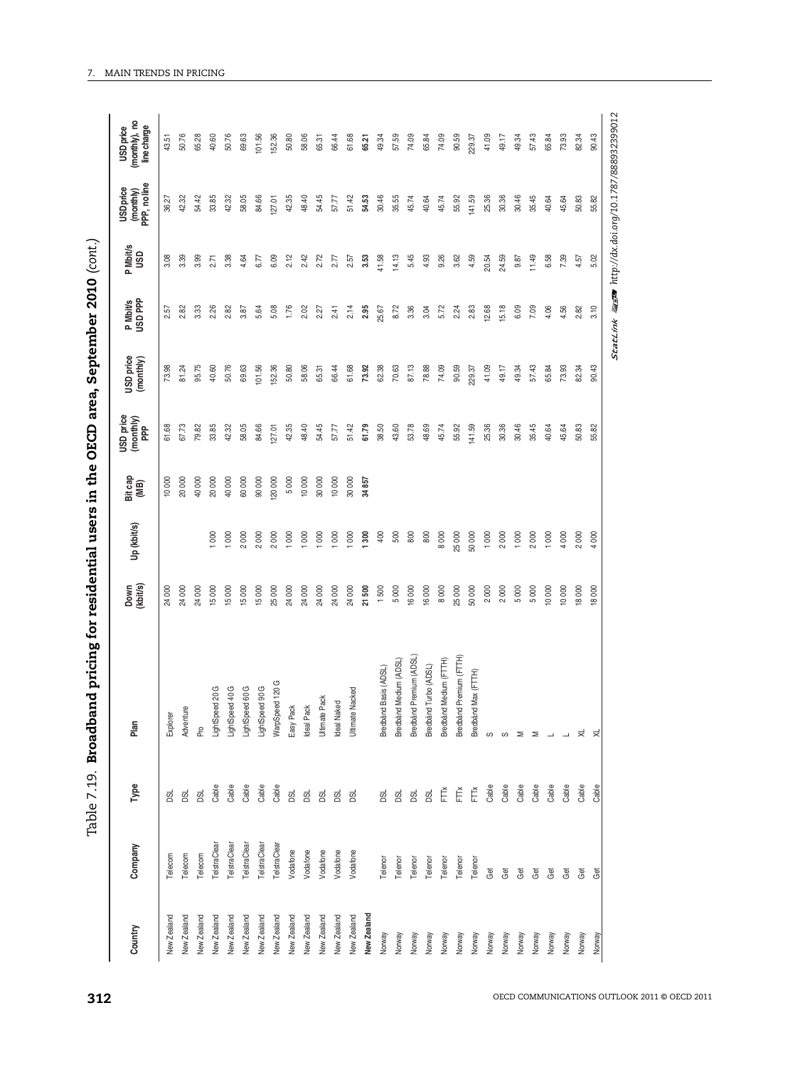Table 7.19. **Broadband pricing for residential users in the OECD area, September 2010** *(cont.)*

| Country | Company | Type | Plan | Down (kbit/s) | Up (kbit/s) | Bit cap (MB) | USD price (monthly) PPP | USD price (monthly) | P Mbit/s USD PPP | P Mbit/s USD | USD price (monthly) PPP, no line | USD price (monthly), no line charge |
|---|---|---|---|---|---|---|---|---|---|---|---|---|
| New Zealand | Telecom | DSL | Explorer | 24 000 | | 10 000 | 61.68 | 73.98 | 2.57 | 3.08 | 36.27 | 43.51 |
| New Zealand | Telecom | DSL | Adventure | 24 000 | | 20 000 | 67.73 | 81.24 | 2.82 | 3.39 | 42.32 | 50.76 |
| New Zealand | Telecom | DSL | Pro | 24 000 | | 40 000 | 79.82 | 95.75 | 3.33 | 3.99 | 54.42 | 65.28 |
| New Zealand | TelstraClear | Cable | LightSpeed 20 G | 15 000 | 1 000 | 20 000 | 33.85 | 40.60 | 2.26 | 2.71 | 33.85 | 40.60 |
| New Zealand | TelstraClear | Cable | LightSpeed 40 G | 15 000 | 1 000 | 40 000 | 42.32 | 50.76 | 2.82 | 3.38 | 42.32 | 50.76 |
| New Zealand | TelstraClear | Cable | LightSpeed 60 G | 15 000 | 2 000 | 60 000 | 58.05 | 69.63 | 3.87 | 4.64 | 58.05 | 69.63 |
| New Zealand | TelstraClear | Cable | LightSpeed 90 G | 15 000 | 2 000 | 90 000 | 84.66 | 101.56 | 5.64 | 6.77 | 84.66 | 101.56 |
| New Zealand | TelstraClear | Cable | WarpSpeed 120 G | 25 000 | 2 000 | 120 000 | 127.01 | 152.36 | 5.08 | 6.09 | 127.01 | 152.36 |
| New Zealand | Vodafone | DSL | Easy Pack | 24 000 | 1 000 | 5 000 | 42.35 | 50.80 | 1.76 | 2.12 | 42.35 | 50.80 |
| New Zealand | Vodafone | DSL | Ideal Pack | 24 000 | 1 000 | 10 000 | 48.40 | 58.06 | 2.02 | 2.42 | 48.40 | 58.06 |
| New Zealand | Vodafone | DSL | Ultimate Pack | 24 000 | 1 000 | 30 000 | 54.45 | 65.31 | 2.27 | 2.72 | 54.45 | 65.31 |
| New Zealand | Vodafone | DSL | Ideal Naked | 24 000 | 1 000 | 10 000 | 57.77 | 66.44 | 2.41 | 2.77 | 57.77 | 66.44 |
| New Zealand | Vodafone | DSL | Ultimate Nacked | 24 000 | 1 000 | 30 000 | 51.42 | 61.68 | 2.14 | 2.57 | 51.42 | 61.68 |
| **New Zealand** | | | | **21 500** | **1 300** | **34 857** | **61.79** | **73.92** | **2.95** | **3.53** | **54.53** | **65.21** |
| Norway | Telenor | DSL | Bredbånd Basis (ADSL) | 1 500 | 400 | | 38.50 | 62.38 | 25.67 | 41.58 | 30.46 | 49.34 |
| Norway | Telenor | DSL | Bredbånd Medium (ADSL) | 5 000 | 500 | | 43.60 | 70.63 | 8.72 | 14.13 | 35.55 | 57.59 |
| Norway | Telenor | DSL | Bredbånd Premium (ADSL) | 16 000 | 800 | | 53.78 | 87.13 | 3.36 | 5.45 | 45.74 | 74.09 |
| Norway | Telenor | DSL | Bredbånd Turbo (ADSL) | 16 000 | 800 | | 48.69 | 78.88 | 3.04 | 4.93 | 40.64 | 65.84 |
| Norway | Telenor | FTTx | Bredbånd Medium (FTTH) | 8 000 | 8 000 | | 45.74 | 74.09 | 5.72 | 9.26 | 45.74 | 74.09 |
| Norway | Telenor | FTTx | Bredbånd Premium (FTTH) | 25 000 | 25 000 | | 55.92 | 90.59 | 2.24 | 3.62 | 55.92 | 90.59 |
| Norway | Telenor | FTTx | Bredbånd Max (FTTH) | 50 000 | 50 000 | | 141.59 | 229.37 | 2.83 | 4.59 | 141.59 | 229.37 |
| Norway | Get | Cable | S | 2 000 | 1 000 | | 25.36 | 41.09 | 12.68 | 20.54 | 25.36 | 41.09 |
| Norway | Get | Cable | S | 2 000 | 2 000 | | 30.36 | 49.17 | 15.18 | 24.59 | 30.36 | 49.17 |
| Norway | Get | Cable | M | 5 000 | 1 000 | | 30.46 | 49.34 | 6.09 | 9.87 | 30.46 | 49.34 |
| Norway | Get | Cable | M | 5 000 | 2 000 | | 35.45 | 57.43 | 7.09 | 11.49 | 35.45 | 57.43 |
| Norway | Get | Cable | L | 10 000 | 1 000 | | 40.64 | 65.84 | 4.06 | 6.58 | 40.64 | 65.84 |
| Norway | Get | Cable | L | 10 000 | 4 000 | | 45.64 | 73.93 | 4.56 | 7.39 | 45.64 | 73.93 |
| Norway | Get | Cable | XL | 18 000 | 2 000 | | 50.83 | 82.34 | 2.82 | 4.57 | 50.83 | 82.34 |
| Norway | Get | Cable | XL | 18 000 | 4 000 | | 55.82 | 90.43 | 3.10 | 5.02 | 55.82 | 90.43 |

StatLink http://dx.doi.org/10.1787/888932399012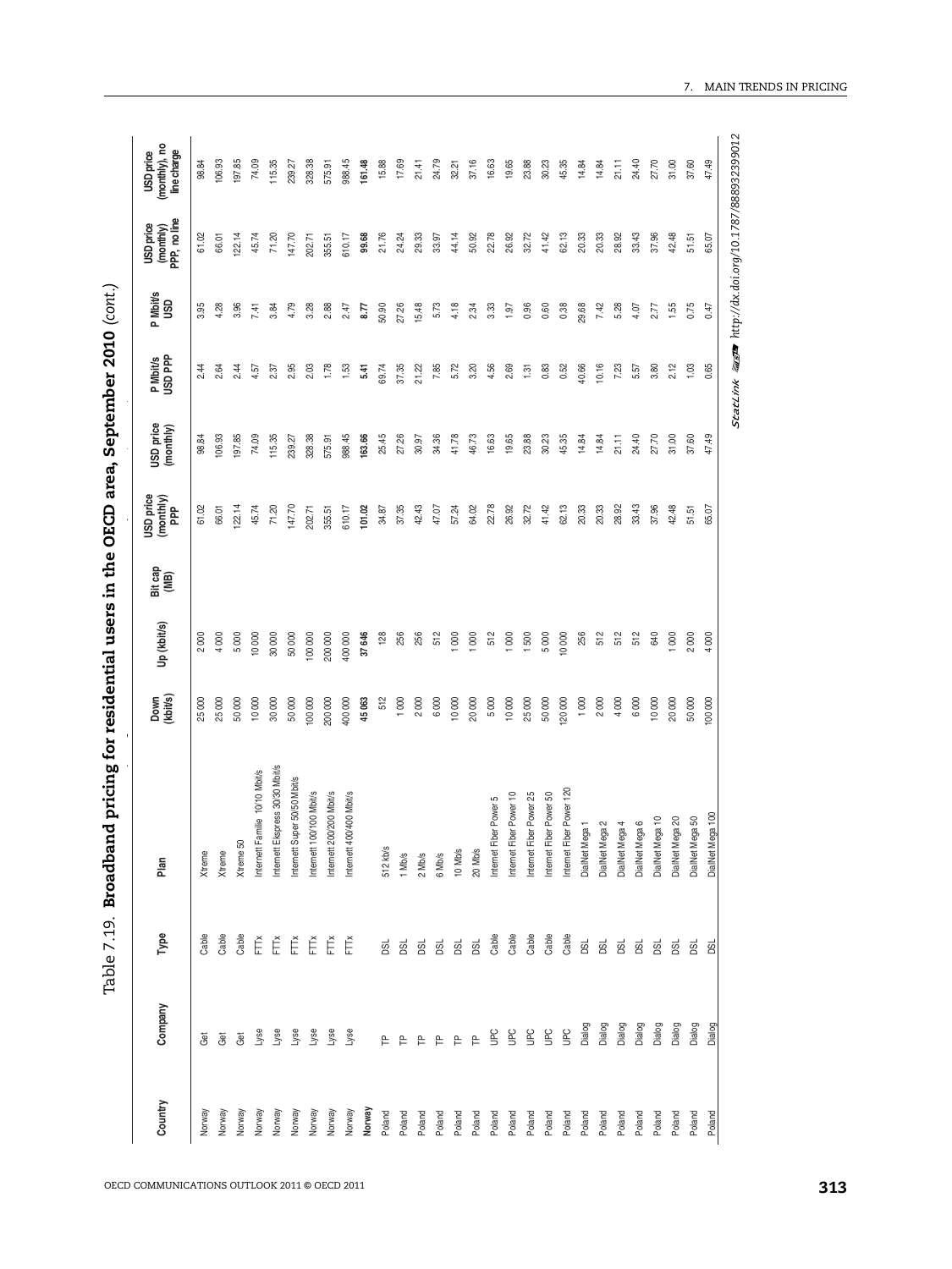Table 7.19. **Broadband pricing for residential users in the OECD area, September 2010** (*cont.*)

| Country | Company | Type | Plan | Down (kbit/s) | Up (kbit/s) | Bit cap (MB) | USD price (monthly) PPP | USD price (monthly) | P Mbit/s USD PPP | P Mbit/s USD | USD price (monthly) PPP, no line | USD price (monthly), no line charge |
|---|---|---|---|---|---|---|---|---|---|---|---|---|
| Norway | Get | Cable | Xtreme | 25 000 | 2 000 | | 61.02 | 98.84 | 2.44 | 3.95 | 61.02 | 98.84 |
| Norway | Get | Cable | Xtreme | 25 000 | 4 000 | | 66.01 | 106.93 | 2.64 | 4.28 | 66.01 | 106.93 |
| Norway | Get | Cable | Xtreme 50 | 50 000 | 5 000 | | 122.14 | 197.85 | 2.44 | 3.96 | 122.14 | 197.85 |
| Norway | Lyse | FTTx | Internett Familie 10/10 Mbit/s | 10 000 | 10 000 | | 45.74 | 74.09 | 4.57 | 7.41 | 45.74 | 74.09 |
| Norway | Lyse | FTTx | Internett Ekspress 30/30 Mbit/s | 30 000 | 30 000 | | 71.20 | 115.35 | 2.37 | 3.84 | 71.20 | 115.35 |
| Norway | Lyse | FTTx | Internett Super 50/50 Mbit/s | 50 000 | 50 000 | | 147.70 | 239.27 | 2.95 | 4.79 | 147.70 | 239.27 |
| Norway | Lyse | FTTx | Internett 100/100 Mbit/s | 100 000 | 100 000 | | 202.71 | 328.38 | 2.03 | 3.28 | 202.71 | 328.38 |
| Norway | Lyse | FTTx | Internett 200/200 Mbit/s | 200 000 | 200 000 | | 355.51 | 575.91 | 1.78 | 2.88 | 355.51 | 575.91 |
| Norway | Lyse | FTTx | Internett 400/400 Mbit/s | 400 000 | 400 000 | | 610.17 | 988.45 | 1.53 | 2.47 | 610.17 | 988.45 |
| **Norway** | | | | **45 063** | **37 646** | | **101.02** | **163.66** | **5.41** | **8.77** | **99.68** | **161.48** |
| Poland | TP | DSL | 512 kb/s | 512 | 128 | | 34.87 | 25.45 | 69.74 | 50.90 | 21.76 | 15.88 |
| Poland | TP | DSL | 1 Mb/s | 1 000 | 256 | | 37.35 | 27.26 | 37.35 | 27.26 | 24.24 | 17.69 |
| Poland | TP | DSL | 2 Mb/s | 2 000 | 256 | | 42.43 | 30.97 | 21.22 | 15.48 | 29.33 | 21.41 |
| Poland | TP | DSL | 6 Mb/s | 6 000 | 512 | | 47.07 | 34.36 | 7.85 | 5.73 | 33.97 | 24.79 |
| Poland | TP | DSL | 10 Mb/s | 10 000 | 1 000 | | 57.24 | 41.78 | 5.72 | 4.18 | 44.14 | 32.21 |
| Poland | TP | DSL | 20 Mb/s | 20 000 | 1 000 | | 64.02 | 46.73 | 3.20 | 2.34 | 50.92 | 37.16 |
| Poland | UPC | Cable | Internet Fiber Power 5 | 5 000 | 512 | | 22.78 | 16.63 | 4.56 | 3.33 | 22.78 | 16.63 |
| Poland | UPC | Cable | Internet Fiber Power 10 | 10 000 | 1 000 | | 26.92 | 19.65 | 2.69 | 1.97 | 26.92 | 19.65 |
| Poland | UPC | Cable | Internet Fiber Power 25 | 25 000 | 1 500 | | 32.72 | 23.88 | 1.31 | 0.96 | 32.72 | 23.88 |
| Poland | UPC | Cable | Internet Fiber Power 50 | 50 000 | 5 000 | | 41.42 | 30.23 | 0.83 | 0.60 | 41.42 | 30.23 |
| Poland | UPC | Cable | Internet Fiber Power 120 | 120 000 | 10 000 | | 62.13 | 45.35 | 0.52 | 0.38 | 62.13 | 45.35 |
| Poland | Dialog | DSL | DialNet Mega 1 | 1 000 | 256 | | 20.33 | 14.84 | 40.66 | 29.68 | 20.33 | 14.84 |
| Poland | Dialog | DSL | DialNet Mega 2 | 2 000 | 512 | | 20.33 | 14.84 | 10.16 | 7.42 | 20.33 | 14.84 |
| Poland | Dialog | DSL | DialNet Mega 4 | 4 000 | 512 | | 28.92 | 21.11 | 7.23 | 5.28 | 28.92 | 21.11 |
| Poland | Dialog | DSL | DialNet Mega 6 | 6 000 | 512 | | 33.43 | 24.40 | 5.57 | 4.07 | 33.43 | 24.40 |
| Poland | Dialog | DSL | DialNet Mega 10 | 10 000 | 640 | | 37.96 | 27.70 | 3.80 | 2.77 | 37.96 | 27.70 |
| Poland | Dialog | DSL | DialNet Mega 20 | 20 000 | 1 000 | | 42.48 | 31.00 | 2.12 | 1.55 | 42.48 | 31.00 |
| Poland | Dialog | DSL | DialNet Mega 50 | 50 000 | 2 000 | | 51.51 | 37.60 | 1.03 | 0.75 | 51.51 | 37.60 |
| Poland | Dialog | DSL | DialNet Mega 100 | 100 000 | 4 000 | | 65.07 | 47.49 | 0.65 | 0.47 | 65.07 | 47.49 |

StatLink http://dx.doi.org/10.1787/888932399012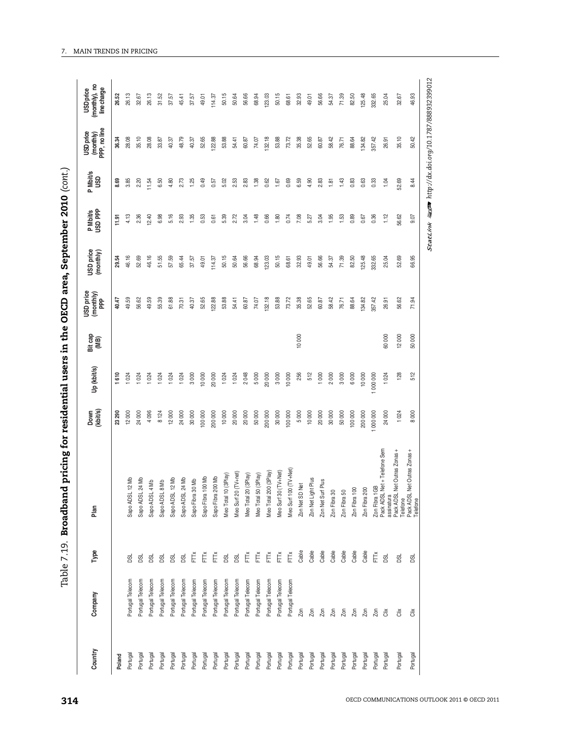## Table 7.19. **Broadband pricing for residential users in the OECD area, September 2010** *(cont.)*

| Country | Company | Type | Plan | Down (kbit/s) | Up (kbit/s) | Bit cap (MB) | USD price (monthly) PPP | USD price (monthly) | P Mbit/s USD PPP | P Mbit/s USD | USD price (monthly) PPP, no line | USD price (monthly), no line charge |
|---|---|---|---|---|---|---|---|---|---|---|---|---|
| **Poland** | | | | **23 290** | **1 610** | | **40.47** | **29.54** | **11.91** | **8.69** | **36.34** | **26.52** |
| Portugal | Portugal Telecom | DSL | Sapo ADSL 12 Mb | 12 000 | 1 024 | | 49.59 | 46.16 | 4.13 | 3.85 | 28.08 | 26.13 |
| Portugal | Portugal Telecom | DSL | Sapo ADSL 24 Mb | 24 000 | 1 024 | | 56.62 | 52.69 | 2.36 | 2.20 | 35.10 | 32.67 |
| Portugal | Portugal Telecom | DSL | Sapo ADSL 4 Mb | 4 096 | 1 024 | | 49.59 | 46.16 | 12.40 | 11.54 | 28.08 | 26.13 |
| Portugal | Portugal Telecom | DSL | Sapo ADSL 8 Mb | 8 124 | 1 024 | | 55.39 | 51.55 | 6.98 | 6.50 | 33.87 | 31.52 |
| Portugal | Portugal Telecom | DSL | Sapo ADSL 12 Mb | 12 000 | 1 024 | | 61.88 | 57.59 | 5.16 | 4.80 | 40.37 | 37.57 |
| Portugal | Portugal Telecom | DSL | Sapo ADSL 24 Mb | 24 000 | 1 024 | | 70.31 | 65.44 | 2.93 | 2.73 | 48.79 | 45.41 |
| Portugal | Portugal Telecom | FTTx | Sapo Fibra 30 Mb | 30 000 | 3 000 | | 40.37 | 37.57 | 1.35 | 1.25 | 40.37 | 37.57 |
| Portugal | Portugal Telecom | FTTx | Sapo Fibra 100 Mb | 100 000 | 10 000 | | 52.65 | 49.01 | 0.53 | 0.49 | 52.65 | 49.01 |
| Portugal | Portugal Telecom | FTTx | Sapo Fibra 200 Mb | 200 000 | 20 000 | | 122.88 | 114.37 | 0.61 | 0.57 | 122.88 | 114.37 |
| Portugal | Portugal Telecom | DSL | Meo Total 10 (3Play) | 10 000 | 1 024 | | 53.88 | 50.15 | 5.39 | 5.02 | 53.88 | 50.15 |
| Portugal | Portugal Telecom | DSL | Meo Surf 20 (TV+net) | 20 000 | 1 024 | | 54.41 | 50.64 | 2.72 | 2.53 | 54.41 | 50.64 |
| Portugal | Portugal Telecom | FTTx | Meo Total 20 (3Play) | 20 000 | 2 048 | | 60.87 | 56.66 | 3.04 | 2.83 | 60.87 | 56.66 |
| Portugal | Portugal Telecom | FTTx | Meo Total 50 (3Play) | 50 000 | 5 000 | | 74.07 | 68.94 | 1.48 | 1.38 | 74.07 | 68.94 |
| Portugal | Portugal Telecom | FTTx | Meo Total 200 (3Play) | 200 000 | 20 000 | | 132.18 | 123.03 | 0.66 | 0.62 | 132.18 | 123.03 |
| Portugal | Portugal Telecom | FTTx | Meo Surf 30 (TV+Net) | 30 000 | 3 000 | | 53.88 | 50.15 | 1.80 | 1.67 | 53.88 | 50.15 |
| Portugal | Portugal Telecom | FTTx | Meo Surf 100 (TV+Net) | 100 000 | 10 000 | | 73.72 | 68.61 | 0.74 | 0.69 | 73.72 | 68.61 |
| Portugal | Zon | Cable | Zon Net SD Net | 5 000 | 256 | 10 000 | 35.38 | 32.93 | 7.08 | 6.59 | 35.38 | 32.93 |
| Portugal | Zon | Cable | Zon Net Light Plus | 10 000 | 512 | | 52.65 | 49.01 | 5.27 | 4.90 | 52.65 | 49.01 |
| Portugal | Zon | Cable | Zon Net Surf Plus | 20 000 | 1 000 | | 60.87 | 56.66 | 3.04 | 2.83 | 60.87 | 56.66 |
| Portugal | Zon | Cable | Zon Fibra 30 | 30 000 | 2 000 | | 58.42 | 54.37 | 1.95 | 1.81 | 58.42 | 54.37 |
| Portugal | Zon | Cable | Zon Fibra 50 | 50 000 | 3 000 | | 76.71 | 71.39 | 1.53 | 1.43 | 76.71 | 71.39 |
| Portugal | Zon | Cable | Zon Fibra 100 | 100 000 | 6 000 | | 88.64 | 82.50 | 0.89 | 0.83 | 88.64 | 82.50 |
| Portugal | Zon | Cable | Zon Fibra 200 | 200 000 | 10 000 | | 134.82 | 125.48 | 0.67 | 0.63 | 134.82 | 125.48 |
| Portugal | Zon | FTTx | Zon Fibra 1GB | 1 000 000 | 1 000 000 | | 357.42 | 332.65 | 0.36 | 0.33 | 357.42 | 332.65 |
| Portugal | Clix | DSL | Pack ADSL Net + Telefone Sem assinatura | 24 000 | 1 024 | 60 000 | 26.91 | 25.04 | 1.12 | 1.04 | 26.91 | 25.04 |
| Portugal | Clix | DSL | Pack ADSL Net Outras Zonas + Telefone | 1 024 | 128 | 12 000 | 56.62 | 52.69 | 56.62 | 52.69 | 35.10 | 32.67 |
| Portugal | Clix | DSL | Pack ADSL Net Outras Zonas + Telefone | 8 000 | 512 | 50 000 | 71.94 | 66.95 | 9.07 | 8.44 | 50.42 | 46.93 |

StatLink http://dx.doi.org/10.1787/888932399012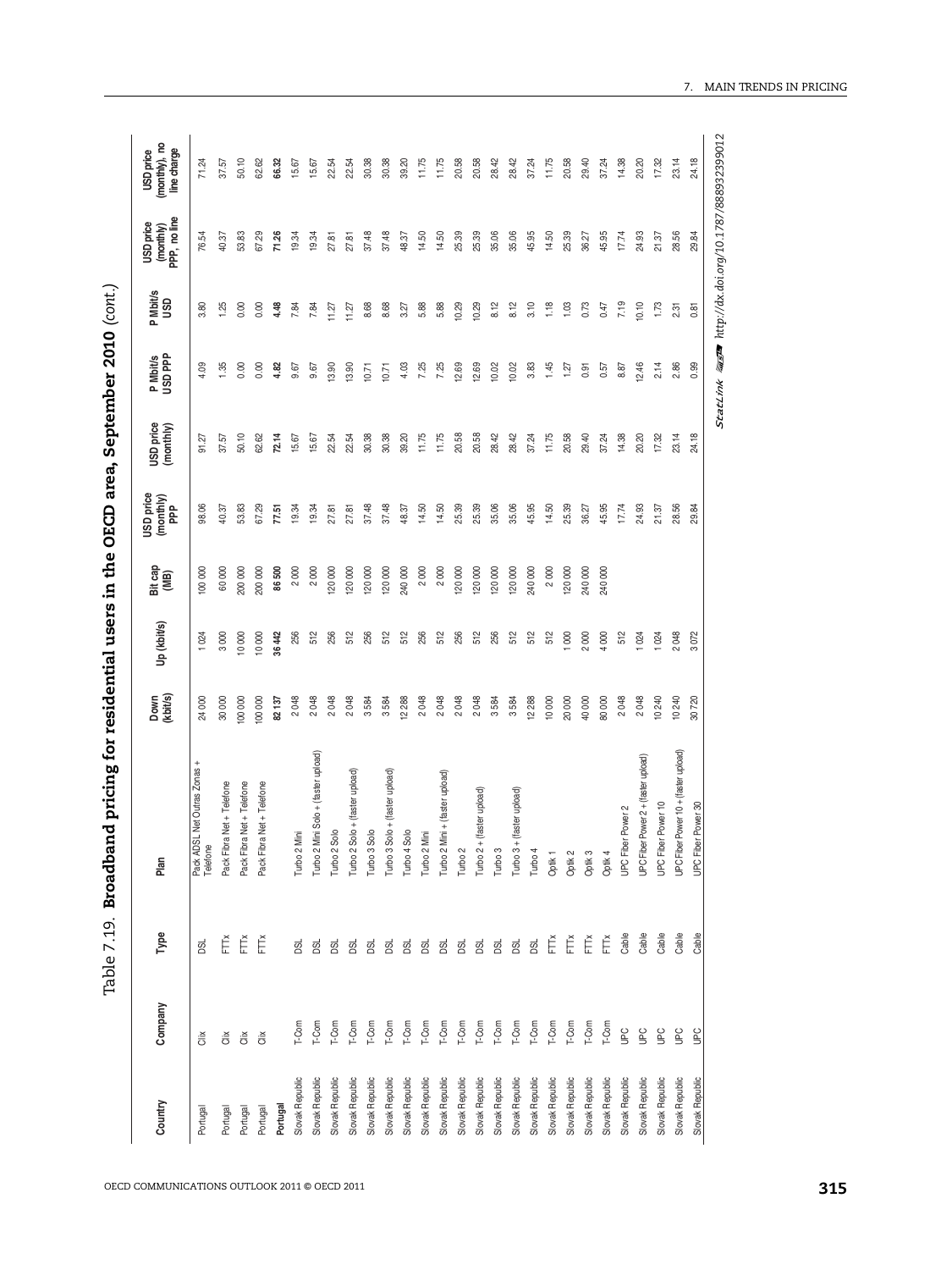Table 7.19. **Broadband pricing for residential users in the OECD area, September 2010** *(cont.)*

| Country | Company | Type | Plan | Down (kbit/s) | Up (kbit/s) | Bit cap (MB) | USD price (monthly) PPP | USD price (monthly) | P Mbit/s USD PPP | P Mbit/s USD | USD price (monthly) PPP, no line | USD price (monthly), no line charge |
|---|---|---|---|---|---|---|---|---|---|---|---|---|
| Portugal | Clix | DSL | Pack ADSL Net Outras Zonas + Telefone | 24 000 | 1 024 | 100 000 | 98.06 | 91.27 | 4.09 | 3.80 | 76.54 | 71.24 |
| Portugal | Clix | FTTx | Pack Fibra Net + Telefone | 30 000 | 3 000 | 60 000 | 40.37 | 37.57 | 1.35 | 1.25 | 40.37 | 37.57 |
| Portugal | Clix | FTTx | Pack Fibra Net + Telefone | 100 000 | 10 000 | 200 000 | 53.83 | 50.10 | 0.00 | 0.00 | 53.83 | 50.10 |
| Portugal | Clix | FTTx | Pack Fibra Net + Telefone | 100 000 | 10 000 | 200 000 | 67.29 | 62.62 | 0.00 | 0.00 | 67.29 | 62.62 |
| **Portugal** | | | | **82 137** | **36 442** | **86 500** | **77.51** | **72.14** | **4.82** | **4.48** | **71.26** | **66.32** |
| Slovak Republic | T-Com | DSL | Turbo 2 Mini | 2 048 | 256 | 2 000 | 19.34 | 15.67 | 9.67 | 7.84 | 19.34 | 15.67 |
| Slovak Republic | T-Com | DSL | Turbo 2 Mini Solo + (faster upload) | 2 048 | 512 | 2 000 | 19.34 | 15.67 | 9.67 | 7.84 | 19.34 | 15.67 |
| Slovak Republic | T-Com | DSL | Turbo 2 Solo | 2 048 | 256 | 120 000 | 27.81 | 22.54 | 13.90 | 11.27 | 27.81 | 22.54 |
| Slovak Republic | T-Com | DSL | Turbo 2 Solo + (faster upload) | 2 048 | 512 | 120 000 | 27.81 | 22.54 | 13.90 | 11.27 | 27.81 | 22.54 |
| Slovak Republic | T-Com | DSL | Turbo 3 Solo | 3 584 | 256 | 120 000 | 37.48 | 30.38 | 10.71 | 8.68 | 37.48 | 30.38 |
| Slovak Republic | T-Com | DSL | Turbo 3 Solo + (faster upload) | 3 584 | 512 | 120 000 | 37.48 | 30.38 | 10.71 | 8.68 | 37.48 | 30.38 |
| Slovak Republic | T-Com | DSL | Turbo 4 Solo | 12 288 | 512 | 240 000 | 48.37 | 39.20 | 4.03 | 3.27 | 48.37 | 39.20 |
| Slovak Republic | T-Com | DSL | Turbo 2 Mini | 2 048 | 256 | 2 000 | 14.50 | 11.75 | 7.25 | 5.88 | 14.50 | 11.75 |
| Slovak Republic | T-Com | DSL | Turbo 2 Mini + (faster upload) | 2 048 | 512 | 2 000 | 14.50 | 11.75 | 7.25 | 5.88 | 14.50 | 11.75 |
| Slovak Republic | T-Com | DSL | Turbo 2 | 2 048 | 256 | 120 000 | 25.39 | 20.58 | 12.69 | 10.29 | 25.39 | 20.58 |
| Slovak Republic | T-Com | DSL | Turbo 2 + (faster upload) | 2 048 | 512 | 120 000 | 25.39 | 20.58 | 12.69 | 10.29 | 25.39 | 20.58 |
| Slovak Republic | T-Com | DSL | Turbo 3 | 3 584 | 256 | 120 000 | 35.06 | 28.42 | 10.02 | 8.12 | 35.06 | 28.42 |
| Slovak Republic | T-Com | DSL | Turbo 3 + (faster upload) | 3 584 | 512 | 120 000 | 35.06 | 28.42 | 10.02 | 8.12 | 35.06 | 28.42 |
| Slovak Republic | T-Com | DSL | Turbo 4 | 12 288 | 512 | 240 000 | 45.95 | 37.24 | 3.83 | 3.10 | 45.95 | 37.24 |
| Slovak Republic | T-Com | FTTx | Optik 1 | 10 000 | 512 | 2 000 | 14.50 | 11.75 | 1.45 | 1.18 | 14.50 | 11.75 |
| Slovak Republic | T-Com | FTTx | Optik 2 | 20 000 | 1 000 | 120 000 | 25.39 | 20.58 | 1.27 | 1.03 | 25.39 | 20.58 |
| Slovak Republic | T-Com | FTTx | Optik 3 | 40 000 | 2 000 | 240 000 | 36.27 | 29.40 | 0.91 | 0.73 | 36.27 | 29.40 |
| Slovak Republic | T-Com | FTTx | Optik 4 | 80 000 | 4 000 | 240 000 | 45.95 | 37.24 | 0.57 | 0.47 | 45.95 | 37.24 |
| Slovak Republic | UPC | Cable | UPC Fiber Power 2 | 2 048 | 512 | | 17.74 | 14.38 | 8.87 | 7.19 | 17.74 | 14.38 |
| Slovak Republic | UPC | Cable | UPC Fiber Power 2 + (faster upload) | 2 048 | 1 024 | | 24.93 | 20.20 | 12.46 | 10.10 | 24.93 | 20.20 |
| Slovak Republic | UPC | Cable | UPC Fiber Power 10 | 10 240 | 1 024 | | 21.37 | 17.32 | 2.14 | 1.73 | 21.37 | 17.32 |
| Slovak Republic | UPC | Cable | UPC Fiber Power 10 + (faster upload) | 10 240 | 2 048 | | 28.56 | 23.14 | 2.86 | 2.31 | 28.56 | 23.14 |
| Slovak Republic | UPC | Cable | UPC Fiber Power 30 | 30 720 | 3 072 | | 29.84 | 24.18 | 0.99 | 0.81 | 29.84 | 24.18 |

StatLink http://dx.doi.org/10.1787/888932399012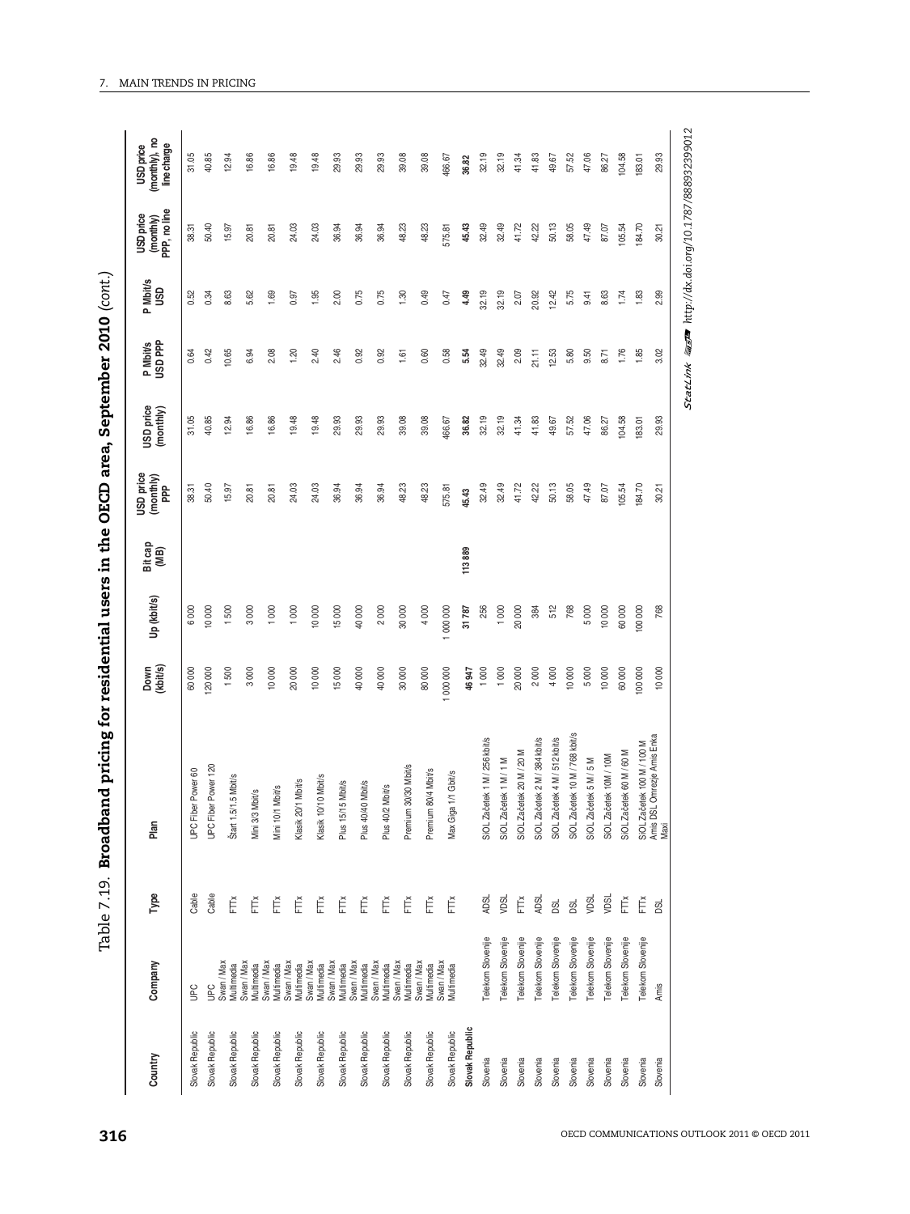Table 7.19. **Broadband pricing for residential users in the OECD area, September 2010** *(cont.)*

| Country | Company | Type | Plan | Down (kbit/s) | Up (kbit/s) | Bit cap (MB) | USD price (monthly) PPP | USD price (monthly) | P Mbit/s USD PPP | P Mbit/s USD | USD price (monthly) PPP, no line | USD price (monthly), no line charge |
|---|---|---|---|---|---|---|---|---|---|---|---|---|
| Slovak Republic | UPC | Cable | UPC Fiber Power 60 | 60 000 | 6 000 | | 38.31 | 31.05 | 0.64 | 0.52 | 38.31 | 31.05 |
| Slovak Republic | UPC | Cable | UPC Fiber Power 120 | 120 000 | 10 000 | | 50.40 | 40.85 | 0.42 | 0.34 | 50.40 | 40.85 |
| Slovak Republic | Swan / Max Multimedia | FTTx | Štart 1.5/1.5 Mbit/s | 1 500 | 1 500 | | 15.97 | 12.94 | 10.65 | 8.63 | 15.97 | 12.94 |
| Slovak Republic | Swan / Max Multimedia | FTTx | Mini 3/3 Mbit/s | 3 000 | 3 000 | | 20.81 | 16.86 | 6.94 | 5.62 | 20.81 | 16.86 |
| Slovak Republic | Swan / Max Multimedia | FTTx | Mini 10/1 Mbit/s | 10 000 | 1 000 | | 20.81 | 16.86 | 2.08 | 1.69 | 20.81 | 16.86 |
| Slovak Republic | Swan / Max Multimedia | FTTx | Klasik 20/1 Mbit/s | 20 000 | 1 000 | | 24.03 | 19.48 | 1.20 | 0.97 | 24.03 | 19.48 |
| Slovak Republic | Swan / Max Multimedia | FTTx | Klasik 10/10 Mbit/s | 10 000 | 10 000 | | 24.03 | 19.48 | 2.40 | 1.95 | 24.03 | 19.48 |
| Slovak Republic | Swan / Max Multimedia | FTTx | Plus 15/15 Mbit/s | 15 000 | 15 000 | | 36.94 | 29.93 | 2.46 | 2.00 | 36.94 | 29.93 |
| Slovak Republic | Swan / Max Multimedia | FTTx | Plus 40/40 Mbit/s | 40 000 | 40 000 | | 36.94 | 29.93 | 0.92 | 0.75 | 36.94 | 29.93 |
| Slovak Republic | Swan / Max Multimedia | FTTx | Plus 40/2 Mbit/s | 40 000 | 2 000 | | 36.94 | 29.93 | 0.92 | 0.75 | 36.94 | 29.93 |
| Slovak Republic | Swan / Max Multimedia | FTTx | Premium 30/30 Mbit/s | 30 000 | 30 000 | | 48.23 | 39.08 | 1.61 | 1.30 | 48.23 | 39.08 |
| Slovak Republic | Swan / Max Multimedia | FTTx | Premium 80/4 Mbit/s | 80 000 | 4 000 | | 48.23 | 39.08 | 0.60 | 0.49 | 48.23 | 39.08 |
| Slovak Republic | Swan / Max Multimedia | FTTx | Max Giga 1/1 Gbit/s | 1 000 000 | 1 000 000 | | 575.81 | 466.67 | 0.58 | 0.47 | 575.81 | 466.67 |
| **Slovak Republic** | | | | **46 947** | **31 787** | **113 889** | **45.43** | **36.82** | **5.54** | **4.49** | **45.43** | **36.82** |
| Slovenia | Telekom Slovenije | ADSL | SIOL Začetek 1 M / 256 kbit/s | 1 000 | 256 | | 32.49 | 32.19 | 32.49 | 32.19 | 32.49 | 32.19 |
| Slovenia | Telekom Slovenije | VDSL | SIOL Začetek 1 M / 1 M | 1 000 | 1 000 | | 32.49 | 32.19 | 32.49 | 32.19 | 32.49 | 32.19 |
| Slovenia | Telekom Slovenije | FTTx | SIOL Začetek 20 M / 20 M | 20 000 | 20 000 | | 41.72 | 41.34 | 2.09 | 2.07 | 41.72 | 41.34 |
| Slovenia | Telekom Slovenije | ADSL | SIOL Začetek 2 M / 384 kbit/s | 2 000 | 384 | | 42.22 | 41.83 | 21.11 | 20.92 | 42.22 | 41.83 |
| Slovenia | Telekom Slovenije | DSL | SIOL Začetek 4 M / 512 kbit/s | 4 000 | 512 | | 50.13 | 49.67 | 12.53 | 12.42 | 50.13 | 49.67 |
| Slovenia | Telekom Slovenije | DSL | SIOL Začetek 10 M / 768 kbit/s | 10 000 | 768 | | 58.05 | 57.52 | 5.80 | 5.75 | 58.05 | 57.52 |
| Slovenia | Telekom Slovenije | VDSL | SIOL Začetek 5 M / 5 M | 5 000 | 5 000 | | 47.49 | 47.06 | 9.50 | 9.41 | 47.49 | 47.06 |
| Slovenia | Telekom Slovenije | VDSL | SIOL Začetek 10M / 10M | 10 000 | 10 000 | | 87.07 | 86.27 | 8.71 | 8.63 | 87.07 | 86.27 |
| Slovenia | Telekom Slovenije | FTTx | SIOL Začetek 60 M / 60 M | 60 000 | 60 000 | | 105.54 | 104.58 | 1.76 | 1.74 | 105.54 | 104.58 |
| Slovenia | Telekom Slovenije | FTTx | SIOL Začetek 100 M / 100 M | 100 000 | 100 000 | | 184.70 | 183.01 | 1.85 | 1.83 | 184.70 | 183.01 |
| Slovenia | Amis | DSL | Amis DSL Omrezje Amis Enka Maxi | 10 000 | 768 | | 30.21 | 29.93 | 3.02 | 2.99 | 30.21 | 29.93 |

StatLink http://dx.doi.org/10.1787/888932399012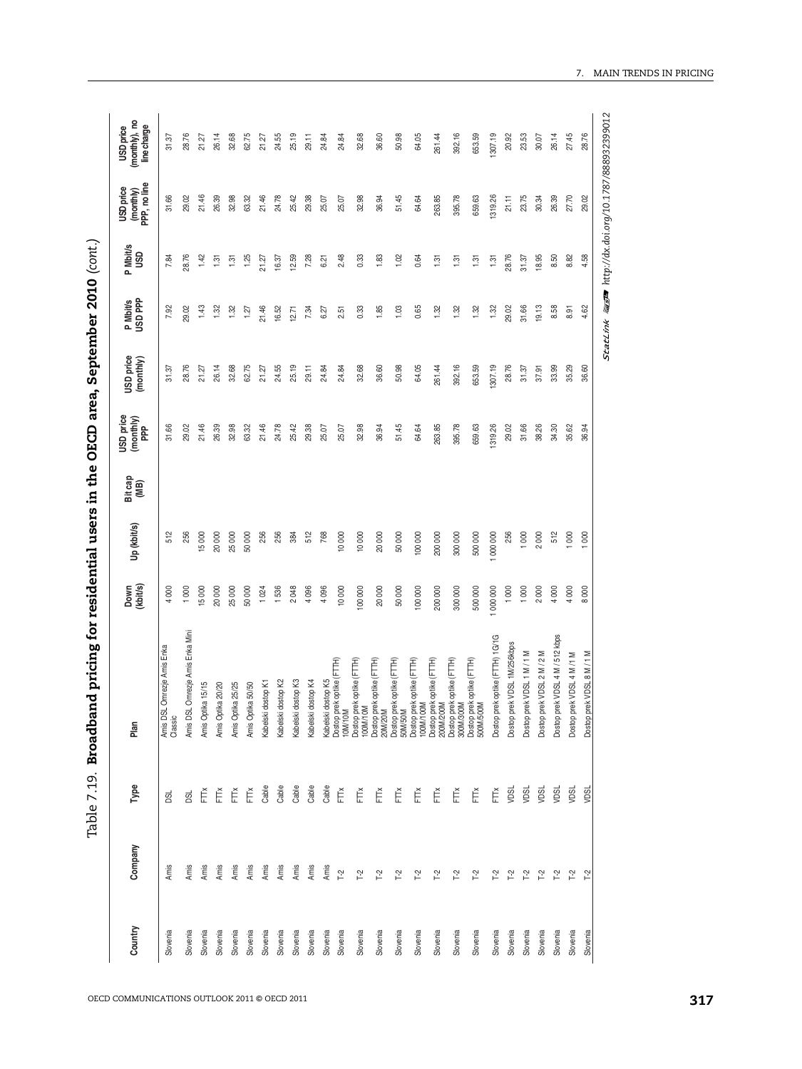## Table 7.19. **Broadband pricing for residential users in the OECD area, September 2010** (*cont.*)

| Country | Company | Type | Plan | Down (kbit/s) | Up (kbit/s) | Bit cap (MB) | USD price (monthly) PPP | USD price (monthly) | P Mbit/s USD PPP | P Mbit/s USD | USD price (monthly) PPP, no line | USD price (monthly), no line charge |
|---|---|---|---|---|---|---|---|---|---|---|---|---|
| Slovenia | Amis | DSL | Amis DSL Omrezje Amis Erika Classic | 4 000 | 512 | | 31.66 | 31.37 | 7.92 | 7.84 | 31.66 | 31.37 |
| Slovenia | Amis | DSL | Amis DSL Omrezje Amis Erika Mini | 1 000 | 256 | | 29.02 | 28.76 | 29.02 | 28.76 | 29.02 | 28.76 |
| Slovenia | Amis | FTTx | Amis Optika 15/15 | 15 000 | 15 000 | | 21.46 | 21.27 | 1.43 | 1.42 | 21.46 | 21.27 |
| Slovenia | Amis | FTTx | Amis Optika 20/20 | 20 000 | 20 000 | | 26.39 | 26.14 | 1.32 | 1.31 | 26.39 | 26.14 |
| Slovenia | Amis | FTTx | Amis Optika 25/25 | 25 000 | 25 000 | | 32.98 | 32.68 | 1.32 | 1.31 | 32.98 | 32.68 |
| Slovenia | Amis | FTTx | Amis Optika 50/50 | 50 000 | 50 000 | | 63.32 | 62.75 | 1.27 | 1.25 | 63.32 | 62.75 |
| Slovenia | Amis | Cable | Kabelski dostop K1 | 1 024 | 256 | | 21.46 | 21.27 | 21.46 | 21.27 | 21.46 | 21.27 |
| Slovenia | Amis | Cable | Kabelski dostop K2 | 1 536 | 256 | | 24.78 | 24.55 | 16.52 | 16.37 | 24.78 | 24.55 |
| Slovenia | Amis | Cable | Kabelski dostop K3 | 2 048 | 384 | | 25.42 | 25.19 | 12.71 | 12.59 | 25.42 | 25.19 |
| Slovenia | Amis | Cable | Kabelski dostop K4 | 4 096 | 512 | | 29.38 | 29.11 | 7.34 | 7.28 | 29.38 | 29.11 |
| Slovenia | Amis | Cable | Kabelski dostop K5 | 4 096 | 768 | | 25.07 | 24.84 | 6.27 | 6.21 | 25.07 | 24.84 |
| Slovenia | T-2 | FTTx | Dostop prek optike (FTTH) 10M/10M | 10 000 | 10 000 | | 25.07 | 24.84 | 2.51 | 2.48 | 25.07 | 24.84 |
| Slovenia | T-2 | FTTx | Dostop prek optike (FTTH) 100M/10M | 100 000 | 10 000 | | 32.98 | 32.68 | 0.33 | 0.33 | 32.98 | 32.68 |
| Slovenia | T-2 | FTTx | Dostop prek optike (FTTH) 20M/20M | 20 000 | 20 000 | | 36.94 | 36.60 | 1.85 | 1.83 | 36.94 | 36.60 |
| Slovenia | T-2 | FTTx | Dostop prek optike (FTTH) 50M/50M | 50 000 | 50 000 | | 51.45 | 50.98 | 1.03 | 1.02 | 51.45 | 50.98 |
| Slovenia | T-2 | FTTx | Dostop prek optike (FTTH) 100M/100M | 100 000 | 100 000 | | 64.64 | 64.05 | 0.65 | 0.64 | 64.64 | 64.05 |
| Slovenia | T-2 | FTTx | Dostop prek optike (FTTH) 200M/200M | 200 000 | 200 000 | | 263.85 | 261.44 | 1.32 | 1.31 | 263.85 | 261.44 |
| Slovenia | T-2 | FTTx | Dostop prek optike (FTTH) 300M/300M | 300 000 | 300 000 | | 395.78 | 392.16 | 1.32 | 1.31 | 395.78 | 392.16 |
| Slovenia | T-2 | FTTx | Dostop prek optike (FTTH) 500M/500M | 500 000 | 500 000 | | 659.63 | 653.59 | 1.32 | 1.31 | 659.63 | 653.59 |
| Slovenia | T-2 | FTTx | Dostop prek optike (FTTH) 1G/1G | 1 000 000 | 1 000 000 | | 1319.26 | 1307.19 | 1.32 | 1.31 | 1319.26 | 1307.19 |
| Slovenia | T-2 | VDSL | Dostop prek VDSL 1M/256kbps | 1 000 | 256 | | 29.02 | 28.76 | 29.02 | 28.76 | 21.11 | 20.92 |
| Slovenia | T-2 | VDSL | Dostop prek VDSL 1 M / 1 M | 1 000 | 1 000 | | 31.66 | 31.37 | 31.66 | 31.37 | 23.75 | 23.53 |
| Slovenia | T-2 | VDSL | Dostop prek VDSL 2 M / 2 M | 2 000 | 2 000 | | 38.26 | 37.91 | 19.13 | 18.95 | 30.34 | 30.07 |
| Slovenia | T-2 | VDSL | Dostop prek VDSL 4 M / 512 kbps | 4 000 | 512 | | 34.30 | 33.99 | 8.58 | 8.50 | 26.39 | 26.14 |
| Slovenia | T-2 | VDSL | Dostop prek VDSL 4 M / 1 M | 4 000 | 1 000 | | 35.62 | 35.29 | 8.91 | 8.82 | 27.70 | 27.45 |
| Slovenia | T-2 | VDSL | Dostop prek VDSL 8 M / 1 M | 8 000 | 1 000 | | 36.94 | 36.60 | 4.62 | 4.58 | 29.02 | 28.76 |

*StatLink* http://dx.doi.org/10.1787/888932399012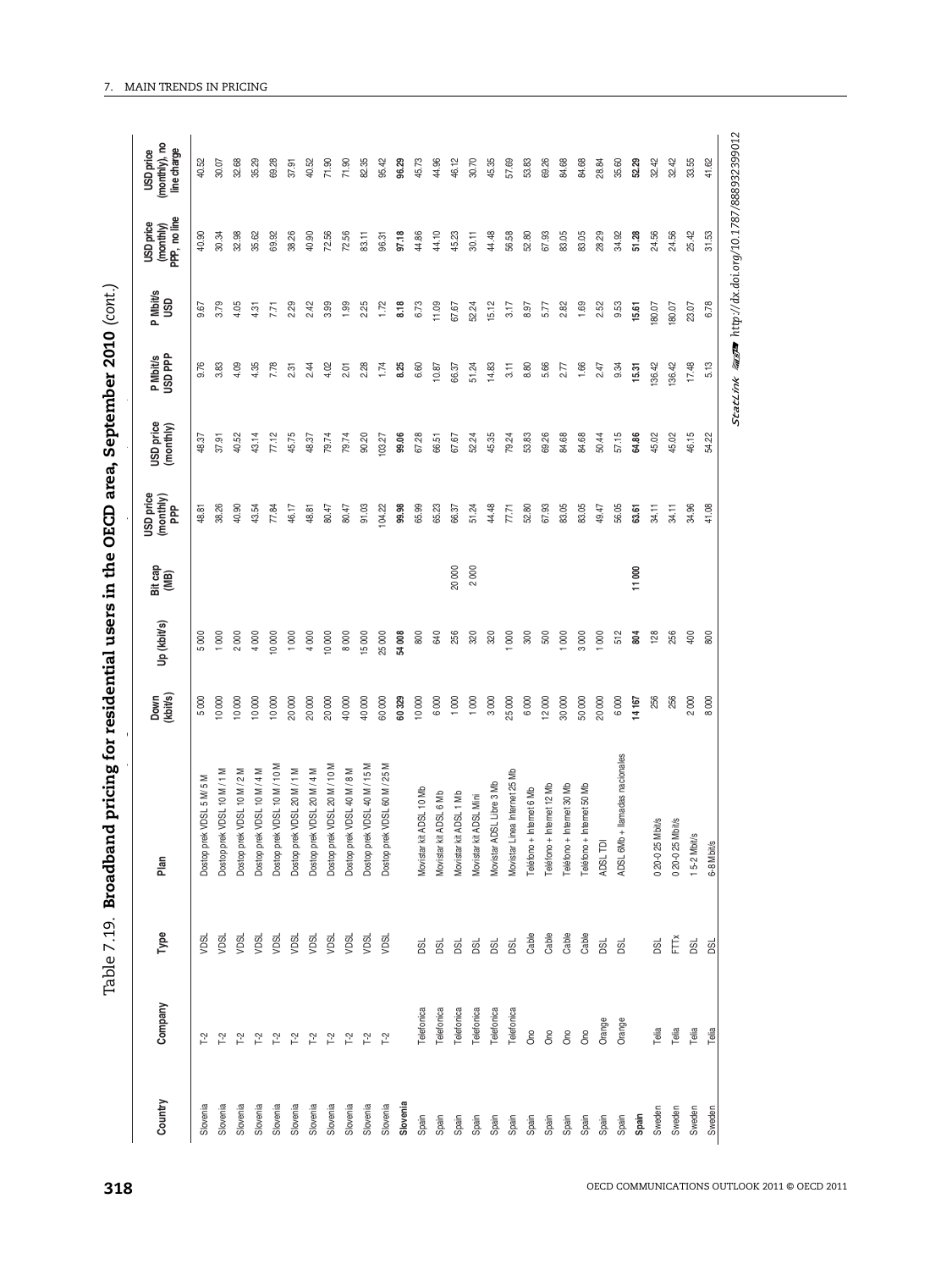Table 7.19. **Broadband pricing for residential users in the OECD area, September 2010** *(cont.)*

| Country | Company | Type | Plan | Down (kbit/s) | Up (kbit/s) | Bit cap (MB) | USD price (monthly) PPP | USD price (monthly) | P Mbit/s USD PPP | P Mbit/s USD | USD price (monthly) PPP, no line | USD price (monthly), no line charge |
|---|---|---|---|---|---|---|---|---|---|---|---|---|
| Slovenia | T-2 | VDSL | Dostop prek VDSL 5 M/ 5 M | 5 000 | 5 000 | | 48.81 | 48.37 | 9.76 | 9.67 | 40.90 | 40.52 |
| Slovenia | T-2 | VDSL | Dostop prek VDSL 10 M / 1 M | 10 000 | 1 000 | | 38.26 | 37.91 | 3.83 | 3.79 | 30.34 | 30.07 |
| Slovenia | T-2 | VDSL | Dostop prek VDSL 10 M / 2 M | 10 000 | 2 000 | | 40.90 | 40.52 | 4.09 | 4.05 | 32.98 | 32.68 |
| Slovenia | T-2 | VDSL | Dostop prek VDSL 10 M / 4 M | 10 000 | 4 000 | | 43.54 | 43.14 | 4.35 | 4.31 | 35.62 | 35.29 |
| Slovenia | T-2 | VDSL | Dostop prek VDSL 10 M / 10 M | 10 000 | 10 000 | | 77.84 | 77.12 | 7.78 | 7.71 | 69.92 | 69.28 |
| Slovenia | T-2 | VDSL | Dostop prek VDSL 20 M / 1 M | 20 000 | 1 000 | | 46.17 | 45.75 | 2.31 | 2.29 | 38.26 | 37.91 |
| Slovenia | T-2 | VDSL | Dostop prek VDSL 20 M / 4 M | 20 000 | 4 000 | | 48.81 | 48.37 | 2.44 | 2.42 | 40.90 | 40.52 |
| Slovenia | T-2 | VDSL | Dostop prek VDSL 20 M / 10 M | 20 000 | 10 000 | | 80.47 | 79.74 | 4.02 | 3.99 | 72.56 | 71.90 |
| Slovenia | T-2 | VDSL | Dostop prek VDSL 40 M / 8 M | 40 000 | 8 000 | | 80.47 | 79.74 | 2.01 | 1.99 | 72.56 | 71.90 |
| Slovenia | T-2 | VDSL | Dostop prek VDSL 40 M / 15 M | 40 000 | 15 000 | | 91.03 | 90.20 | 2.28 | 2.25 | 83.11 | 82.35 |
| Slovenia | T-2 | VDSL | Dostop prek VDSL 60 M / 25 M | 60 000 | 25 000 | | 104.22 | 103.27 | 1.74 | 1.72 | 96.31 | 95.42 |
| **Slovenia** | | | | **60 329** | **54 008** | | **99.98** | **99.06** | **8.25** | **8.18** | **97.18** | **96.29** |
| Spain | Telefonica | DSL | Movistar kit ADSL 10 Mb | 10 000 | 800 | | 65.99 | 67.28 | 6.60 | 6.73 | 44.86 | 45.73 |
| Spain | Telefonica | DSL | Movistar kit ADSL 6 Mb | 6 000 | 640 | | 65.23 | 66.51 | 10.87 | 11.09 | 44.10 | 44.96 |
| Spain | Telefonica | DSL | Movistar kit ADSL 1 Mb | 1 000 | 256 | 20 000 | 66.37 | 67.67 | 66.37 | 67.67 | 45.23 | 46.12 |
| Spain | Telefonica | DSL | Movistar kit ADSL Mini | 1 000 | 320 | 2 000 | 51.24 | 52.24 | 51.24 | 52.24 | 30.11 | 30.70 |
| Spain | Telefonica | DSL | Movistar ADSL Libre 3 Mb | 3 000 | 320 | | 44.48 | 45.35 | 14.83 | 15.12 | 44.48 | 45.35 |
| Spain | Telefonica | DSL | Movistar Línea Internet 25 Mb | 25 000 | 1 000 | | 77.71 | 79.24 | 3.11 | 3.17 | 56.58 | 57.69 |
| Spain | Ono | Cable | Teléfono + Internet 6 Mb | 6 000 | 300 | | 52.80 | 53.83 | 8.80 | 8.97 | 52.80 | 53.83 |
| Spain | Ono | Cable | Teléfono + Internet 12 Mb | 12 000 | 500 | | 67.93 | 69.26 | 5.66 | 5.77 | 67.93 | 69.26 |
| Spain | Ono | Cable | Teléfono + Internet 30 Mb | 30 000 | 1 000 | | 83.05 | 84.68 | 2.77 | 2.82 | 83.05 | 84.68 |
| Spain | Ono | Cable | Teléfono + Internet 50 Mb | 50 000 | 3 000 | | 83.05 | 84.68 | 1.66 | 1.69 | 83.05 | 84.68 |
| Spain | Orange | DSL | ADSL TDI | 20 000 | 1 000 | | 49.47 | 50.44 | 2.47 | 2.52 | 28.29 | 28.84 |
| Spain | Orange | DSL | ADSL 6Mb + llamadas nacionales | 6 000 | 512 | | 56.05 | 57.15 | 9.34 | 9.53 | 34.92 | 35.60 |
| **Spain** | | | | **14 167** | **804** | **11 000** | **63.61** | **64.86** | **15.31** | **15.61** | **51.28** | **52.29** |
| Sweden | Telia | DSL | 0 20-0 25 Mbit/s | 256 | 128 | | 34.11 | 45.02 | 136.42 | 180.07 | 24.56 | 32.42 |
| Sweden | Telia | FTTx | 0 20-0 25 Mbit/s | 256 | 256 | | 34.11 | 45.02 | 136.42 | 180.07 | 24.56 | 32.42 |
| Sweden | Telia | DSL | 1 5-2 Mbit/s | 2 000 | 400 | | 34.96 | 46.15 | 17.48 | 23.07 | 25.42 | 33.55 |
| Sweden | Telia | DSL | 6-8 Mbit/s | 8 000 | 800 | | 41.08 | 54.22 | 5.13 | 6.78 | 31.53 | 41.62 |

StatLink http://dx.doi.org/10.1787/888932399012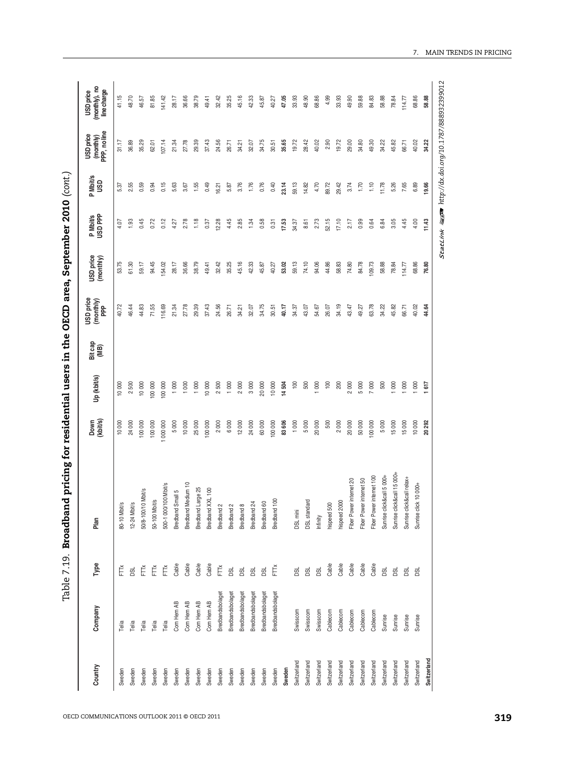## Table 7.19. Broadband pricing for residential users in the OECD area, September 2010 (cont.)

| Country | Company | Type | Plan | Down (kbit/s) | Up (kbit/s) | Bit cap (MB) | USD price (monthly) PPP | USD price (monthly) | P Mbit/s USD PPP | P Mbit/s USD | USD price (monthly) PPP, no line | USD price (monthly), no line charge |
|---|---|---|---|---|---|---|---|---|---|---|---|---|
| Sweden | Telia | FTTx | 80-10 Mbit/s | 10 000 | 10 000 | | 40.72 | 53.75 | 4.07 | 5.37 | 31.17 | 41.15 |
| Sweden | Telia | DSL | 12-24 Mbit/s | 24 000 | 2 500 | | 46.44 | 61.30 | 1.93 | 2.55 | 36.89 | 48.70 |
| Sweden | Telia | FTTx | 50/8-100/10 Mbit/s | 100 000 | 10 000 | | 44.83 | 59.17 | 0.45 | 0.59 | 35.29 | 46.57 |
| Sweden | Telia | FTTx | 50-100 Mbit/s | 100 000 | 100 000 | | 71.55 | 94.45 | 0.72 | 0.94 | 62.01 | 81.85 |
| Sweden | Telia | FTTx | 500-1 000/100 Mbit/s | 1 000 000 | 100 000 | | 116.69 | 154.02 | 0.12 | 0.15 | 107.14 | 141.42 |
| Sweden | Com Hem AB | Cable | Bredband Small 5 | 5 000 | 1 000 | | 21.34 | 28.17 | 4.27 | 5.63 | 21.34 | 28.17 |
| Sweden | Com Hem AB | Cable | Bredband Medium 10 | 10 000 | 1 000 | | 27.78 | 36.66 | 2.78 | 3.67 | 27.78 | 36.66 |
| Sweden | Com Hem AB | Cable | Bredband Large 25 | 25 000 | 1 000 | | 29.39 | 38.79 | 1.18 | 1.55 | 29.39 | 38.79 |
| Sweden | Com Hem AB | Cable | Bredband XXL 100 | 100 000 | 10 000 | | 37.43 | 49.41 | 0.37 | 0.49 | 37.43 | 49.41 |
| Sweden | Bredbandsbolaget | FTTx | Bredband 2 | 2 000 | 2 500 | | 24.56 | 32.42 | 12.28 | 16.21 | 24.56 | 32.42 |
| Sweden | Bredbandsbolaget | DSL | Bredband 2 | 6 000 | 1 000 | | 26.71 | 35.25 | 4.45 | 5.87 | 26.71 | 35.25 |
| Sweden | Bredbandsbolaget | DSL | Bredband 8 | 12 000 | 2 000 | | 34.21 | 45.16 | 2.85 | 3.76 | 34.21 | 45.16 |
| Sweden | Bredbandsbolaget | DSL | Bredband 24 | 24 000 | 3 000 | | 32.07 | 42.33 | 1.34 | 1.76 | 32.07 | 42.33 |
| Sweden | Bredbandsbolaget | DSL | Bredband 60 | 60 000 | 20 000 | | 34.75 | 45.87 | 0.58 | 0.76 | 34.75 | 45.87 |
| Sweden | Bredbandsbolaget | FTTx | Bredband 100 | 100 000 | 10 000 | | 30.51 | 40.27 | 0.31 | 0.40 | 30.51 | 40.27 |
| **Sweden** | | | | **83 606** | **14 504** | | **40.17** | **53.02** | **17.53** | **23.14** | **35.65** | **47.05** |
| Switzerland | Swisscom | DSL | DSL mini | 1 000 | 100 | | 34.37 | 59.13 | 34.37 | 59.13 | 19.72 | 33.93 |
| Switzerland | Swisscom | DSL | DSL standard | 5 000 | 500 | | 43.07 | 74.10 | 8.61 | 14.82 | 28.42 | 48.90 |
| Switzerland | Swisscom | DSL | Infinity | 20 000 | 1 000 | | 54.67 | 94.06 | 2.73 | 4.70 | 40.02 | 68.86 |
| Switzerland | Cablecom | Cable | hispeed 500 | 500 | 100 | | 26.07 | 44.86 | 52.15 | 89.72 | 2.90 | 4.99 |
| Switzerland | Cablecom | Cable | hispeed 2000 | 2 000 | 200 | | 34.19 | 58.83 | 17.10 | 29.42 | 19.72 | 33.93 |
| Switzerland | Cablecom | Cable | Fiber Power internet 20 | 20 000 | 2 000 | | 43.47 | 74.80 | 2.17 | 3.74 | 29.00 | 49.90 |
| Switzerland | Cablecom | Cable | Fiber Power internet 50 | 50 000 | 5 000 | | 49.27 | 84.78 | 0.99 | 1.70 | 34.80 | 59.88 |
| Switzerland | Cablecom | Cable | Fiber Power internet 100 | 100 000 | 7 000 | | 63.78 | 109.73 | 0.64 | 1.10 | 49.30 | 84.83 |
| Switzerland | Sunrise | DSL | Sunrise click&call 5 000+ | 5 000 | 500 | | 34.22 | 58.88 | 6.84 | 11.78 | 34.22 | 58.88 |
| Switzerland | Sunrise | DSL | Sunrise click&call 15 000+ | 15 000 | 1 000 | | 45.82 | 78.84 | 3.05 | 5.26 | 45.82 | 78.84 |
| Switzerland | Sunrise | DSL | Sunrise click&call relax+ | 15 000 | 1 000 | | 66.71 | 114.77 | 4.45 | 7.65 | 66.71 | 114.77 |
| Switzerland | Sunrise | DSL | Sunrise click 10 000+ | 10 000 | 1 000 | | 40.02 | 68.86 | 4.00 | 6.89 | 40.02 | 68.86 |
| **Switzerland** | | | | **20 292** | **1 617** | | **44.64** | **76.80** | **11.43** | **19.66** | **34.22** | **58.88** |

StatLink http://dx.doi.org/10.1787/888932399012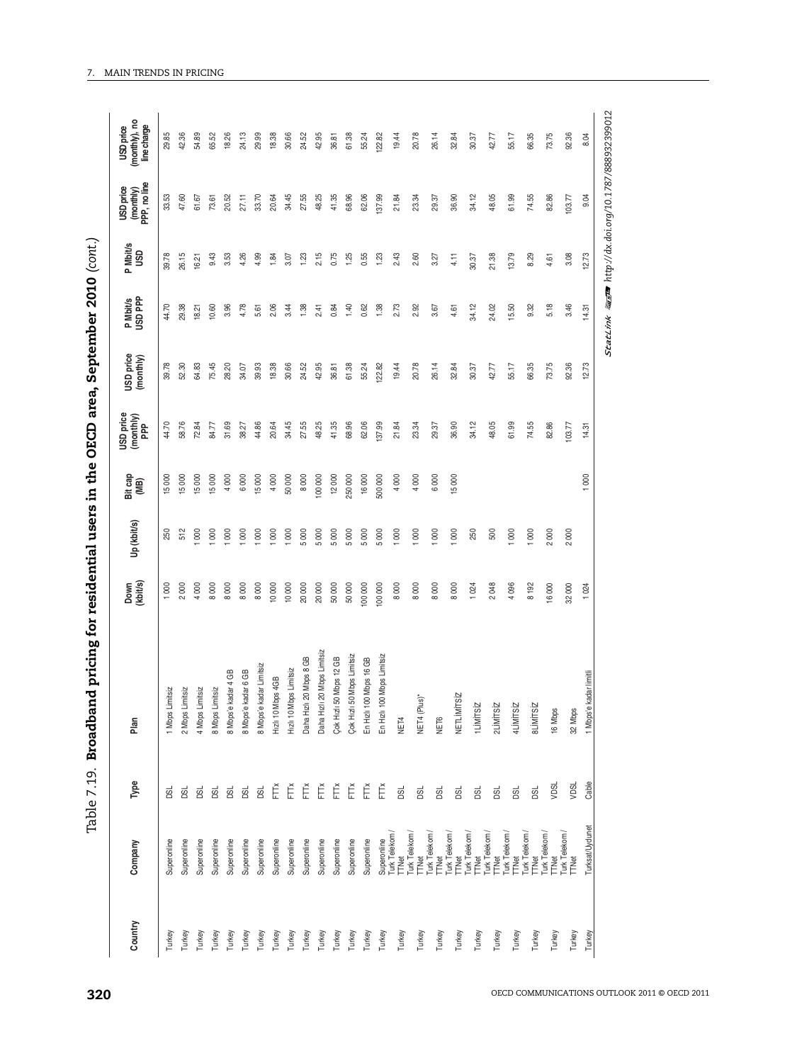Table 7.19. **Broadband pricing for residential users in the OECD area, September 2010** *(cont.)*

| Country | Company | Type | Plan | Down (kbit/s) | Up (kbit/s) | Bit cap (MB) | USD price (monthly) PPP | USD price (monthly) | P Mbit/s USD PPP | P Mbit/s USD | USD price (monthly) PPP, no line | USD price (monthly), no line charge |
|---|---|---|---|---|---|---|---|---|---|---|---|---|
| Turkey | Superonline | DSL | 1 Mbps Limitsiz | 1 000 | 250 | 15 000 | 44.70 | 39.78 | 44.70 | 39.78 | 33.53 | 29.85 |
| Turkey | Superonline | DSL | 2 Mbps Limitsiz | 2 000 | 512 | 15 000 | 58.76 | 52.30 | 29.38 | 26.15 | 47.60 | 42.36 |
| Turkey | Superonline | DSL | 4 Mbps Limitsiz | 4 000 | 1 000 | 15 000 | 72.84 | 64.83 | 18.21 | 16.21 | 61.67 | 54.89 |
| Turkey | Superonline | DSL | 8 Mbps Limitsiz | 8 000 | 1 000 | 15 000 | 84.77 | 75.45 | 10.60 | 9.43 | 73.61 | 65.52 |
| Turkey | Superonline | DSL | 8 Mbps'e kadar 4 GB | 8 000 | 1 000 | 4 000 | 31.69 | 28.20 | 3.96 | 3.53 | 20.52 | 18.26 |
| Turkey | Superonline | DSL | 8 Mbps'e kadar 6 GB | 8 000 | 1 000 | 6 000 | 38.27 | 34.07 | 4.78 | 4.26 | 27.11 | 24.13 |
| Turkey | Superonline | DSL | 8 Mbps'e kadar Limitsiz | 8 000 | 1 000 | 15 000 | 44.86 | 39.93 | 5.61 | 4.99 | 33.70 | 29.99 |
| Turkey | Superonline | FTTx | Hizli 10 Mbps 4GB | 10 000 | 1 000 | 4 000 | 20.64 | 18.38 | 2.06 | 1.84 | 20.64 | 18.38 |
| Turkey | Superonline | FTTx | Hizli 10 Mbps Limitsiz | 10 000 | 1 000 | 50 000 | 34.45 | 30.66 | 3.44 | 3.07 | 34.45 | 30.66 |
| Turkey | Superonline | FTTx | Daha Hizli 20 Mbps 8 GB | 20 000 | 5 000 | 8 000 | 27.55 | 24.52 | 1.38 | 1.23 | 27.55 | 24.52 |
| Turkey | Superonline | FTTx | Daha Hizli 20 Mbps Limitsiz | 20 000 | 5 000 | 100 000 | 48.25 | 42.95 | 2.41 | 2.15 | 48.25 | 42.95 |
| Turkey | Superonline | FTTx | Çok Hizli 50 Mbps 12 GB | 50 000 | 5 000 | 12 000 | 41.35 | 36.81 | 0.84 | 0.75 | 41.35 | 36.81 |
| Turkey | Superonline | FTTx | Çok Hizli 50 Mbps Limitsiz | 50 000 | 5 000 | 250 000 | 68.96 | 61.38 | 1.40 | 1.25 | 68.96 | 61.38 |
| Turkey | Superonline | FTTx | En Hizli 100 Mbps 16 GB | 100 000 | 5 000 | 16 000 | 62.06 | 55.24 | 0.62 | 0.55 | 62.06 | 55.24 |
| Turkey | Superonline | FTTx | En Hizli 100 Mbps Limitsiz | 100 000 | 5 000 | 500 000 | 137.99 | 122.82 | 1.38 | 1.23 | 137.99 | 122.82 |
| Turkey | Turk Telekom / TTNet | DSL | NET4 | 8 000 | 1 000 | 4 000 | 21.84 | 19.44 | 2.73 | 2.43 | 21.84 | 19.44 |
| Turkey | Turk Telekom / TTNet | DSL | NET4 (Plus)* | 8 000 | 1 000 | 4 000 | 23.34 | 20.78 | 2.92 | 2.60 | 23.34 | 20.78 |
| Turkey | Turk Telekom / TTNet | DSL | NET6 | 8 000 | 1 000 | 6 000 | 29.37 | 26.14 | 3.67 | 3.27 | 29.37 | 26.14 |
| Turkey | Turk Telekom / TTNet | DSL | NETLİMİTSİZ | 8 000 | 1 000 | 15 000 | 36.90 | 32.84 | 4.61 | 4.11 | 36.90 | 32.84 |
| Turkey | Turk Telekom / TTNet | DSL | 1LİMİTSİZ | 1 024 | 250 | | 34.12 | 30.37 | 34.12 | 30.37 | 34.12 | 30.37 |
| Turkey | Turk Telekom / TTNet | DSL | 2LİMİTSİZ | 2 048 | 500 | | 48.05 | 42.77 | 24.02 | 21.38 | 48.05 | 42.77 |
| Turkey | Turk Telekom / TTNet | DSL | 4LİMİTSİZ | 4 096 | 1 000 | | 61.99 | 55.17 | 15.50 | 13.79 | 61.99 | 55.17 |
| Turkey | Turk Telekom / TTNet | DSL | 8LİMİTSİZ | 8 192 | 1 000 | | 74.55 | 66.35 | 9.32 | 8.29 | 74.55 | 66.35 |
| Turkey | Turk Telekom / TTNet | VDSL | 16 Mbps | 16 000 | 2 000 | | 82.86 | 73.75 | 5.18 | 4.61 | 82.86 | 73.75 |
| Turkey | Turk Telekom / TTNet | VDSL | 32 Mbps | 32 000 | 2 000 | | 103.77 | 92.36 | 3.46 | 3.08 | 103.77 | 92.36 |
| Turkey | Turksat/Uydunet | Cable | 1 Mbps'e kadar limitli | 1 024 | | 1 000 | 14.31 | 12.73 | 14.31 | 12.73 | 9.04 | 8.04 |

StatLink http://dx.doi.org/10.1787/888932399012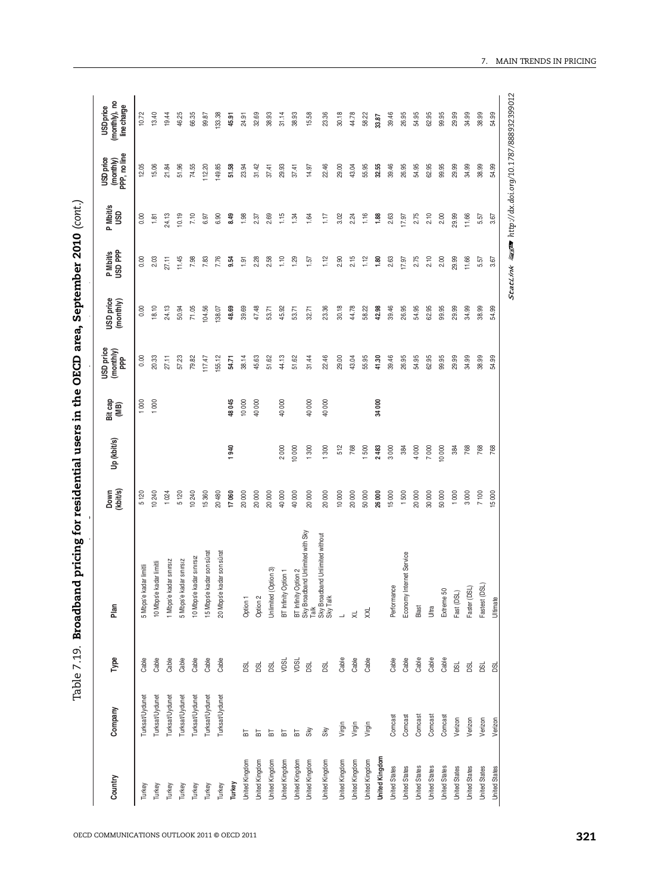Table 7.19. **Broadband pricing for residential users in the OECD area, September 2010** *(cont.)*

| Country | Company | Type | Plan | Down (kbit/s) | Up (kbit/s) | Bit cap (MB) | USD price (monthly) PPP | USD price (monthly) | P Mbit/s USD PPP | P Mbit/s USD | USD price (monthly) PPP, no line | USD price (monthly), no line charge |
|---|---|---|---|---|---|---|---|---|---|---|---|---|
| Turkey | Turksat/Uydunet | Cable | 5 Mbps'e kadar limitli | 5 120 | | 1 000 | 0.00 | 0.00 | 0.00 | 0.00 | 12.05 | 10.72 |
| Turkey | Turksat/Uydunet | Cable | 10 Mbps'e kadar limitli | 10 240 | | 1 000 | 20.33 | 18.10 | 2.03 | 1.81 | 15.06 | 13.40 |
| Turkey | Turksat/Uydunet | Cable | 1 Mbps'e kadar sınırsız | 1 024 | | | 27.11 | 24.13 | 27.11 | 24.13 | 21.84 | 19.44 |
| Turkey | Turksat/Uydunet | Cable | 5 Mbps'e kadar sınırsız | 5 120 | | | 57.23 | 50.94 | 11.45 | 10.19 | 51.96 | 46.25 |
| Turkey | Turksat/Uydunet | Cable | 10 Mbps'e kadar sınırsız | 10 240 | | | 79.82 | 71.05 | 7.98 | 7.10 | 74.55 | 66.35 |
| Turkey | Turksat/Uydunet | Cable | 15 Mbps'e kadar son sürat | 15 360 | | | 117.47 | 104.56 | 7.83 | 6.97 | 112.20 | 99.87 |
| Turkey | Turksat/Uydunet | Cable | 20 Mbps'e kadar son sürat | 20 480 | | | 155.12 | 138.07 | 7.76 | 6.90 | 149.85 | 133.38 |
| **Turkey** | | | | **17 060** | **1 940** | **48 045** | **54.71** | **48.69** | **9.54** | **8.49** | **51.58** | **45.91** |
| United Kingdom | BT | DSL | Option 1 | 20 000 | | 10 000 | 38.14 | 39.69 | 1.91 | 1.98 | 23.94 | 24.91 |
| United Kingdom | BT | DSL | Option 2 | 20 000 | | 40 000 | 45.63 | 47.48 | 2.28 | 2.37 | 31.42 | 32.69 |
| United Kingdom | BT | DSL | Unlimited (Option 3) | 20 000 | | | 51.62 | 53.71 | 2.58 | 2.69 | 37.41 | 38.93 |
| United Kingdom | BT | VDSL | BT Infinity Option 1 | 40 000 | 2 000 | 40 000 | 44.13 | 45.92 | 1.10 | 1.15 | 29.93 | 31.14 |
| United Kingdom | BT | VDSL | BT Infinity Option 2 | 40 000 | 10 000 | | 51.62 | 53.71 | 1.29 | 1.34 | 37.41 | 38.93 |
| United Kingdom | Sky | DSL | Sky Broadband Unlimited with Sky Talk | 20 000 | 1 300 | 40 000 | 31.44 | 32.71 | 1.57 | 1.64 | 14.97 | 15.58 |
| United Kingdom | Sky | DSL | Sky Broadband Unlimited without Sky Talk | 20 000 | 1 300 | 40 000 | 22.46 | 23.36 | 1.12 | 1.17 | 22.46 | 23.36 |
| United Kingdom | Virgin | Cable | L | 10 000 | 512 | | 29.00 | 30.18 | 2.90 | 3.02 | 29.00 | 30.18 |
| United Kingdom | Virgin | Cable | XL | 20 000 | 768 | | 43.04 | 44.78 | 2.15 | 2.24 | 43.04 | 44.78 |
| United Kingdom | Virgin | Cable | XXL | 50 000 | 1 500 | | 55.95 | 58.22 | 1.12 | 1.16 | 55.95 | 58.22 |
| **United Kingdom** | | | | **26 000** | **2 483** | **34 000** | **41.30** | **42.98** | **1.80** | **1.88** | **32.55** | **33.87** |
| United States | Comcast | Cable | Performance | 15 000 | 3 000 | | 39.46 | 39.46 | 2.63 | 2.63 | 39.46 | 39.46 |
| United States | Comcast | Cable | Economy Internet Service | 1 500 | 384 | | 26.95 | 26.95 | 17.97 | 17.97 | 26.95 | 26.95 |
| United States | Comcast | Cable | Blast | 20 000 | 4 000 | | 54.95 | 54.95 | 2.75 | 2.75 | 54.95 | 54.95 |
| United States | Comcast | Cable | Ultra | 30 000 | 7 000 | | 62.95 | 62.95 | 2.10 | 2.10 | 62.95 | 62.95 |
| United States | Comcast | Cable | Extreme 50 | 50 000 | 10 000 | | 99.95 | 99.95 | 2.00 | 2.00 | 99.95 | 99.95 |
| United States | Verizon | DSL | Fast (DSL) | 1 000 | 384 | | 29.99 | 29.99 | 29.99 | 29.99 | 29.99 | 29.99 |
| United States | Verizon | DSL | Faster (DSL) | 3 000 | 768 | | 34.99 | 34.99 | 11.66 | 11.66 | 34.99 | 34.99 |
| United States | Verizon | DSL | Fastest (DSL) | 7 100 | 768 | | 38.99 | 38.99 | 5.57 | 5.57 | 38.99 | 38.99 |
| United States | Verizon | DSL | Ultimate | 15 000 | 768 | | 54.99 | 54.99 | 3.67 | 3.67 | 54.99 | 54.99 |

StatLink http://dx.doi.org/10.1787/888932399012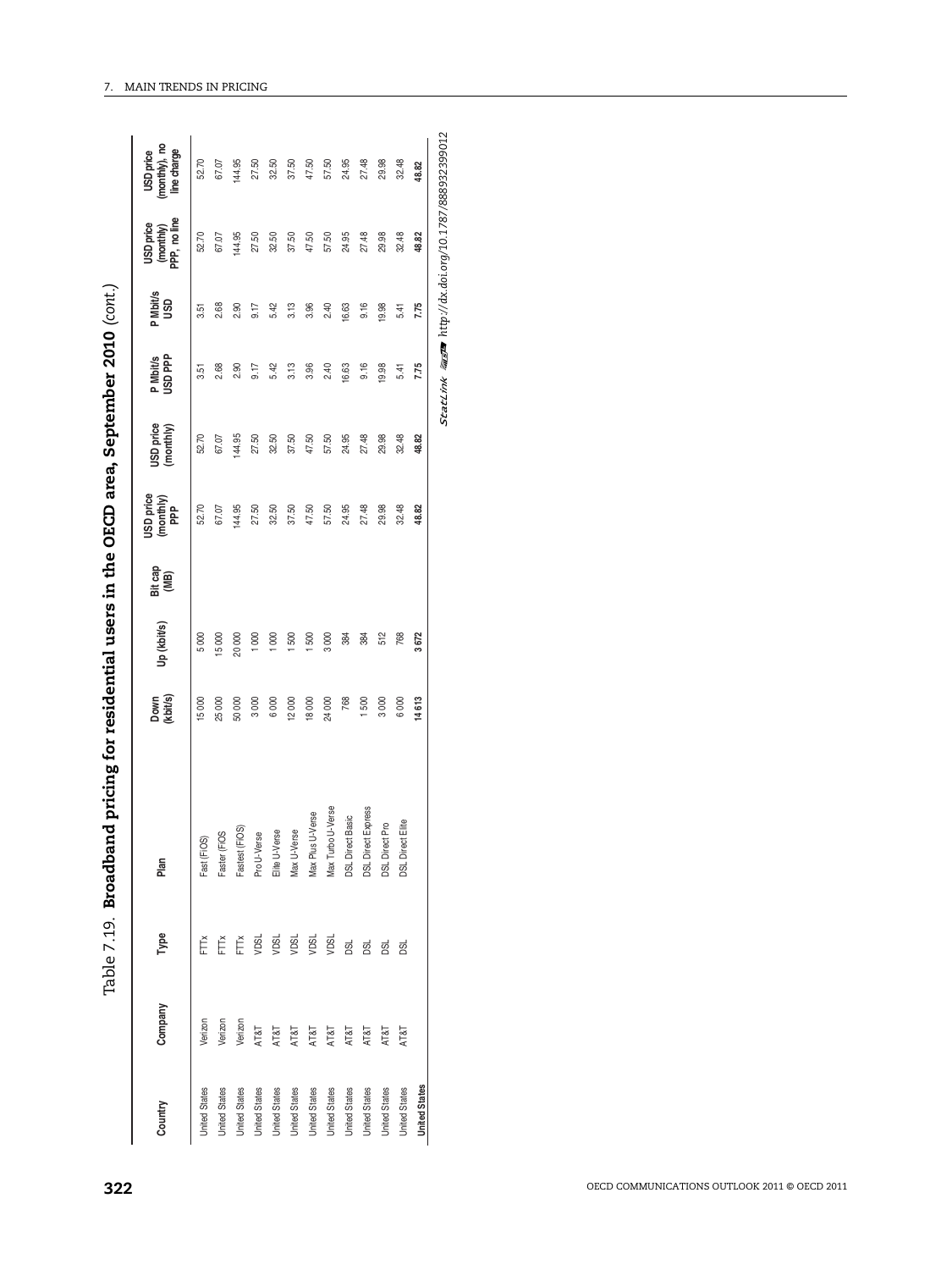Table 7.19. **Broadband pricing for residential users in the OECD area, September 2010** *(cont.)*

| Country | Company | Type | Plan | Down (kbit/s) | Up (kbit/s) | Bit cap (MB) | USD price (monthly) PPP | USD price (monthly) | P Mbit/s USD PPP | P Mbit/s USD | USD price (monthly) PPP, no line | USD price (monthly), no line charge |
|---|---|---|---|---|---|---|---|---|---|---|---|---|
| United States | Verizon | FTTx | Fast (FiOS) | 15 000 | 5 000 | | 52.70 | 52.70 | 3.51 | 3.51 | 52.70 | 52.70 |
| United States | Verizon | FTTx | Faster (FiOS) | 25 000 | 15 000 | | 67.07 | 67.07 | 2.68 | 2.68 | 67.07 | 67.07 |
| United States | Verizon | FTTx | Fastest (FiOS) | 50 000 | 20 000 | | 144.95 | 144.95 | 2.90 | 2.90 | 144.95 | 144.95 |
| United States | AT&T | VDSL | Pro U-Verse | 3 000 | 1 000 | | 27.50 | 27.50 | 9.17 | 9.17 | 27.50 | 27.50 |
| United States | AT&T | VDSL | Elite U-Verse | 6 000 | 1 000 | | 32.50 | 32.50 | 5.42 | 5.42 | 32.50 | 32.50 |
| United States | AT&T | VDSL | Max U-Verse | 12 000 | 1 500 | | 37.50 | 37.50 | 3.13 | 3.13 | 37.50 | 37.50 |
| United States | AT&T | VDSL | Max Plus U-Verse | 18 000 | 1 500 | | 47.50 | 47.50 | 3.96 | 3.96 | 47.50 | 47.50 |
| United States | AT&T | VDSL | Max Turbo U-Verse | 24 000 | 3 000 | | 57.50 | 57.50 | 2.40 | 2.40 | 57.50 | 57.50 |
| United States | AT&T | DSL | DSL Direct Basic | 768 | 384 | | 24.95 | 24.95 | 16.63 | 16.63 | 24.95 | 24.95 |
| United States | AT&T | DSL | DSL Direct Express | 1 500 | 384 | | 27.48 | 27.48 | 9.16 | 9.16 | 27.48 | 27.48 |
| United States | AT&T | DSL | DSL Direct Pro | 3 000 | 512 | | 29.98 | 29.98 | 19.98 | 19.98 | 29.98 | 29.98 |
| United States | AT&T | DSL | DSL Direct Elite | 6 000 | 768 | | 32.48 | 32.48 | 5.41 | 5.41 | 32.48 | 32.48 |
| **United States** | | | | **14 613** | **3 672** | | **48.82** | **48.82** | **7.75** | **7.75** | **48.82** | **48.82** |

*StatLink* http://dx.doi.org/10.1787/888932399012